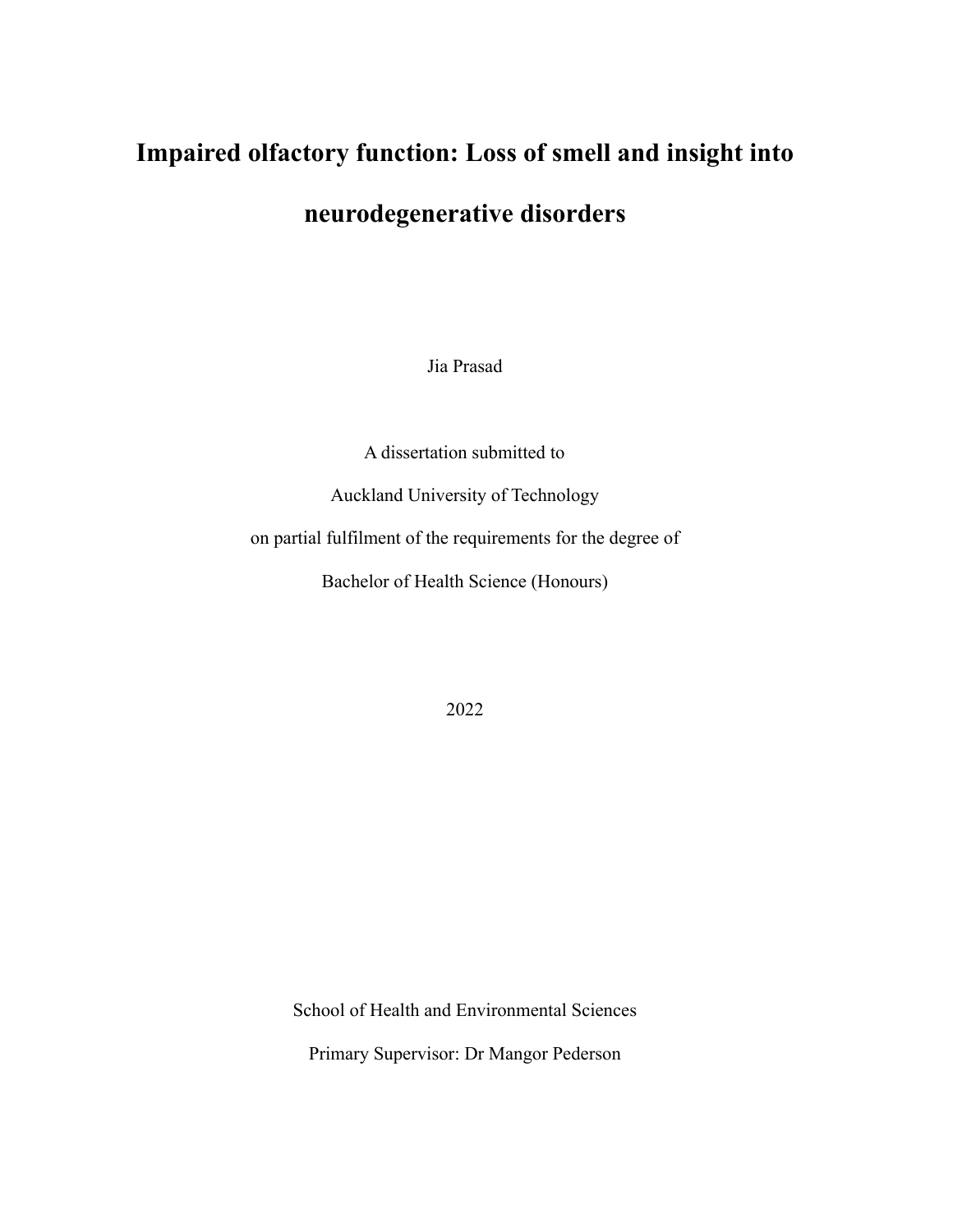# Impaired olfactory function: Loss of smell and insight into neurodegenerative disorders

Jia Prasad

A dissertation submitted to

Auckland University of Technology

on partial fulfilment of the requirements for the degree of

Bachelor of Health Science (Honours)

2022

School of Health and Environmental Sciences

Primary Supervisor: Dr Mangor Pederson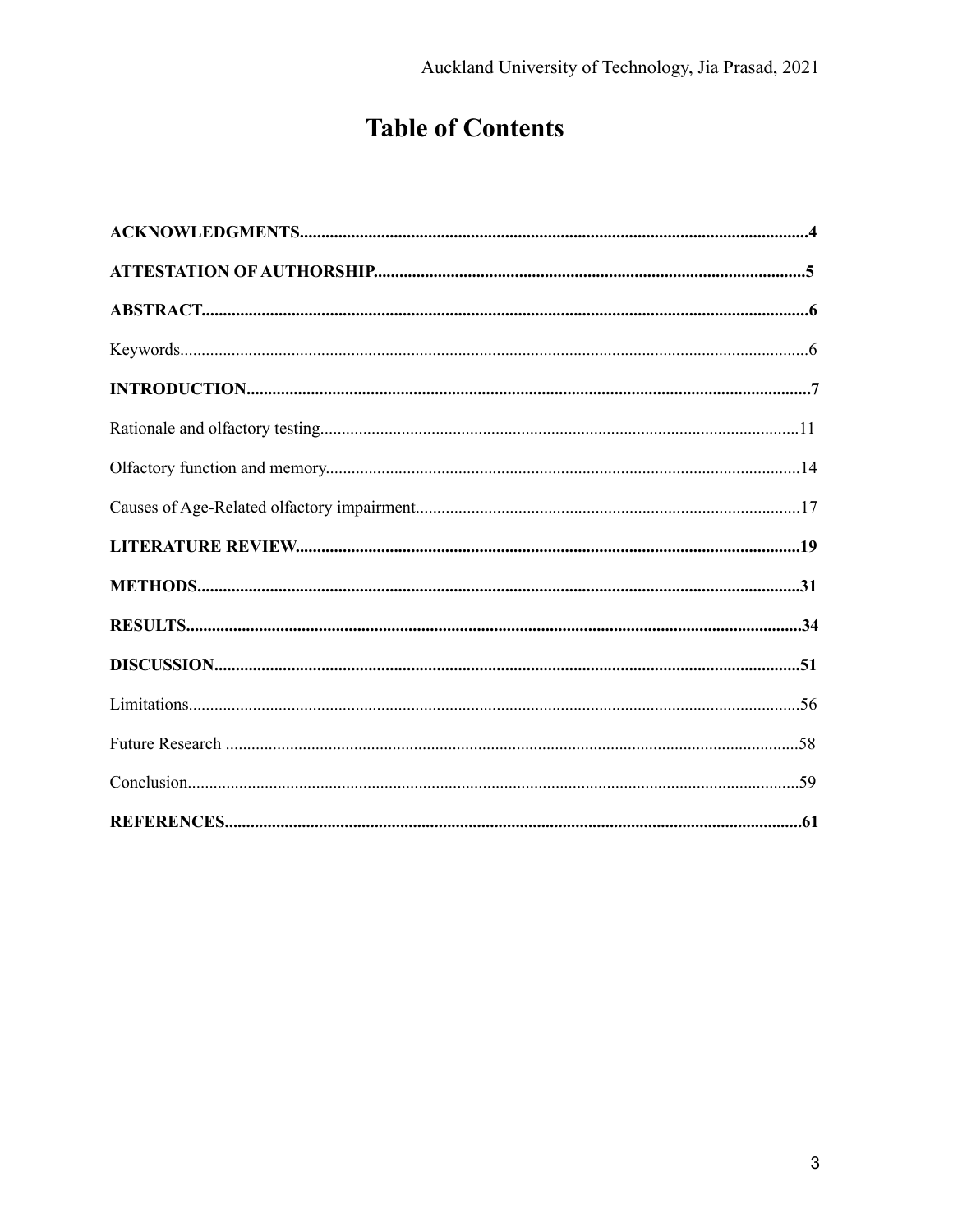# Table of Contents

**ACKNOWLEDGMENTS**......................................................................................................................**4**

**ATTESTATION OF AUTHORSHIP**......................................................................................................**5**

**ABSTRACT**......................................................................................................................................**6**

Keywords...............................................................................................................................................6

**INTRODUCTION**..............................................................................................................................**7**

Rationale and olfactory testing..............................................................................................................11

Olfactory function and memory............................................................................................................14

Causes of Age-Related olfactory impairment........................................................................................17

**LITERATURE REVIEW**....................................................................................................................**19**

**METHODS**.........................................................................................................................................**31**

**RESULTS**...........................................................................................................................................**34**

**DISCUSSION**.....................................................................................................................................**51**

Limitations............................................................................................................................................56

Future Research ....................................................................................................................................58

Conclusion.............................................................................................................................................59

**REFERENCES**....................................................................................................................................**61**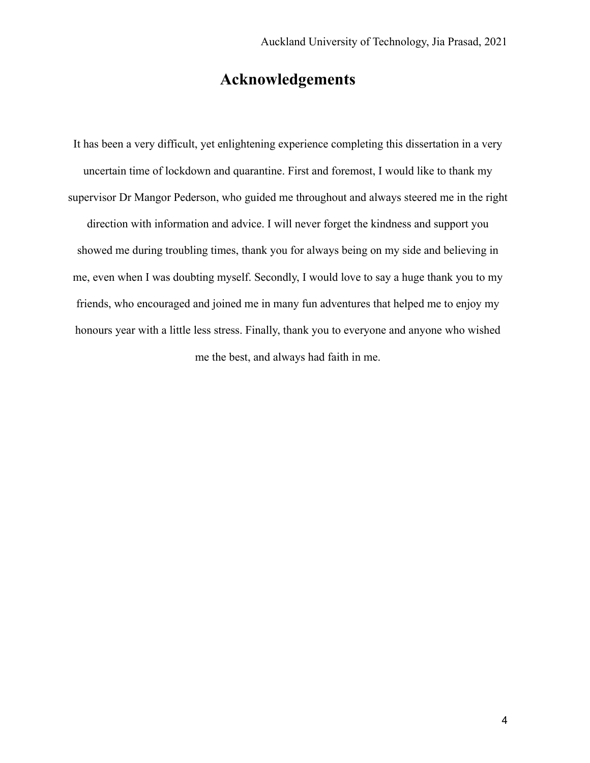# Acknowledgements

It has been a very difficult, yet enlightening experience completing this dissertation in a very uncertain time of lockdown and quarantine. First and foremost, I would like to thank my supervisor Dr Mangor Pederson, who guided me throughout and always steered me in the right direction with information and advice. I will never forget the kindness and support you showed me during troubling times, thank you for always being on my side and believing in me, even when I was doubting myself. Secondly, I would love to say a huge thank you to my friends, who encouraged and joined me in many fun adventures that helped me to enjoy my honours year with a little less stress. Finally, thank you to everyone and anyone who wished me the best, and always had faith in me.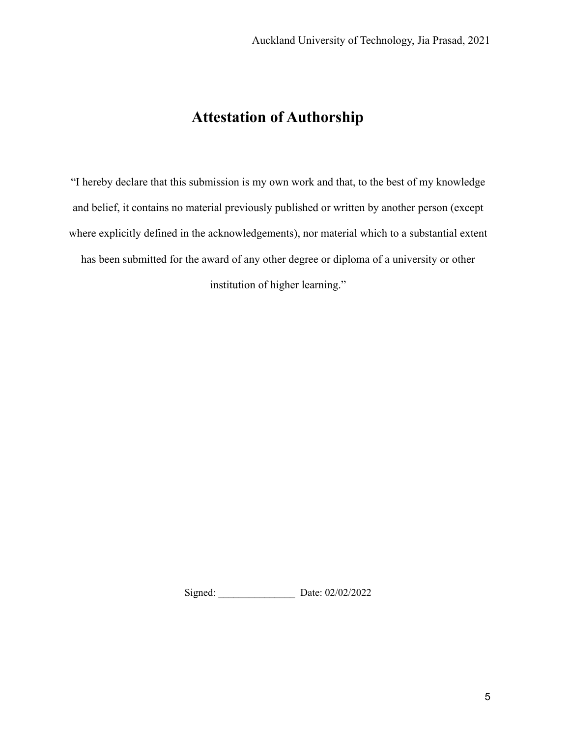# Attestation of Authorship

"I hereby declare that this submission is my own work and that, to the best of my knowledge and belief, it contains no material previously published or written by another person (except where explicitly defined in the acknowledgements), nor material which to a substantial extent has been submitted for the award of any other degree or diploma of a university or other institution of higher learning."

Signed: _______________ Date: 02/02/2022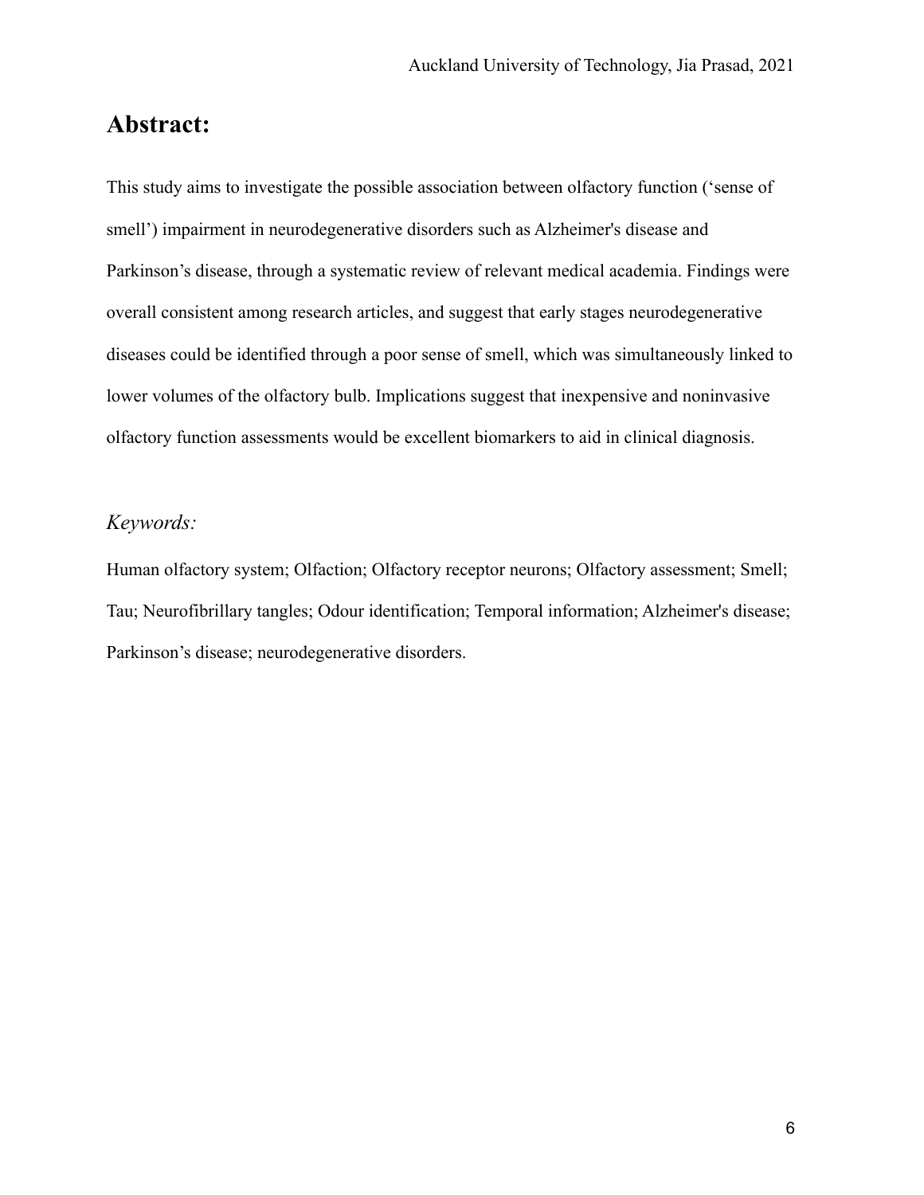# Abstract:

This study aims to investigate the possible association between olfactory function ('sense of smell') impairment in neurodegenerative disorders such as Alzheimer's disease and Parkinson's disease, through a systematic review of relevant medical academia. Findings were overall consistent among research articles, and suggest that early stages neurodegenerative diseases could be identified through a poor sense of smell, which was simultaneously linked to lower volumes of the olfactory bulb. Implications suggest that inexpensive and noninvasive olfactory function assessments would be excellent biomarkers to aid in clinical diagnosis.

## *Keywords:*

Human olfactory system; Olfaction; Olfactory receptor neurons; Olfactory assessment; Smell; Tau; Neurofibrillary tangles; Odour identification; Temporal information; Alzheimer's disease; Parkinson's disease; neurodegenerative disorders.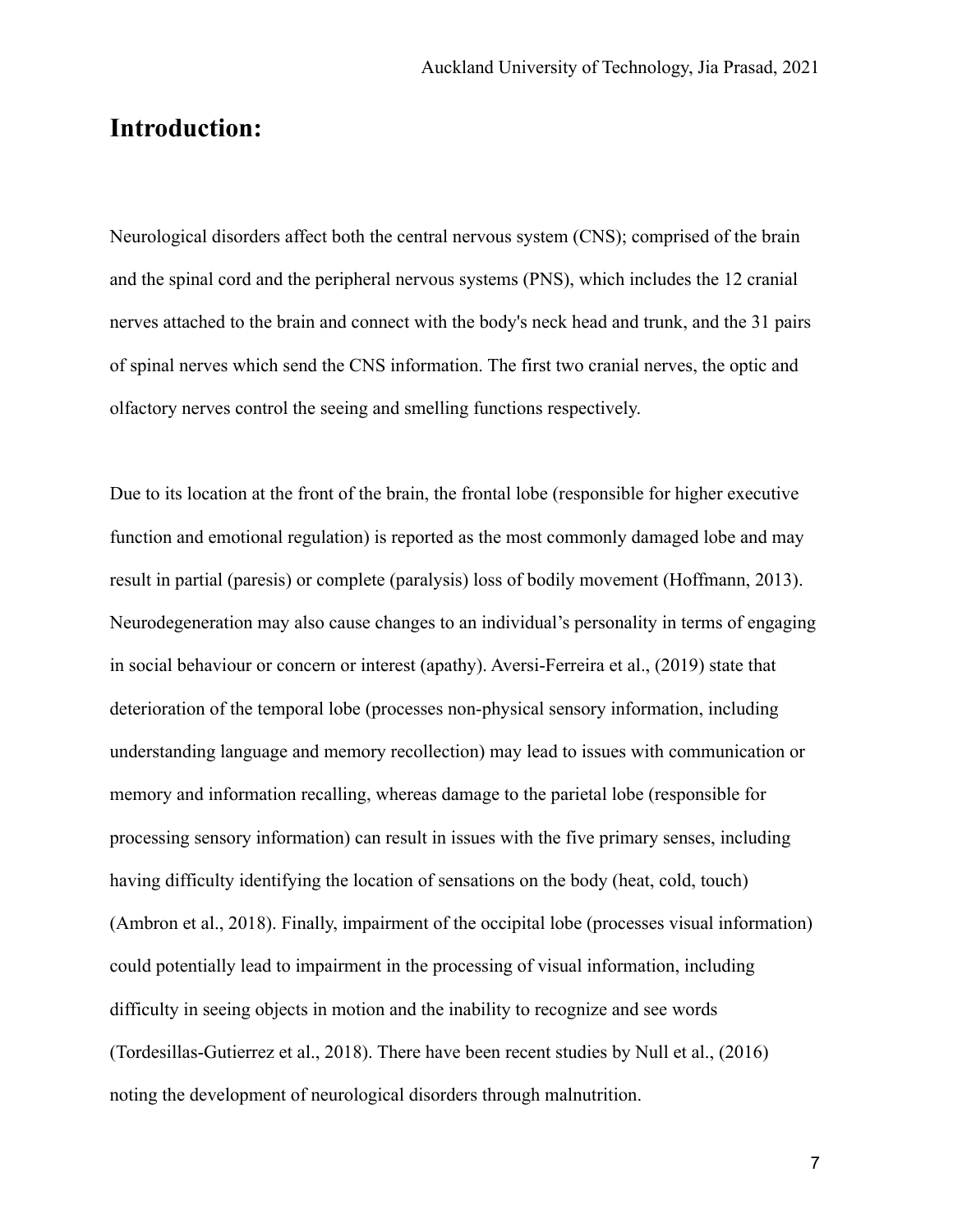## Introduction:

Neurological disorders affect both the central nervous system (CNS); comprised of the brain and the spinal cord and the peripheral nervous systems (PNS), which includes the 12 cranial nerves attached to the brain and connect with the body's neck head and trunk, and the 31 pairs of spinal nerves which send the CNS information. The first two cranial nerves, the optic and olfactory nerves control the seeing and smelling functions respectively.

Due to its location at the front of the brain, the frontal lobe (responsible for higher executive function and emotional regulation) is reported as the most commonly damaged lobe and may result in partial (paresis) or complete (paralysis) loss of bodily movement (Hoffmann, 2013). Neurodegeneration may also cause changes to an individual's personality in terms of engaging in social behaviour or concern or interest (apathy). Aversi-Ferreira et al., (2019) state that deterioration of the temporal lobe (processes non-physical sensory information, including understanding language and memory recollection) may lead to issues with communication or memory and information recalling, whereas damage to the parietal lobe (responsible for processing sensory information) can result in issues with the five primary senses, including having difficulty identifying the location of sensations on the body (heat, cold, touch) (Ambron et al., 2018). Finally, impairment of the occipital lobe (processes visual information) could potentially lead to impairment in the processing of visual information, including difficulty in seeing objects in motion and the inability to recognize and see words (Tordesillas-Gutierrez et al., 2018). There have been recent studies by Null et al., (2016) noting the development of neurological disorders through malnutrition.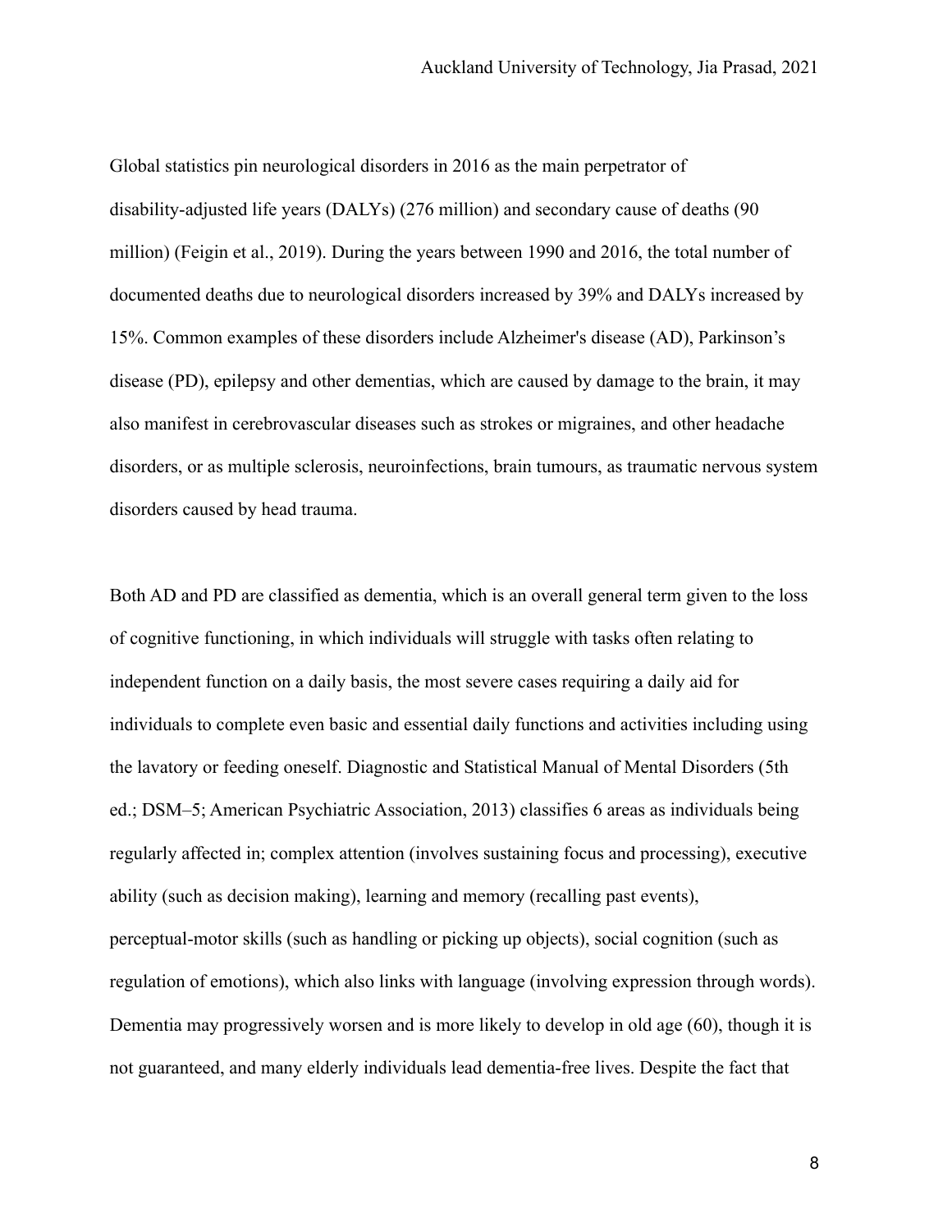Global statistics pin neurological disorders in 2016 as the main perpetrator of disability-adjusted life years (DALYs) (276 million) and secondary cause of deaths (90 million) (Feigin et al., 2019). During the years between 1990 and 2016, the total number of documented deaths due to neurological disorders increased by 39% and DALYs increased by 15%. Common examples of these disorders include Alzheimer's disease (AD), Parkinson's disease (PD), epilepsy and other dementias, which are caused by damage to the brain, it may also manifest in cerebrovascular diseases such as strokes or migraines, and other headache disorders, or as multiple sclerosis, neuroinfections, brain tumours, as traumatic nervous system disorders caused by head trauma.

Both AD and PD are classified as dementia, which is an overall general term given to the loss of cognitive functioning, in which individuals will struggle with tasks often relating to independent function on a daily basis, the most severe cases requiring a daily aid for individuals to complete even basic and essential daily functions and activities including using the lavatory or feeding oneself. Diagnostic and Statistical Manual of Mental Disorders (5th ed.; DSM–5; American Psychiatric Association, 2013) classifies 6 areas as individuals being regularly affected in; complex attention (involves sustaining focus and processing), executive ability (such as decision making), learning and memory (recalling past events), perceptual-motor skills (such as handling or picking up objects), social cognition (such as regulation of emotions), which also links with language (involving expression through words). Dementia may progressively worsen and is more likely to develop in old age (60), though it is not guaranteed, and many elderly individuals lead dementia-free lives. Despite the fact that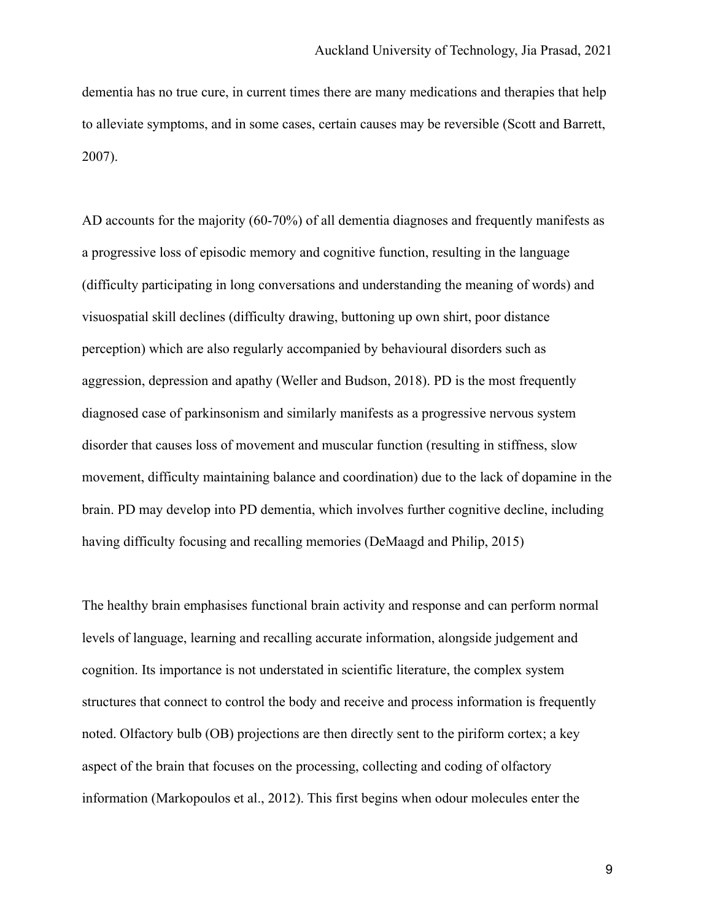dementia has no true cure, in current times there are many medications and therapies that help to alleviate symptoms, and in some cases, certain causes may be reversible (Scott and Barrett, 2007).

AD accounts for the majority (60-70%) of all dementia diagnoses and frequently manifests as a progressive loss of episodic memory and cognitive function, resulting in the language (difficulty participating in long conversations and understanding the meaning of words) and visuospatial skill declines (difficulty drawing, buttoning up own shirt, poor distance perception) which are also regularly accompanied by behavioural disorders such as aggression, depression and apathy (Weller and Budson, 2018). PD is the most frequently diagnosed case of parkinsonism and similarly manifests as a progressive nervous system disorder that causes loss of movement and muscular function (resulting in stiffness, slow movement, difficulty maintaining balance and coordination) due to the lack of dopamine in the brain. PD may develop into PD dementia, which involves further cognitive decline, including having difficulty focusing and recalling memories (DeMaagd and Philip, 2015)

The healthy brain emphasises functional brain activity and response and can perform normal levels of language, learning and recalling accurate information, alongside judgement and cognition. Its importance is not understated in scientific literature, the complex system structures that connect to control the body and receive and process information is frequently noted. Olfactory bulb (OB) projections are then directly sent to the piriform cortex; a key aspect of the brain that focuses on the processing, collecting and coding of olfactory information (Markopoulos et al., 2012). This first begins when odour molecules enter the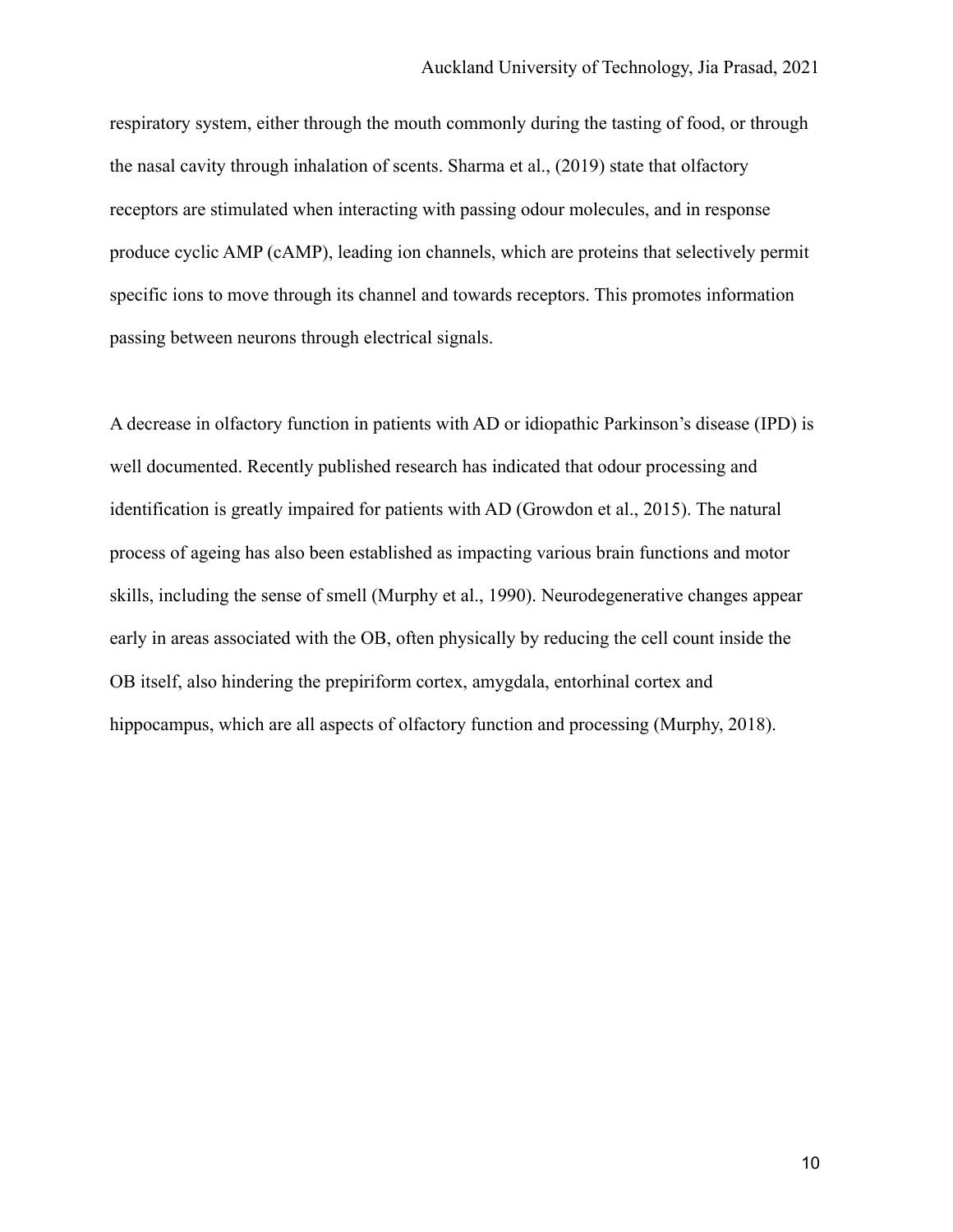respiratory system, either through the mouth commonly during the tasting of food, or through the nasal cavity through inhalation of scents. Sharma et al., (2019) state that olfactory receptors are stimulated when interacting with passing odour molecules, and in response produce cyclic AMP (cAMP), leading ion channels, which are proteins that selectively permit specific ions to move through its channel and towards receptors. This promotes information passing between neurons through electrical signals.

A decrease in olfactory function in patients with AD or idiopathic Parkinson's disease (IPD) is well documented. Recently published research has indicated that odour processing and identification is greatly impaired for patients with AD (Growdon et al., 2015). The natural process of ageing has also been established as impacting various brain functions and motor skills, including the sense of smell (Murphy et al., 1990). Neurodegenerative changes appear early in areas associated with the OB, often physically by reducing the cell count inside the OB itself, also hindering the prepiriform cortex, amygdala, entorhinal cortex and hippocampus, which are all aspects of olfactory function and processing (Murphy, 2018).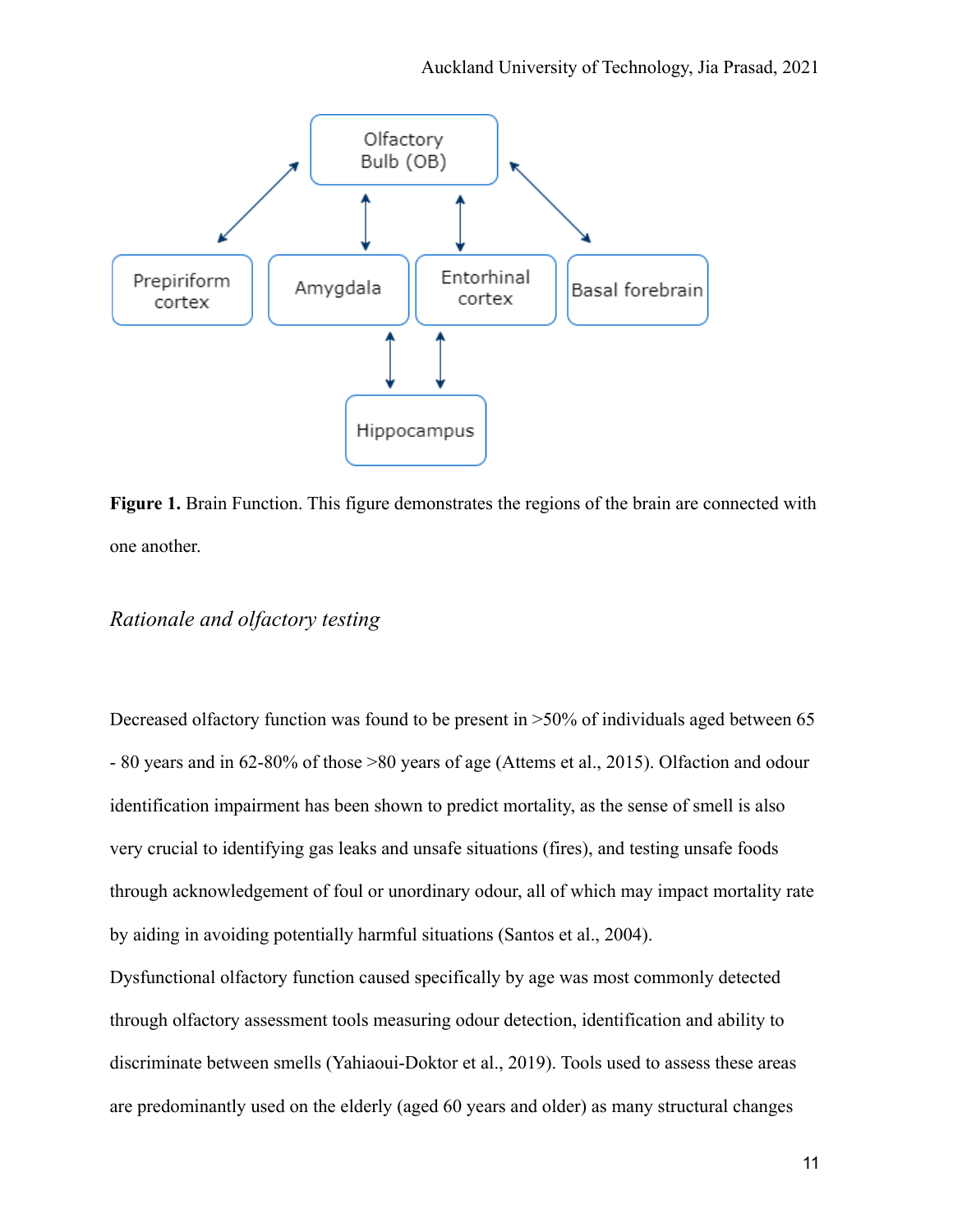**Figure 1.** Brain Function. This figure demonstrates the regions of the brain are connected with one another.

## *Rationale and olfactory testing*

Decreased olfactory function was found to be present in >50% of individuals aged between 65 - 80 years and in 62-80% of those >80 years of age (Attems et al., 2015). Olfaction and odour identification impairment has been shown to predict mortality, as the sense of smell is also very crucial to identifying gas leaks and unsafe situations (fires), and testing unsafe foods through acknowledgement of foul or unordinary odour, all of which may impact mortality rate by aiding in avoiding potentially harmful situations (Santos et al., 2004).

Dysfunctional olfactory function caused specifically by age was most commonly detected through olfactory assessment tools measuring odour detection, identification and ability to discriminate between smells (Yahiaoui-Doktor et al., 2019). Tools used to assess these areas are predominantly used on the elderly (aged 60 years and older) as many structural changes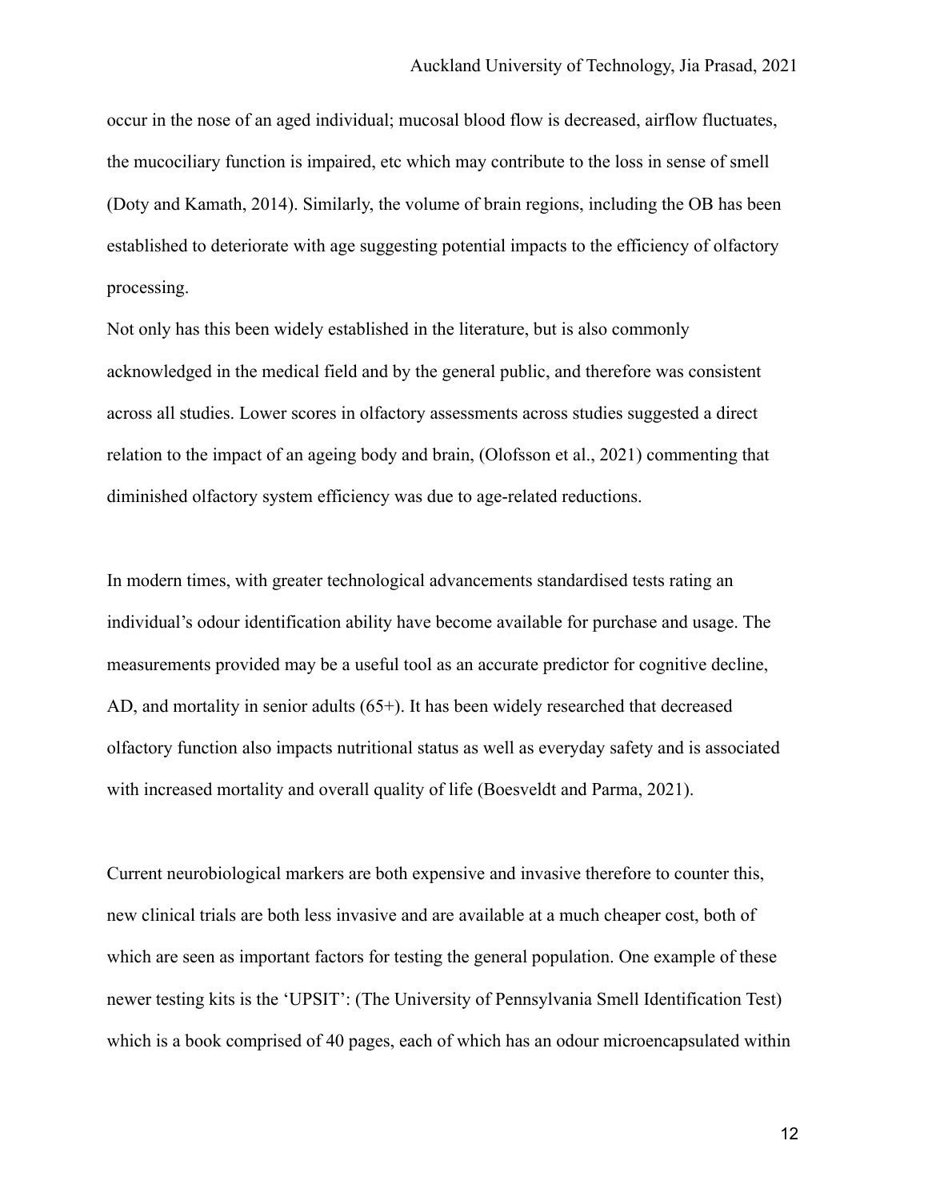occur in the nose of an aged individual; mucosal blood flow is decreased, airflow fluctuates, the mucociliary function is impaired, etc which may contribute to the loss in sense of smell (Doty and Kamath, 2014). Similarly, the volume of brain regions, including the OB has been established to deteriorate with age suggesting potential impacts to the efficiency of olfactory processing.

Not only has this been widely established in the literature, but is also commonly acknowledged in the medical field and by the general public, and therefore was consistent across all studies. Lower scores in olfactory assessments across studies suggested a direct relation to the impact of an ageing body and brain, (Olofsson et al., 2021) commenting that diminished olfactory system efficiency was due to age-related reductions.

In modern times, with greater technological advancements standardised tests rating an individual's odour identification ability have become available for purchase and usage. The measurements provided may be a useful tool as an accurate predictor for cognitive decline, AD, and mortality in senior adults (65+). It has been widely researched that decreased olfactory function also impacts nutritional status as well as everyday safety and is associated with increased mortality and overall quality of life (Boesveldt and Parma, 2021).

Current neurobiological markers are both expensive and invasive therefore to counter this, new clinical trials are both less invasive and are available at a much cheaper cost, both of which are seen as important factors for testing the general population. One example of these newer testing kits is the 'UPSIT': (The University of Pennsylvania Smell Identification Test) which is a book comprised of 40 pages, each of which has an odour microencapsulated within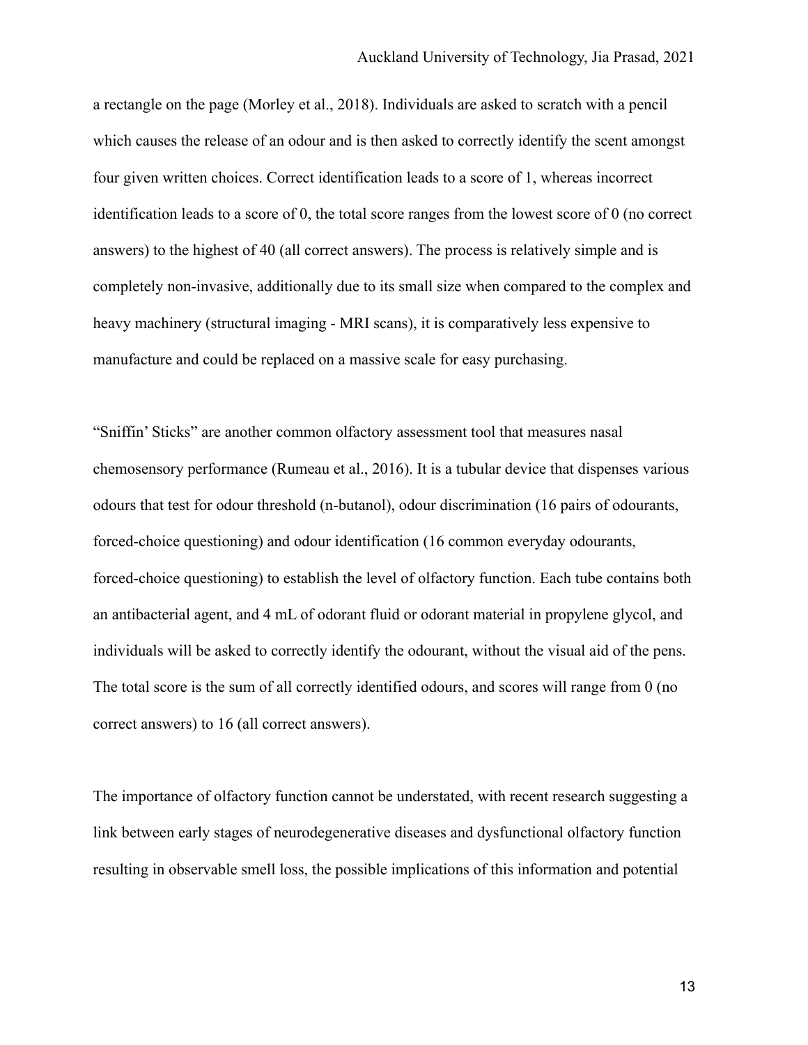a rectangle on the page (Morley et al., 2018). Individuals are asked to scratch with a pencil which causes the release of an odour and is then asked to correctly identify the scent amongst four given written choices. Correct identification leads to a score of 1, whereas incorrect identification leads to a score of 0, the total score ranges from the lowest score of 0 (no correct answers) to the highest of 40 (all correct answers). The process is relatively simple and is completely non-invasive, additionally due to its small size when compared to the complex and heavy machinery (structural imaging - MRI scans), it is comparatively less expensive to manufacture and could be replaced on a massive scale for easy purchasing.

"Sniffin' Sticks" are another common olfactory assessment tool that measures nasal chemosensory performance (Rumeau et al., 2016). It is a tubular device that dispenses various odours that test for odour threshold (n-butanol), odour discrimination (16 pairs of odourants, forced-choice questioning) and odour identification (16 common everyday odourants, forced-choice questioning) to establish the level of olfactory function. Each tube contains both an antibacterial agent, and 4 mL of odorant fluid or odorant material in propylene glycol, and individuals will be asked to correctly identify the odourant, without the visual aid of the pens. The total score is the sum of all correctly identified odours, and scores will range from 0 (no correct answers) to 16 (all correct answers).

The importance of olfactory function cannot be understated, with recent research suggesting a link between early stages of neurodegenerative diseases and dysfunctional olfactory function resulting in observable smell loss, the possible implications of this information and potential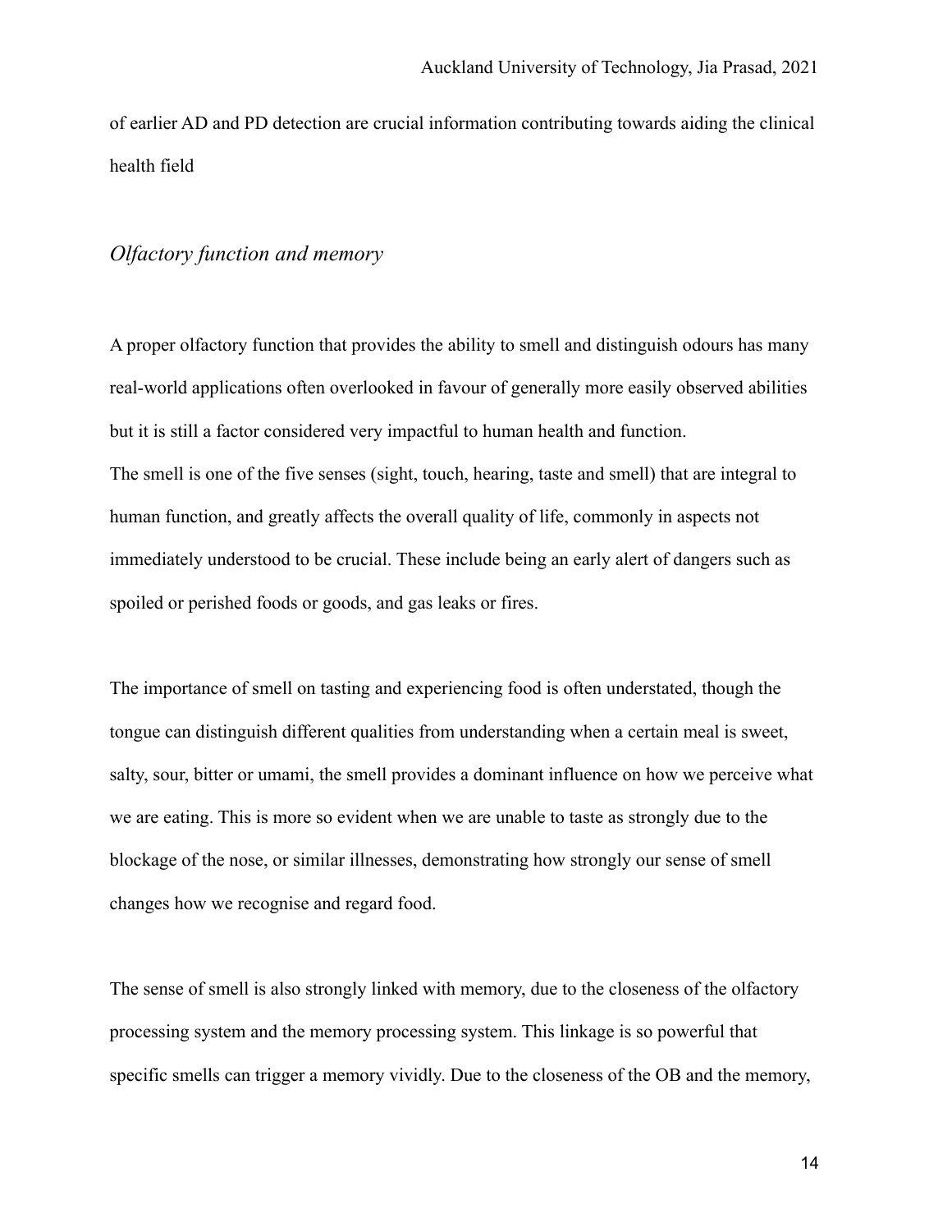of earlier AD and PD detection are crucial information contributing towards aiding the clinical health field

## *Olfactory function and memory*

A proper olfactory function that provides the ability to smell and distinguish odours has many real-world applications often overlooked in favour of generally more easily observed abilities but it is still a factor considered very impactful to human health and function.
The smell is one of the five senses (sight, touch, hearing, taste and smell) that are integral to human function, and greatly affects the overall quality of life, commonly in aspects not immediately understood to be crucial. These include being an early alert of dangers such as spoiled or perished foods or goods, and gas leaks or fires.

The importance of smell on tasting and experiencing food is often understated, though the tongue can distinguish different qualities from understanding when a certain meal is sweet, salty, sour, bitter or umami, the smell provides a dominant influence on how we perceive what we are eating. This is more so evident when we are unable to taste as strongly due to the blockage of the nose, or similar illnesses, demonstrating how strongly our sense of smell changes how we recognise and regard food.

The sense of smell is also strongly linked with memory, due to the closeness of the olfactory processing system and the memory processing system. This linkage is so powerful that specific smells can trigger a memory vividly. Due to the closeness of the OB and the memory,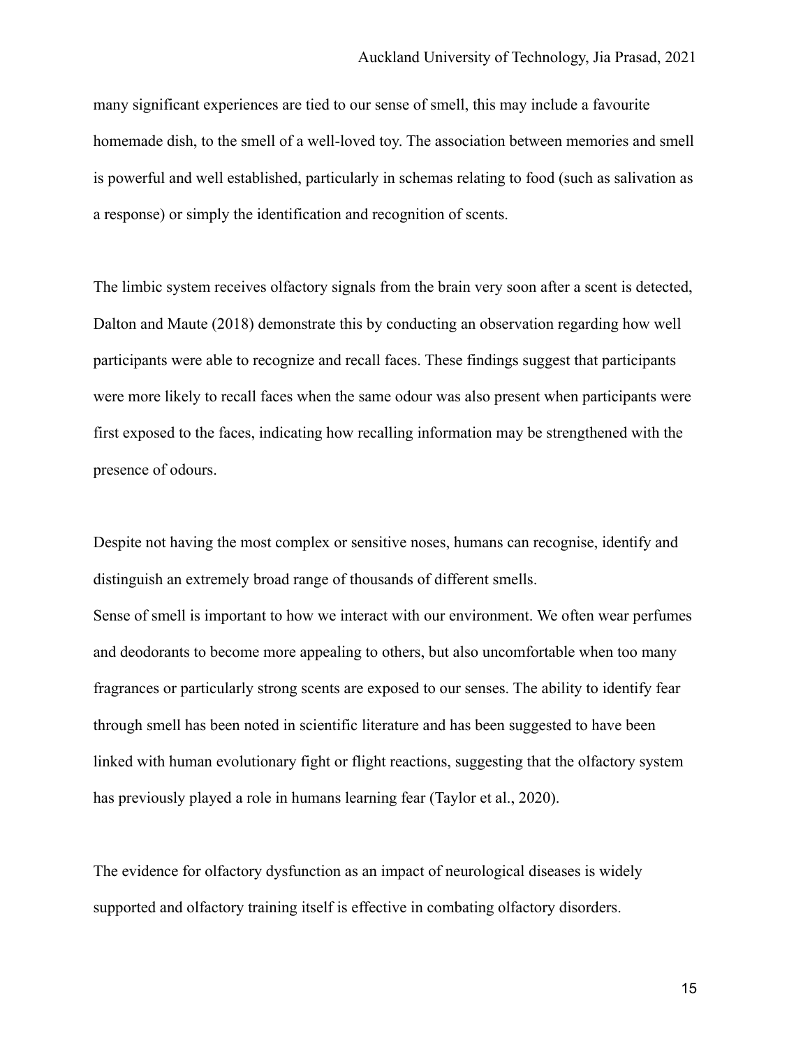many significant experiences are tied to our sense of smell, this may include a favourite homemade dish, to the smell of a well-loved toy. The association between memories and smell is powerful and well established, particularly in schemas relating to food (such as salivation as a response) or simply the identification and recognition of scents.

The limbic system receives olfactory signals from the brain very soon after a scent is detected, Dalton and Maute (2018) demonstrate this by conducting an observation regarding how well participants were able to recognize and recall faces. These findings suggest that participants were more likely to recall faces when the same odour was also present when participants were first exposed to the faces, indicating how recalling information may be strengthened with the presence of odours.

Despite not having the most complex or sensitive noses, humans can recognise, identify and distinguish an extremely broad range of thousands of different smells.
Sense of smell is important to how we interact with our environment. We often wear perfumes and deodorants to become more appealing to others, but also uncomfortable when too many fragrances or particularly strong scents are exposed to our senses. The ability to identify fear through smell has been noted in scientific literature and has been suggested to have been linked with human evolutionary fight or flight reactions, suggesting that the olfactory system has previously played a role in humans learning fear (Taylor et al., 2020).

The evidence for olfactory dysfunction as an impact of neurological diseases is widely supported and olfactory training itself is effective in combating olfactory disorders.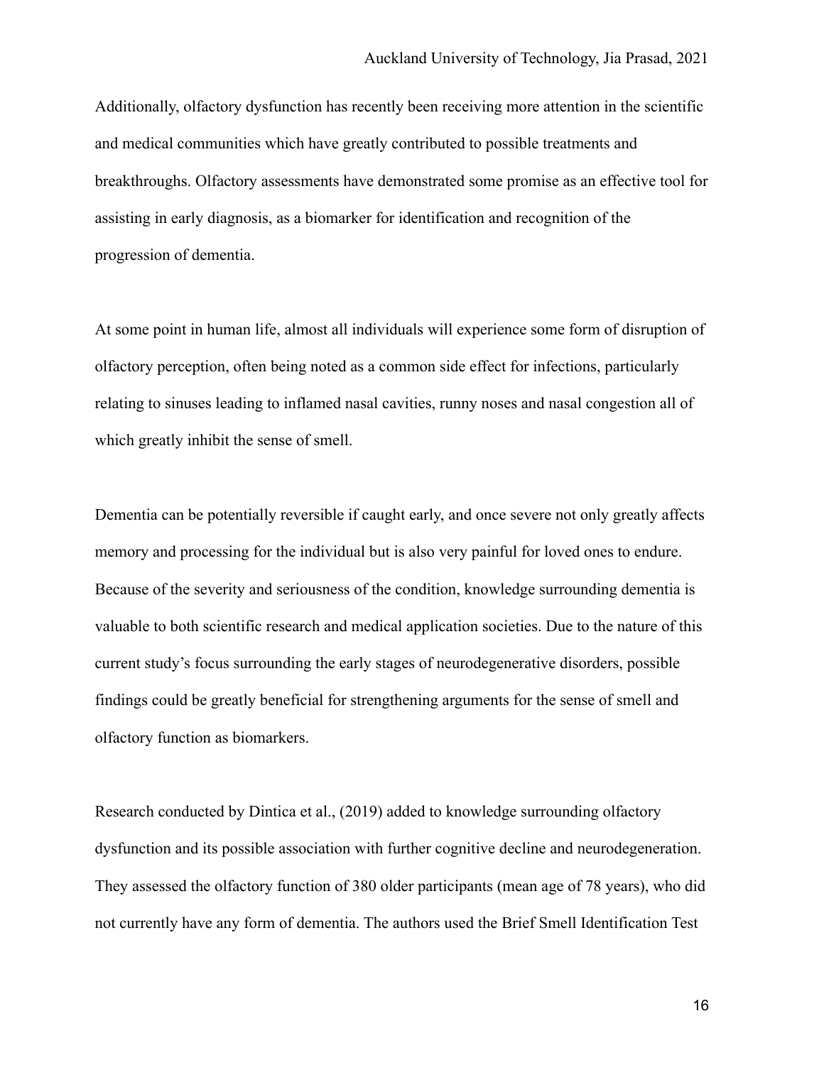Additionally, olfactory dysfunction has recently been receiving more attention in the scientific and medical communities which have greatly contributed to possible treatments and breakthroughs. Olfactory assessments have demonstrated some promise as an effective tool for assisting in early diagnosis, as a biomarker for identification and recognition of the progression of dementia.

At some point in human life, almost all individuals will experience some form of disruption of olfactory perception, often being noted as a common side effect for infections, particularly relating to sinuses leading to inflamed nasal cavities, runny noses and nasal congestion all of which greatly inhibit the sense of smell.

Dementia can be potentially reversible if caught early, and once severe not only greatly affects memory and processing for the individual but is also very painful for loved ones to endure. Because of the severity and seriousness of the condition, knowledge surrounding dementia is valuable to both scientific research and medical application societies. Due to the nature of this current study's focus surrounding the early stages of neurodegenerative disorders, possible findings could be greatly beneficial for strengthening arguments for the sense of smell and olfactory function as biomarkers.

Research conducted by Dintica et al., (2019) added to knowledge surrounding olfactory dysfunction and its possible association with further cognitive decline and neurodegeneration. They assessed the olfactory function of 380 older participants (mean age of 78 years), who did not currently have any form of dementia. The authors used the Brief Smell Identification Test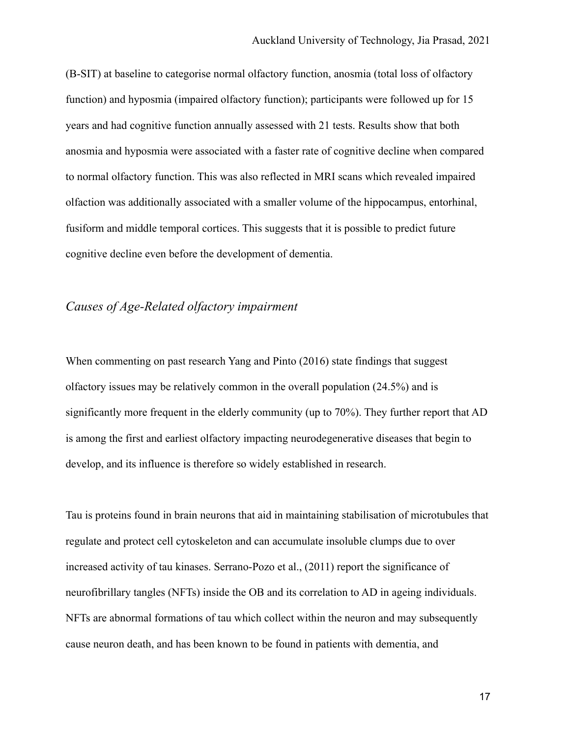(B-SIT) at baseline to categorise normal olfactory function, anosmia (total loss of olfactory function) and hyposmia (impaired olfactory function); participants were followed up for 15 years and had cognitive function annually assessed with 21 tests. Results show that both anosmia and hyposmia were associated with a faster rate of cognitive decline when compared to normal olfactory function. This was also reflected in MRI scans which revealed impaired olfaction was additionally associated with a smaller volume of the hippocampus, entorhinal, fusiform and middle temporal cortices. This suggests that it is possible to predict future cognitive decline even before the development of dementia.

### *Causes of Age-Related olfactory impairment*

When commenting on past research Yang and Pinto (2016) state findings that suggest olfactory issues may be relatively common in the overall population (24.5%) and is significantly more frequent in the elderly community (up to 70%). They further report that AD is among the first and earliest olfactory impacting neurodegenerative diseases that begin to develop, and its influence is therefore so widely established in research.

Tau is proteins found in brain neurons that aid in maintaining stabilisation of microtubules that regulate and protect cell cytoskeleton and can accumulate insoluble clumps due to over increased activity of tau kinases. Serrano-Pozo et al., (2011) report the significance of neurofibrillary tangles (NFTs) inside the OB and its correlation to AD in ageing individuals. NFTs are abnormal formations of tau which collect within the neuron and may subsequently cause neuron death, and has been known to be found in patients with dementia, and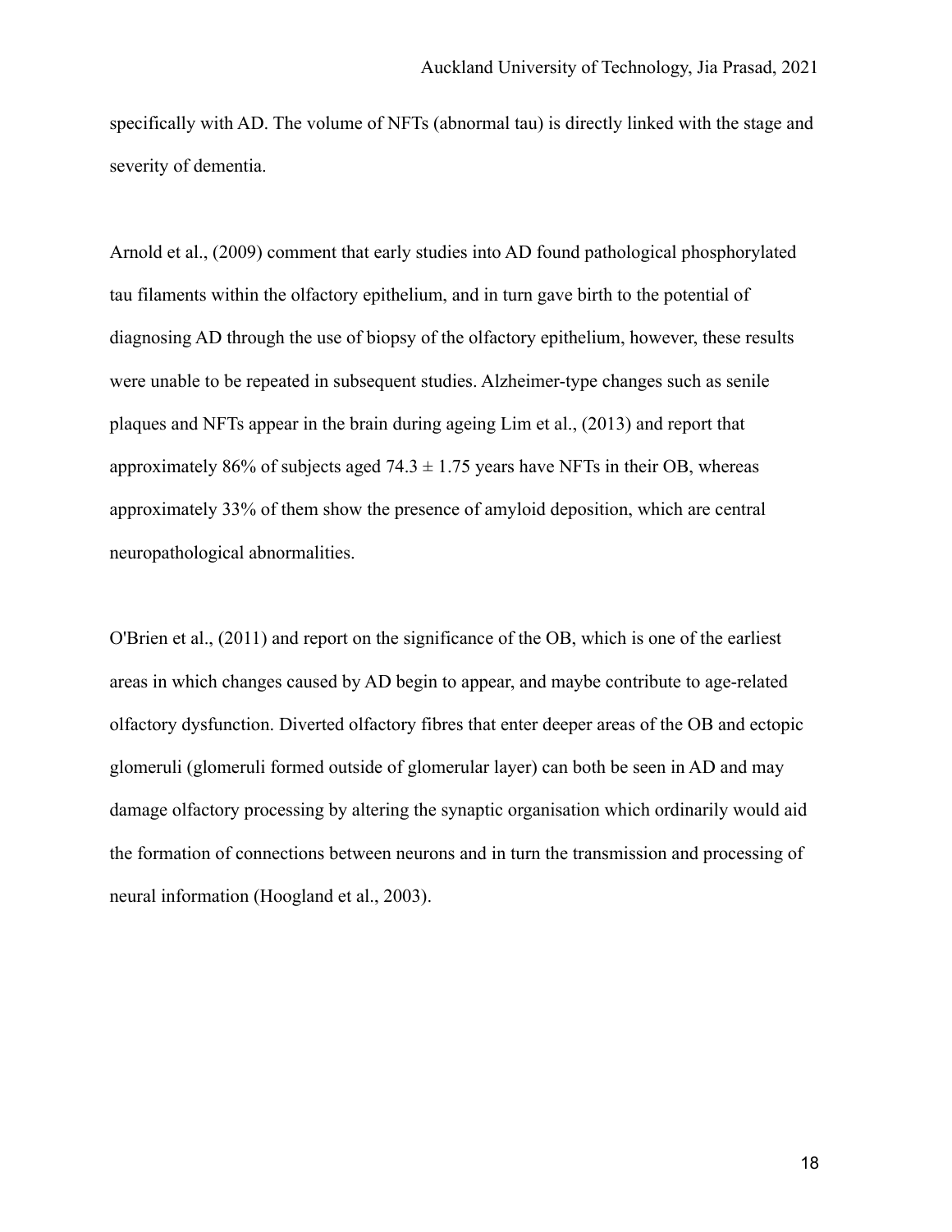specifically with AD. The volume of NFTs (abnormal tau) is directly linked with the stage and severity of dementia.

Arnold et al., (2009) comment that early studies into AD found pathological phosphorylated tau filaments within the olfactory epithelium, and in turn gave birth to the potential of diagnosing AD through the use of biopsy of the olfactory epithelium, however, these results were unable to be repeated in subsequent studies. Alzheimer-type changes such as senile plaques and NFTs appear in the brain during ageing Lim et al., (2013) and report that approximately 86% of subjects aged $74.3 \pm 1.75$ years have NFTs in their OB, whereas approximately 33% of them show the presence of amyloid deposition, which are central neuropathological abnormalities.

O'Brien et al., (2011) and report on the significance of the OB, which is one of the earliest areas in which changes caused by AD begin to appear, and maybe contribute to age-related olfactory dysfunction. Diverted olfactory fibres that enter deeper areas of the OB and ectopic glomeruli (glomeruli formed outside of glomerular layer) can both be seen in AD and may damage olfactory processing by altering the synaptic organisation which ordinarily would aid the formation of connections between neurons and in turn the transmission and processing of neural information (Hoogland et al., 2003).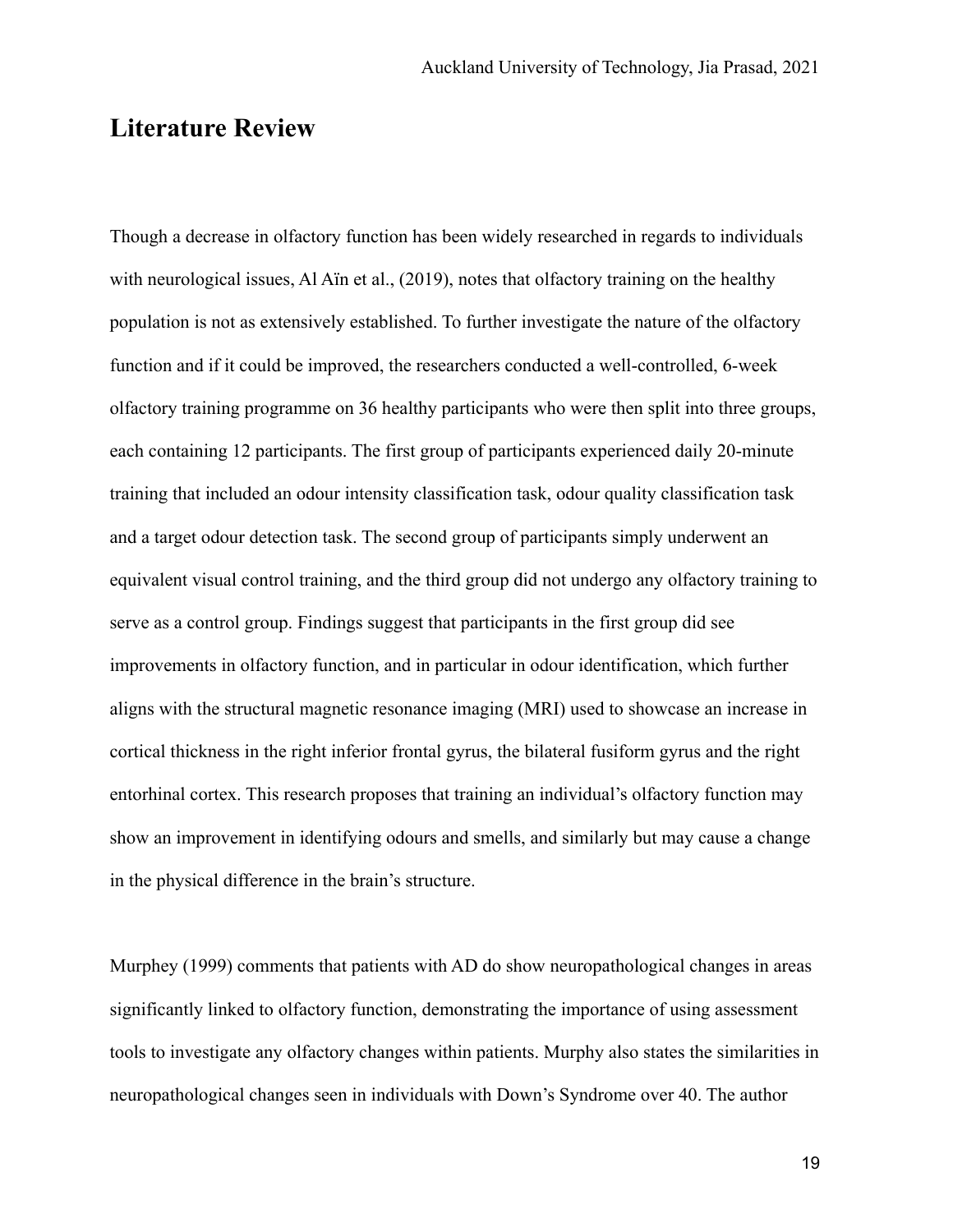## Literature Review

Though a decrease in olfactory function has been widely researched in regards to individuals with neurological issues, Al Aïn et al., (2019), notes that olfactory training on the healthy population is not as extensively established. To further investigate the nature of the olfactory function and if it could be improved, the researchers conducted a well-controlled, 6-week olfactory training programme on 36 healthy participants who were then split into three groups, each containing 12 participants. The first group of participants experienced daily 20-minute training that included an odour intensity classification task, odour quality classification task and a target odour detection task. The second group of participants simply underwent an equivalent visual control training, and the third group did not undergo any olfactory training to serve as a control group. Findings suggest that participants in the first group did see improvements in olfactory function, and in particular in odour identification, which further aligns with the structural magnetic resonance imaging (MRI) used to showcase an increase in cortical thickness in the right inferior frontal gyrus, the bilateral fusiform gyrus and the right entorhinal cortex. This research proposes that training an individual's olfactory function may show an improvement in identifying odours and smells, and similarly but may cause a change in the physical difference in the brain's structure.

Murphey (1999) comments that patients with AD do show neuropathological changes in areas significantly linked to olfactory function, demonstrating the importance of using assessment tools to investigate any olfactory changes within patients. Murphy also states the similarities in neuropathological changes seen in individuals with Down's Syndrome over 40. The author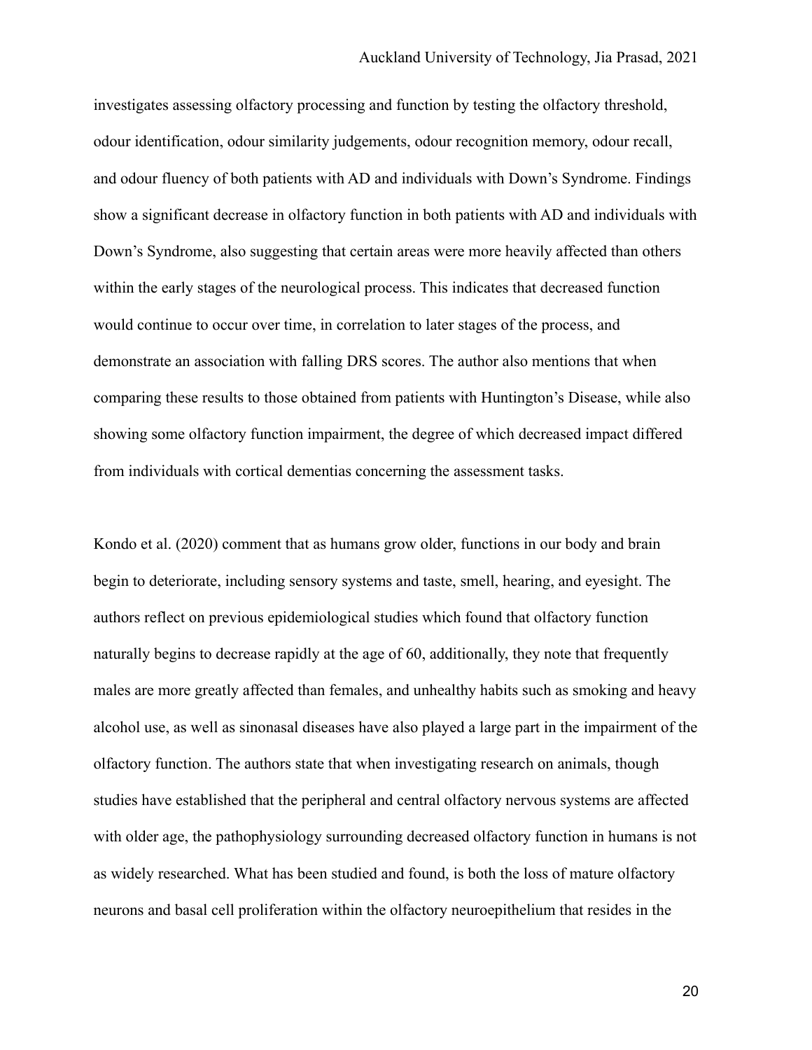investigates assessing olfactory processing and function by testing the olfactory threshold, odour identification, odour similarity judgements, odour recognition memory, odour recall, and odour fluency of both patients with AD and individuals with Down's Syndrome. Findings show a significant decrease in olfactory function in both patients with AD and individuals with Down's Syndrome, also suggesting that certain areas were more heavily affected than others within the early stages of the neurological process. This indicates that decreased function would continue to occur over time, in correlation to later stages of the process, and demonstrate an association with falling DRS scores. The author also mentions that when comparing these results to those obtained from patients with Huntington's Disease, while also showing some olfactory function impairment, the degree of which decreased impact differed from individuals with cortical dementias concerning the assessment tasks.

Kondo et al. (2020) comment that as humans grow older, functions in our body and brain begin to deteriorate, including sensory systems and taste, smell, hearing, and eyesight. The authors reflect on previous epidemiological studies which found that olfactory function naturally begins to decrease rapidly at the age of 60, additionally, they note that frequently males are more greatly affected than females, and unhealthy habits such as smoking and heavy alcohol use, as well as sinonasal diseases have also played a large part in the impairment of the olfactory function. The authors state that when investigating research on animals, though studies have established that the peripheral and central olfactory nervous systems are affected with older age, the pathophysiology surrounding decreased olfactory function in humans is not as widely researched. What has been studied and found, is both the loss of mature olfactory neurons and basal cell proliferation within the olfactory neuroepithelium that resides in the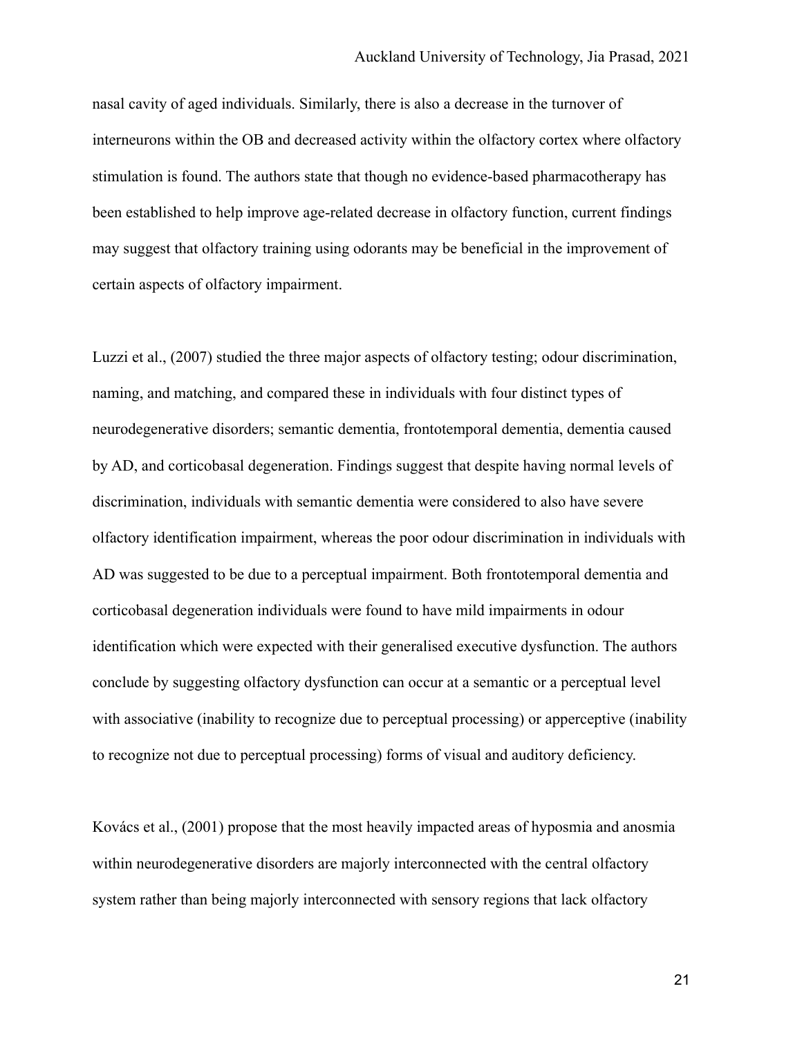nasal cavity of aged individuals. Similarly, there is also a decrease in the turnover of interneurons within the OB and decreased activity within the olfactory cortex where olfactory stimulation is found. The authors state that though no evidence-based pharmacotherapy has been established to help improve age-related decrease in olfactory function, current findings may suggest that olfactory training using odorants may be beneficial in the improvement of certain aspects of olfactory impairment.

Luzzi et al., (2007) studied the three major aspects of olfactory testing; odour discrimination, naming, and matching, and compared these in individuals with four distinct types of neurodegenerative disorders; semantic dementia, frontotemporal dementia, dementia caused by AD, and corticobasal degeneration. Findings suggest that despite having normal levels of discrimination, individuals with semantic dementia were considered to also have severe olfactory identification impairment, whereas the poor odour discrimination in individuals with AD was suggested to be due to a perceptual impairment. Both frontotemporal dementia and corticobasal degeneration individuals were found to have mild impairments in odour identification which were expected with their generalised executive dysfunction. The authors conclude by suggesting olfactory dysfunction can occur at a semantic or a perceptual level with associative (inability to recognize due to perceptual processing) or apperceptive (inability to recognize not due to perceptual processing) forms of visual and auditory deficiency.

Kovács et al., (2001) propose that the most heavily impacted areas of hyposmia and anosmia within neurodegenerative disorders are majorly interconnected with the central olfactory system rather than being majorly interconnected with sensory regions that lack olfactory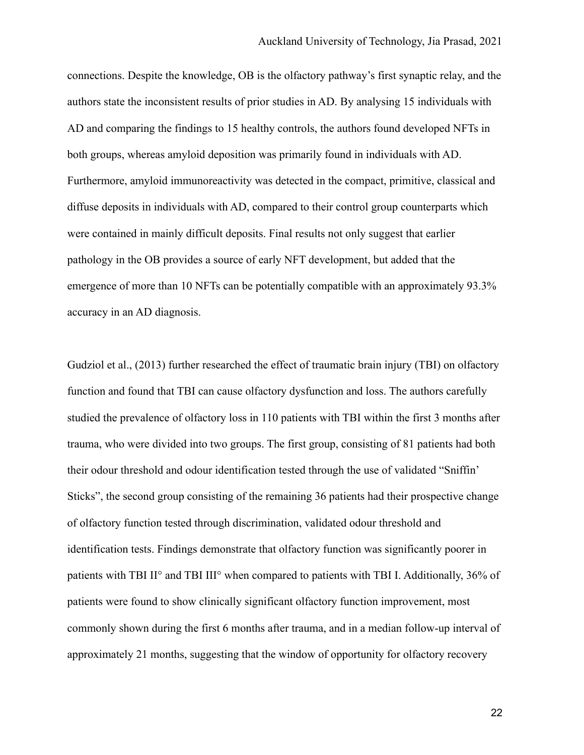connections. Despite the knowledge, OB is the olfactory pathway's first synaptic relay, and the authors state the inconsistent results of prior studies in AD. By analysing 15 individuals with AD and comparing the findings to 15 healthy controls, the authors found developed NFTs in both groups, whereas amyloid deposition was primarily found in individuals with AD. Furthermore, amyloid immunoreactivity was detected in the compact, primitive, classical and diffuse deposits in individuals with AD, compared to their control group counterparts which were contained in mainly difficult deposits. Final results not only suggest that earlier pathology in the OB provides a source of early NFT development, but added that the emergence of more than 10 NFTs can be potentially compatible with an approximately 93.3% accuracy in an AD diagnosis.

Gudziol et al., (2013) further researched the effect of traumatic brain injury (TBI) on olfactory function and found that TBI can cause olfactory dysfunction and loss. The authors carefully studied the prevalence of olfactory loss in 110 patients with TBI within the first 3 months after trauma, who were divided into two groups. The first group, consisting of 81 patients had both their odour threshold and odour identification tested through the use of validated "Sniffin' Sticks", the second group consisting of the remaining 36 patients had their prospective change of olfactory function tested through discrimination, validated odour threshold and identification tests. Findings demonstrate that olfactory function was significantly poorer in patients with TBI II° and TBI III° when compared to patients with TBI I. Additionally, 36% of patients were found to show clinically significant olfactory function improvement, most commonly shown during the first 6 months after trauma, and in a median follow-up interval of approximately 21 months, suggesting that the window of opportunity for olfactory recovery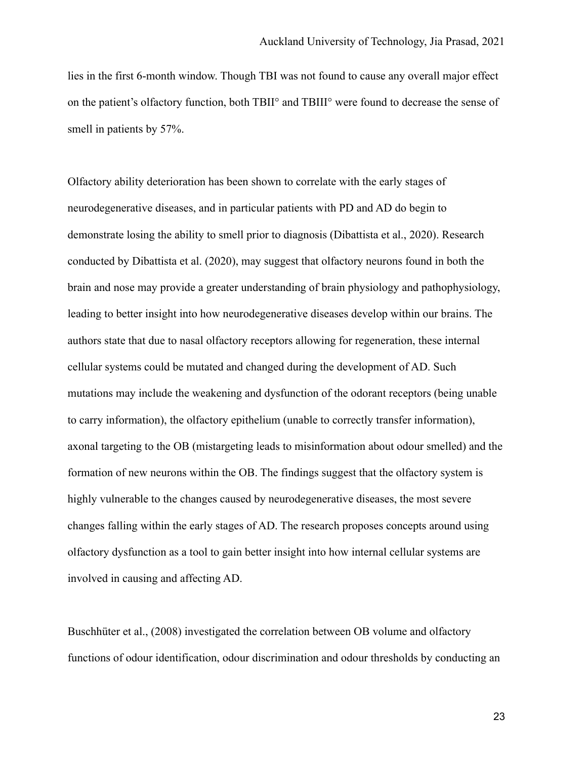lies in the first 6-month window. Though TBI was not found to cause any overall major effect on the patient's olfactory function, both TBII° and TBIII° were found to decrease the sense of smell in patients by 57%.

Olfactory ability deterioration has been shown to correlate with the early stages of neurodegenerative diseases, and in particular patients with PD and AD do begin to demonstrate losing the ability to smell prior to diagnosis (Dibattista et al., 2020). Research conducted by Dibattista et al. (2020), may suggest that olfactory neurons found in both the brain and nose may provide a greater understanding of brain physiology and pathophysiology, leading to better insight into how neurodegenerative diseases develop within our brains. The authors state that due to nasal olfactory receptors allowing for regeneration, these internal cellular systems could be mutated and changed during the development of AD. Such mutations may include the weakening and dysfunction of the odorant receptors (being unable to carry information), the olfactory epithelium (unable to correctly transfer information), axonal targeting to the OB (mistargeting leads to misinformation about odour smelled) and the formation of new neurons within the OB. The findings suggest that the olfactory system is highly vulnerable to the changes caused by neurodegenerative diseases, the most severe changes falling within the early stages of AD. The research proposes concepts around using olfactory dysfunction as a tool to gain better insight into how internal cellular systems are involved in causing and affecting AD.

Buschhüter et al., (2008) investigated the correlation between OB volume and olfactory functions of odour identification, odour discrimination and odour thresholds by conducting an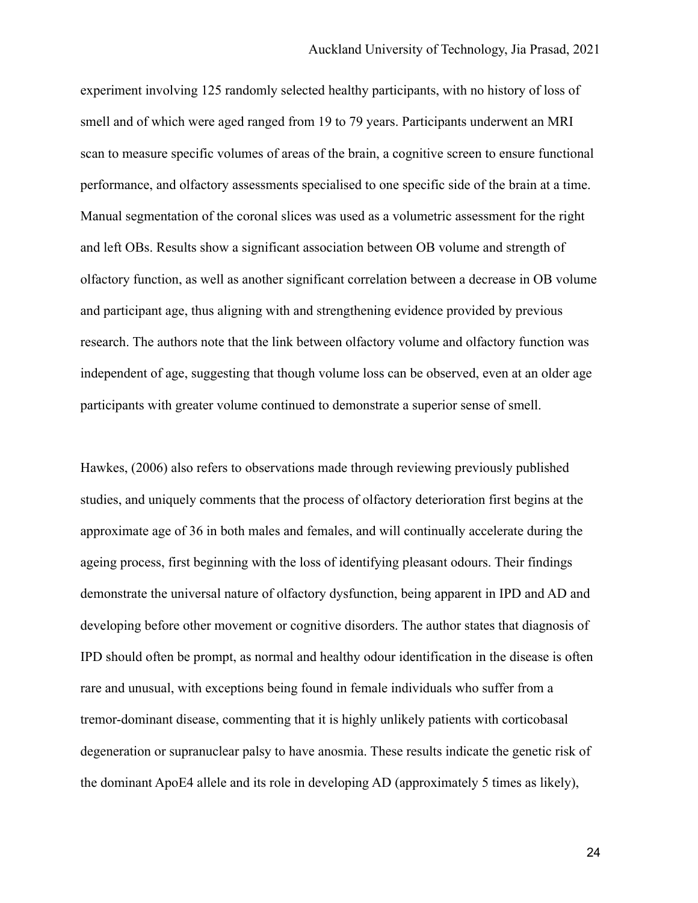experiment involving 125 randomly selected healthy participants, with no history of loss of smell and of which were aged ranged from 19 to 79 years. Participants underwent an MRI scan to measure specific volumes of areas of the brain, a cognitive screen to ensure functional performance, and olfactory assessments specialised to one specific side of the brain at a time. Manual segmentation of the coronal slices was used as a volumetric assessment for the right and left OBs. Results show a significant association between OB volume and strength of olfactory function, as well as another significant correlation between a decrease in OB volume and participant age, thus aligning with and strengthening evidence provided by previous research. The authors note that the link between olfactory volume and olfactory function was independent of age, suggesting that though volume loss can be observed, even at an older age participants with greater volume continued to demonstrate a superior sense of smell.

Hawkes, (2006) also refers to observations made through reviewing previously published studies, and uniquely comments that the process of olfactory deterioration first begins at the approximate age of 36 in both males and females, and will continually accelerate during the ageing process, first beginning with the loss of identifying pleasant odours. Their findings demonstrate the universal nature of olfactory dysfunction, being apparent in IPD and AD and developing before other movement or cognitive disorders. The author states that diagnosis of IPD should often be prompt, as normal and healthy odour identification in the disease is often rare and unusual, with exceptions being found in female individuals who suffer from a tremor-dominant disease, commenting that it is highly unlikely patients with corticobasal degeneration or supranuclear palsy to have anosmia. These results indicate the genetic risk of the dominant ApoE4 allele and its role in developing AD (approximately 5 times as likely),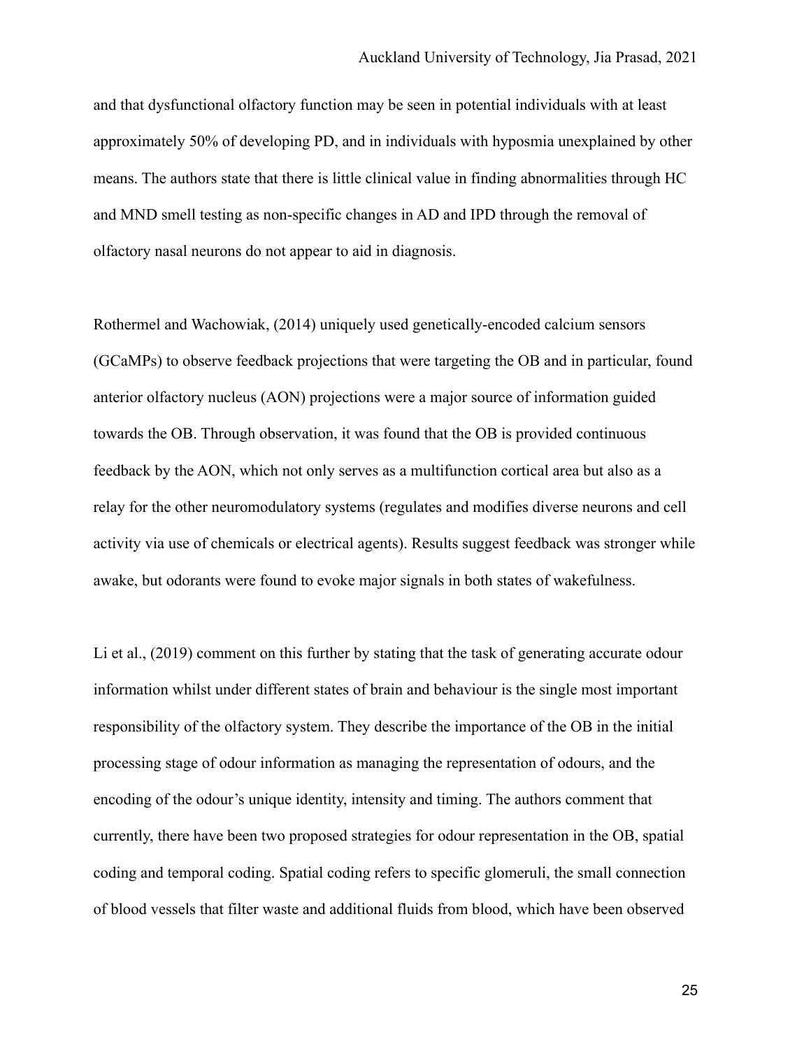and that dysfunctional olfactory function may be seen in potential individuals with at least approximately 50% of developing PD, and in individuals with hyposmia unexplained by other means. The authors state that there is little clinical value in finding abnormalities through HC and MND smell testing as non-specific changes in AD and IPD through the removal of olfactory nasal neurons do not appear to aid in diagnosis.

Rothermel and Wachowiak, (2014) uniquely used genetically-encoded calcium sensors (GCaMPs) to observe feedback projections that were targeting the OB and in particular, found anterior olfactory nucleus (AON) projections were a major source of information guided towards the OB. Through observation, it was found that the OB is provided continuous feedback by the AON, which not only serves as a multifunction cortical area but also as a relay for the other neuromodulatory systems (regulates and modifies diverse neurons and cell activity via use of chemicals or electrical agents). Results suggest feedback was stronger while awake, but odorants were found to evoke major signals in both states of wakefulness.

Li et al., (2019) comment on this further by stating that the task of generating accurate odour information whilst under different states of brain and behaviour is the single most important responsibility of the olfactory system. They describe the importance of the OB in the initial processing stage of odour information as managing the representation of odours, and the encoding of the odour's unique identity, intensity and timing. The authors comment that currently, there have been two proposed strategies for odour representation in the OB, spatial coding and temporal coding. Spatial coding refers to specific glomeruli, the small connection of blood vessels that filter waste and additional fluids from blood, which have been observed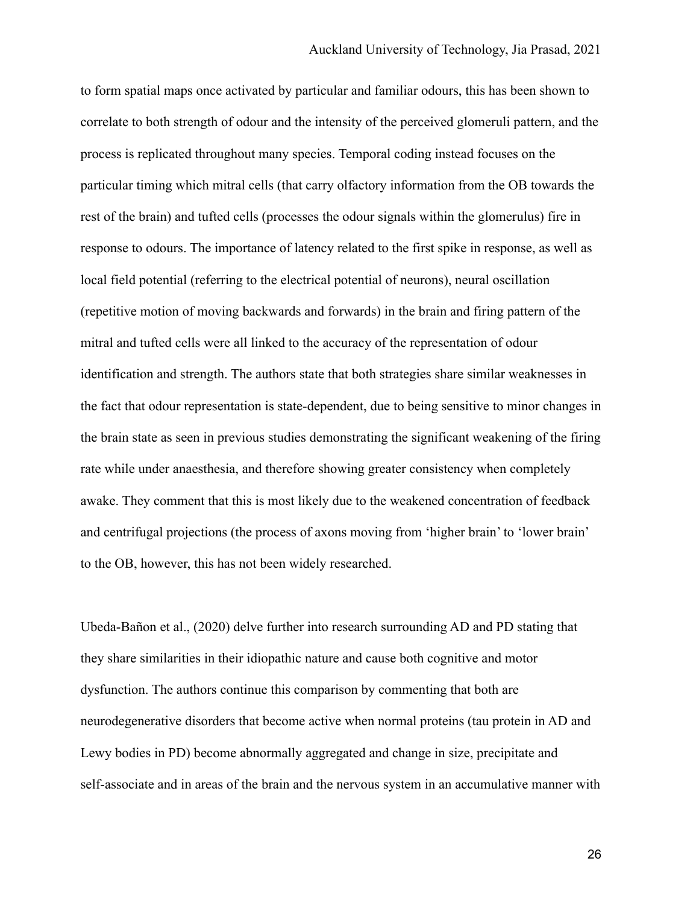to form spatial maps once activated by particular and familiar odours, this has been shown to correlate to both strength of odour and the intensity of the perceived glomeruli pattern, and the process is replicated throughout many species. Temporal coding instead focuses on the particular timing which mitral cells (that carry olfactory information from the OB towards the rest of the brain) and tufted cells (processes the odour signals within the glomerulus) fire in response to odours. The importance of latency related to the first spike in response, as well as local field potential (referring to the electrical potential of neurons), neural oscillation (repetitive motion of moving backwards and forwards) in the brain and firing pattern of the mitral and tufted cells were all linked to the accuracy of the representation of odour identification and strength. The authors state that both strategies share similar weaknesses in the fact that odour representation is state-dependent, due to being sensitive to minor changes in the brain state as seen in previous studies demonstrating the significant weakening of the firing rate while under anaesthesia, and therefore showing greater consistency when completely awake. They comment that this is most likely due to the weakened concentration of feedback and centrifugal projections (the process of axons moving from 'higher brain' to 'lower brain' to the OB, however, this has not been widely researched.

Ubeda-Bañon et al., (2020) delve further into research surrounding AD and PD stating that they share similarities in their idiopathic nature and cause both cognitive and motor dysfunction. The authors continue this comparison by commenting that both are neurodegenerative disorders that become active when normal proteins (tau protein in AD and Lewy bodies in PD) become abnormally aggregated and change in size, precipitate and self-associate and in areas of the brain and the nervous system in an accumulative manner with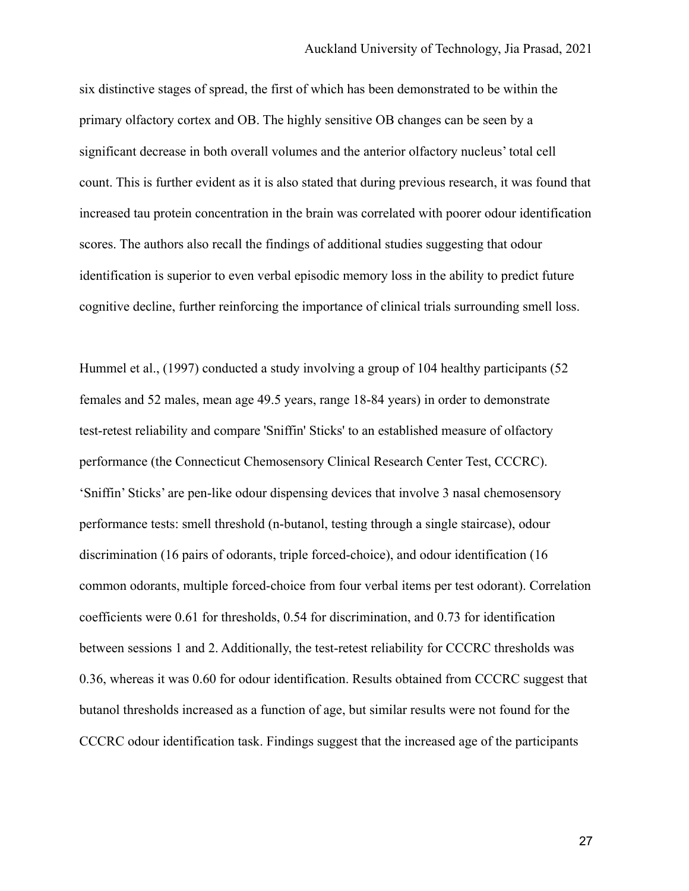six distinctive stages of spread, the first of which has been demonstrated to be within the primary olfactory cortex and OB. The highly sensitive OB changes can be seen by a significant decrease in both overall volumes and the anterior olfactory nucleus' total cell count. This is further evident as it is also stated that during previous research, it was found that increased tau protein concentration in the brain was correlated with poorer odour identification scores. The authors also recall the findings of additional studies suggesting that odour identification is superior to even verbal episodic memory loss in the ability to predict future cognitive decline, further reinforcing the importance of clinical trials surrounding smell loss.

Hummel et al., (1997) conducted a study involving a group of 104 healthy participants (52 females and 52 males, mean age 49.5 years, range 18-84 years) in order to demonstrate test-retest reliability and compare 'Sniffin' Sticks' to an established measure of olfactory performance (the Connecticut Chemosensory Clinical Research Center Test, CCCRC). 'Sniffin' Sticks' are pen-like odour dispensing devices that involve 3 nasal chemosensory performance tests: smell threshold (n-butanol, testing through a single staircase), odour discrimination (16 pairs of odorants, triple forced-choice), and odour identification (16 common odorants, multiple forced-choice from four verbal items per test odorant). Correlation coefficients were 0.61 for thresholds, 0.54 for discrimination, and 0.73 for identification between sessions 1 and 2. Additionally, the test-retest reliability for CCCRC thresholds was 0.36, whereas it was 0.60 for odour identification. Results obtained from CCCRC suggest that butanol thresholds increased as a function of age, but similar results were not found for the CCCRC odour identification task. Findings suggest that the increased age of the participants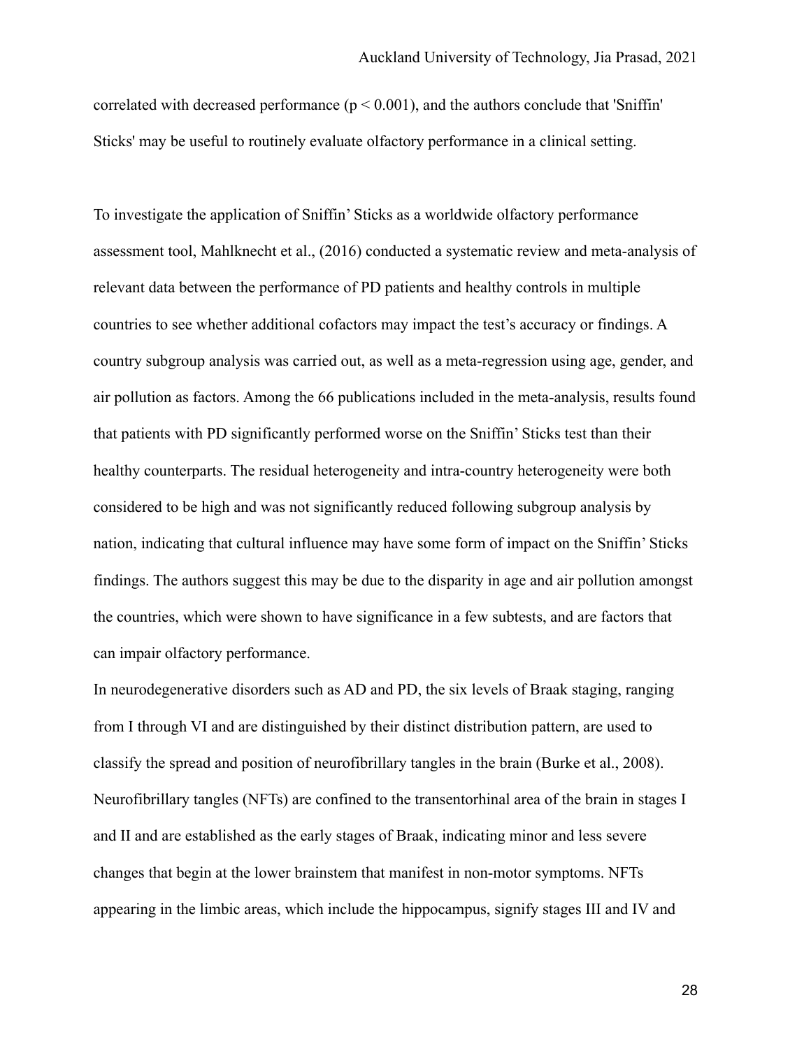correlated with decreased performance ($p < 0.001$), and the authors conclude that 'Sniffin' Sticks' may be useful to routinely evaluate olfactory performance in a clinical setting.

To investigate the application of Sniffin' Sticks as a worldwide olfactory performance assessment tool, Mahlknecht et al., (2016) conducted a systematic review and meta-analysis of relevant data between the performance of PD patients and healthy controls in multiple countries to see whether additional cofactors may impact the test's accuracy or findings. A country subgroup analysis was carried out, as well as a meta-regression using age, gender, and air pollution as factors. Among the 66 publications included in the meta-analysis, results found that patients with PD significantly performed worse on the Sniffin' Sticks test than their healthy counterparts. The residual heterogeneity and intra-country heterogeneity were both considered to be high and was not significantly reduced following subgroup analysis by nation, indicating that cultural influence may have some form of impact on the Sniffin' Sticks findings. The authors suggest this may be due to the disparity in age and air pollution amongst the countries, which were shown to have significance in a few subtests, and are factors that can impair olfactory performance.

In neurodegenerative disorders such as AD and PD, the six levels of Braak staging, ranging from I through VI and are distinguished by their distinct distribution pattern, are used to classify the spread and position of neurofibrillary tangles in the brain (Burke et al., 2008). Neurofibrillary tangles (NFTs) are confined to the transentorhinal area of the brain in stages I and II and are established as the early stages of Braak, indicating minor and less severe changes that begin at the lower brainstem that manifest in non-motor symptoms. NFTs appearing in the limbic areas, which include the hippocampus, signify stages III and IV and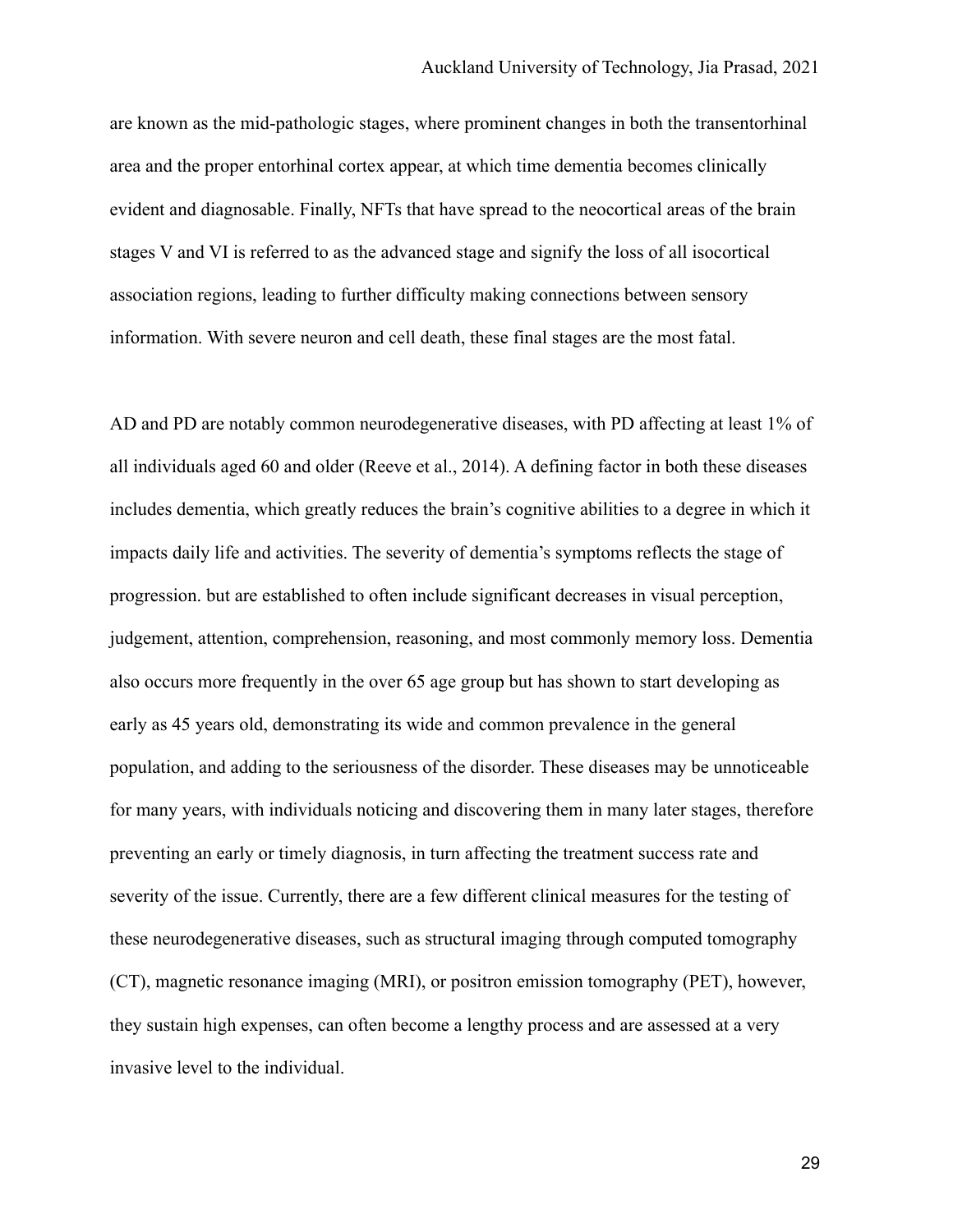are known as the mid-pathologic stages, where prominent changes in both the transentorhinal area and the proper entorhinal cortex appear, at which time dementia becomes clinically evident and diagnosable. Finally, NFTs that have spread to the neocortical areas of the brain stages V and VI is referred to as the advanced stage and signify the loss of all isocortical association regions, leading to further difficulty making connections between sensory information. With severe neuron and cell death, these final stages are the most fatal.

AD and PD are notably common neurodegenerative diseases, with PD affecting at least 1% of all individuals aged 60 and older (Reeve et al., 2014). A defining factor in both these diseases includes dementia, which greatly reduces the brain's cognitive abilities to a degree in which it impacts daily life and activities. The severity of dementia's symptoms reflects the stage of progression. but are established to often include significant decreases in visual perception, judgement, attention, comprehension, reasoning, and most commonly memory loss. Dementia also occurs more frequently in the over 65 age group but has shown to start developing as early as 45 years old, demonstrating its wide and common prevalence in the general population, and adding to the seriousness of the disorder. These diseases may be unnoticeable for many years, with individuals noticing and discovering them in many later stages, therefore preventing an early or timely diagnosis, in turn affecting the treatment success rate and severity of the issue. Currently, there are a few different clinical measures for the testing of these neurodegenerative diseases, such as structural imaging through computed tomography (CT), magnetic resonance imaging (MRI), or positron emission tomography (PET), however, they sustain high expenses, can often become a lengthy process and are assessed at a very invasive level to the individual.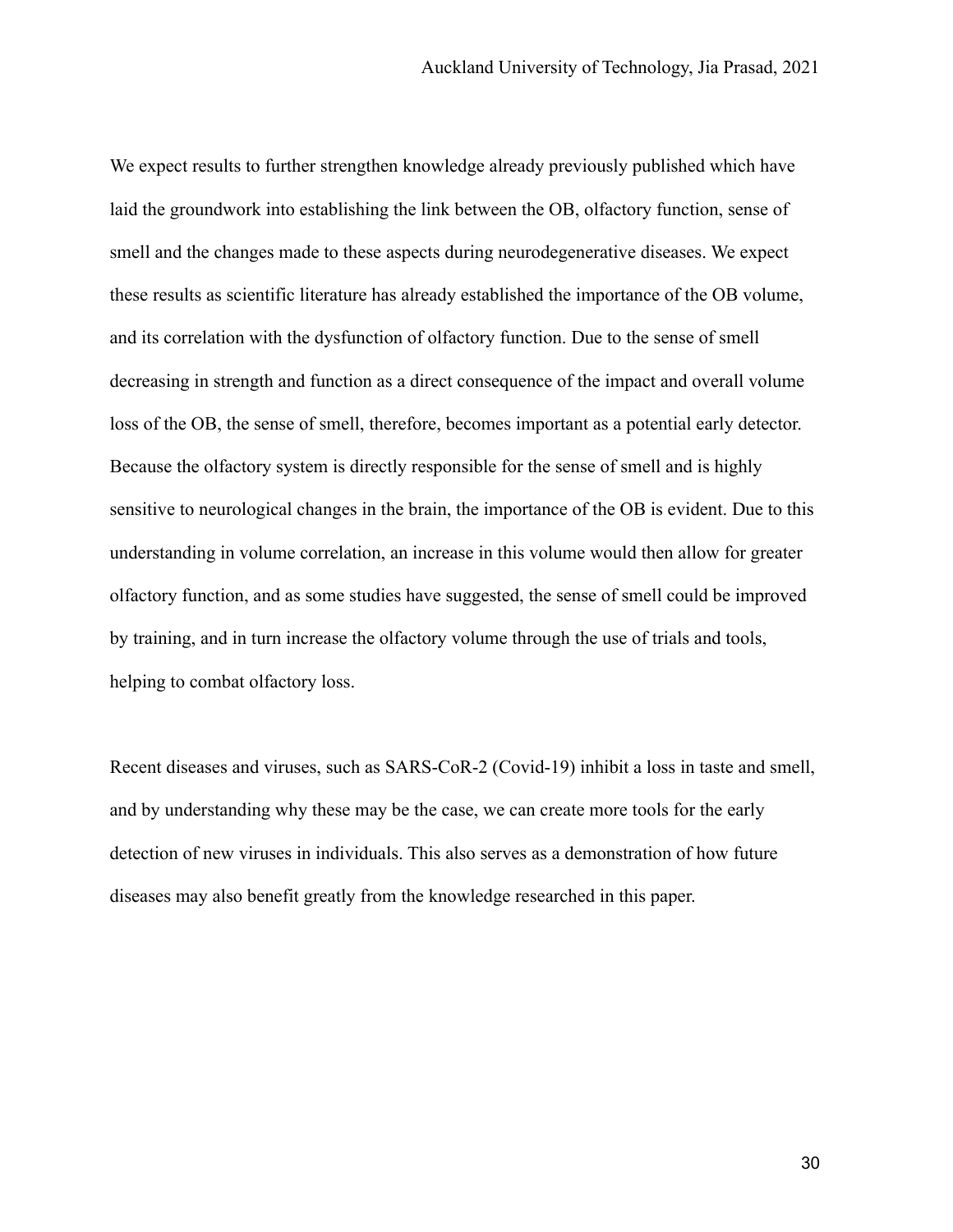We expect results to further strengthen knowledge already previously published which have laid the groundwork into establishing the link between the OB, olfactory function, sense of smell and the changes made to these aspects during neurodegenerative diseases. We expect these results as scientific literature has already established the importance of the OB volume, and its correlation with the dysfunction of olfactory function. Due to the sense of smell decreasing in strength and function as a direct consequence of the impact and overall volume loss of the OB, the sense of smell, therefore, becomes important as a potential early detector. Because the olfactory system is directly responsible for the sense of smell and is highly sensitive to neurological changes in the brain, the importance of the OB is evident. Due to this understanding in volume correlation, an increase in this volume would then allow for greater olfactory function, and as some studies have suggested, the sense of smell could be improved by training, and in turn increase the olfactory volume through the use of trials and tools, helping to combat olfactory loss.

Recent diseases and viruses, such as SARS-CoR-2 (Covid-19) inhibit a loss in taste and smell, and by understanding why these may be the case, we can create more tools for the early detection of new viruses in individuals. This also serves as a demonstration of how future diseases may also benefit greatly from the knowledge researched in this paper.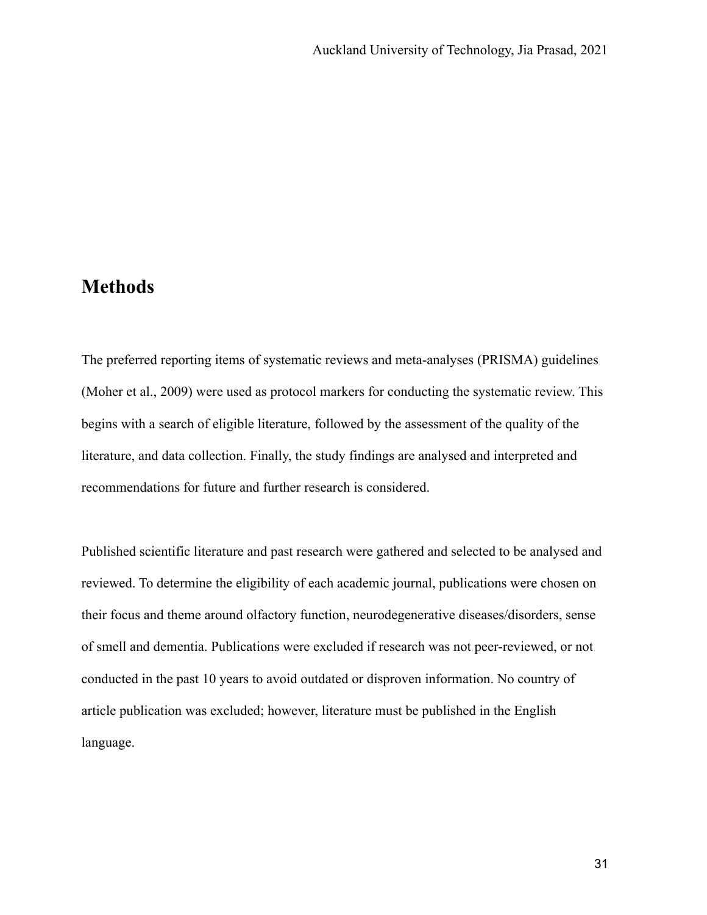# Methods

The preferred reporting items of systematic reviews and meta-analyses (PRISMA) guidelines (Moher et al., 2009) were used as protocol markers for conducting the systematic review. This begins with a search of eligible literature, followed by the assessment of the quality of the literature, and data collection. Finally, the study findings are analysed and interpreted and recommendations for future and further research is considered.

Published scientific literature and past research were gathered and selected to be analysed and reviewed. To determine the eligibility of each academic journal, publications were chosen on their focus and theme around olfactory function, neurodegenerative diseases/disorders, sense of smell and dementia. Publications were excluded if research was not peer-reviewed, or not conducted in the past 10 years to avoid outdated or disproven information. No country of article publication was excluded; however, literature must be published in the English language.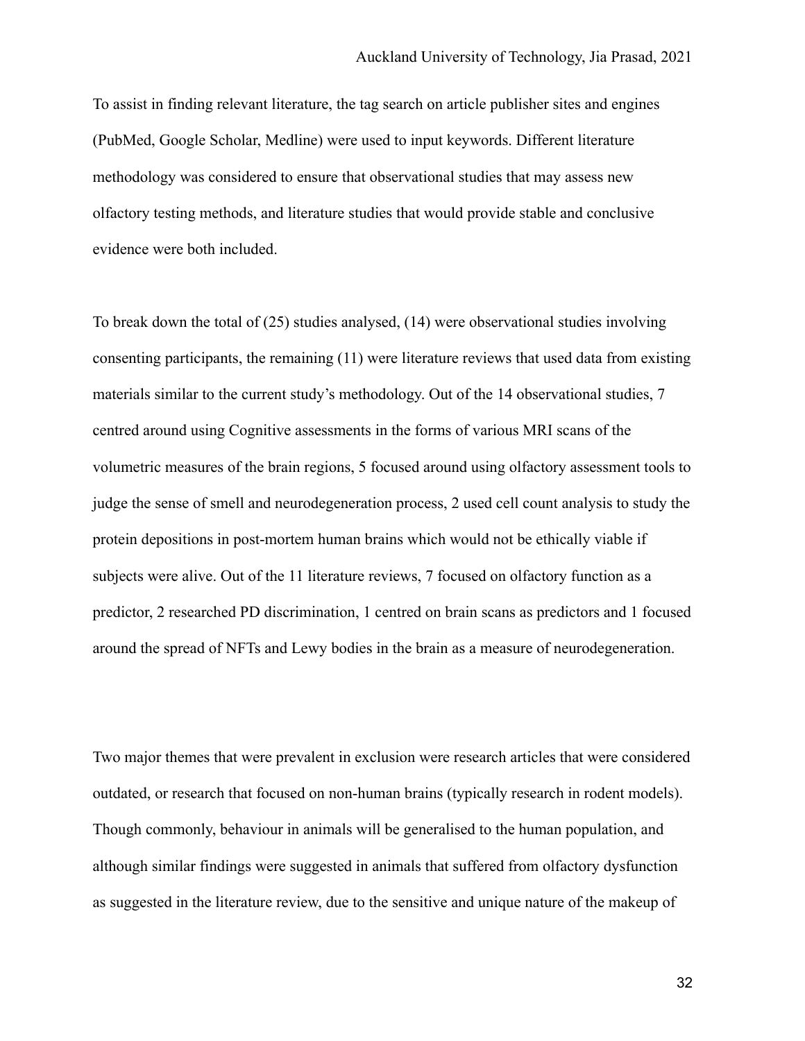To assist in finding relevant literature, the tag search on article publisher sites and engines (PubMed, Google Scholar, Medline) were used to input keywords. Different literature methodology was considered to ensure that observational studies that may assess new olfactory testing methods, and literature studies that would provide stable and conclusive evidence were both included.

To break down the total of (25) studies analysed, (14) were observational studies involving consenting participants, the remaining (11) were literature reviews that used data from existing materials similar to the current study's methodology. Out of the 14 observational studies, 7 centred around using Cognitive assessments in the forms of various MRI scans of the volumetric measures of the brain regions, 5 focused around using olfactory assessment tools to judge the sense of smell and neurodegeneration process, 2 used cell count analysis to study the protein depositions in post-mortem human brains which would not be ethically viable if subjects were alive. Out of the 11 literature reviews, 7 focused on olfactory function as a predictor, 2 researched PD discrimination, 1 centred on brain scans as predictors and 1 focused around the spread of NFTs and Lewy bodies in the brain as a measure of neurodegeneration.

Two major themes that were prevalent in exclusion were research articles that were considered outdated, or research that focused on non-human brains (typically research in rodent models). Though commonly, behaviour in animals will be generalised to the human population, and although similar findings were suggested in animals that suffered from olfactory dysfunction as suggested in the literature review, due to the sensitive and unique nature of the makeup of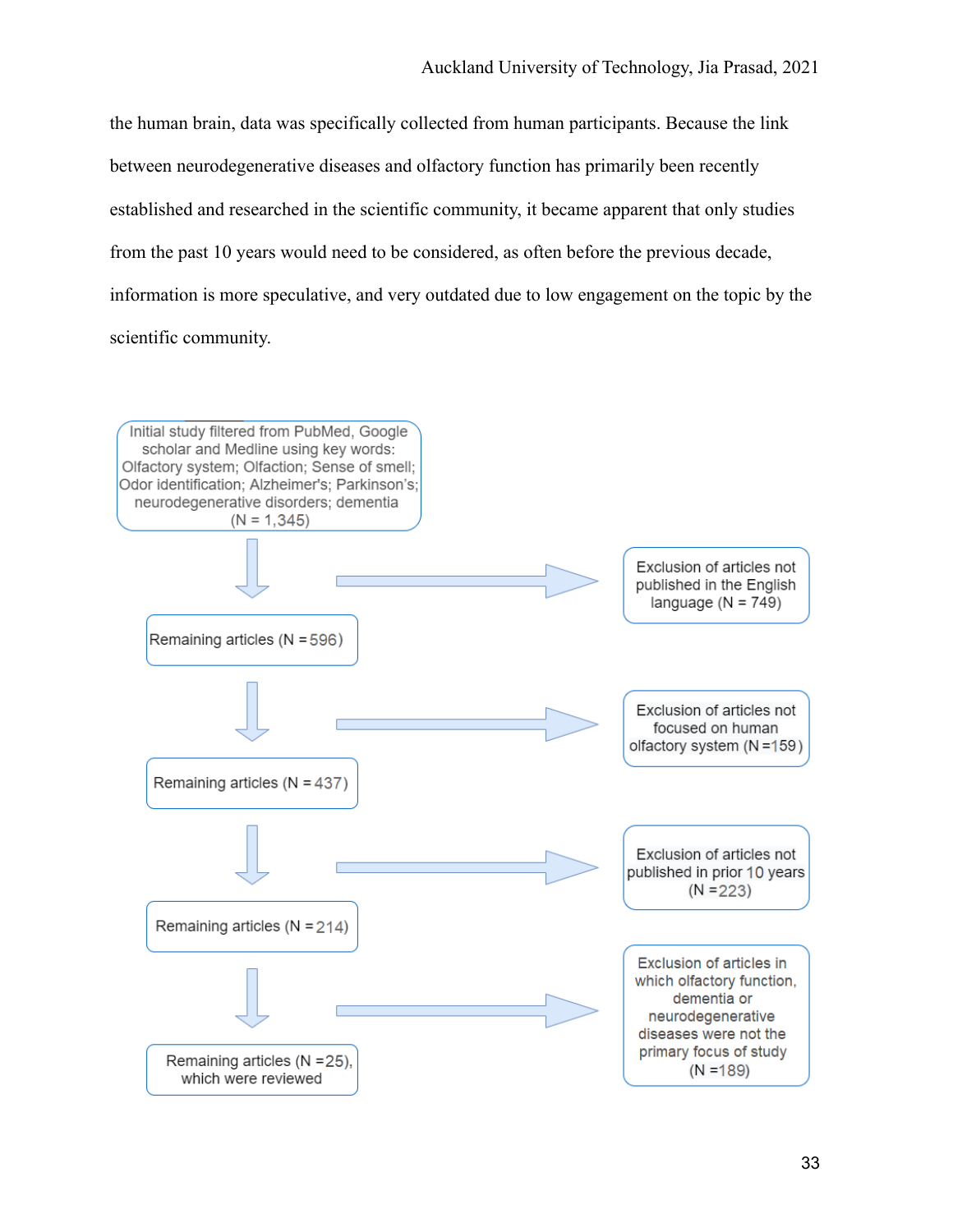the human brain, data was specifically collected from human participants. Because the link between neurodegenerative diseases and olfactory function has primarily been recently established and researched in the scientific community, it became apparent that only studies from the past 10 years would need to be considered, as often before the previous decade, information is more speculative, and very outdated due to low engagement on the topic by the scientific community.

Initial study filtered from PubMed, Google scholar and Medline using key words: Olfactory system; Olfaction; Sense of smell; Odor identification; Alzheimer's; Parkinson's; neurodegenerative disorders; dementia (N = 1,345)

→ Exclusion of articles not published in the English language (N = 749)

Remaining articles (N = 596)

→ Exclusion of articles not focused on human olfactory system (N = 159)

Remaining articles (N = 437)

→ Exclusion of articles not published in prior 10 years (N = 223)

Remaining articles (N = 214)

→ Exclusion of articles in which olfactory function, dementia or neurodegenerative diseases were not the primary focus of study (N = 189)

Remaining articles (N = 25), which were reviewed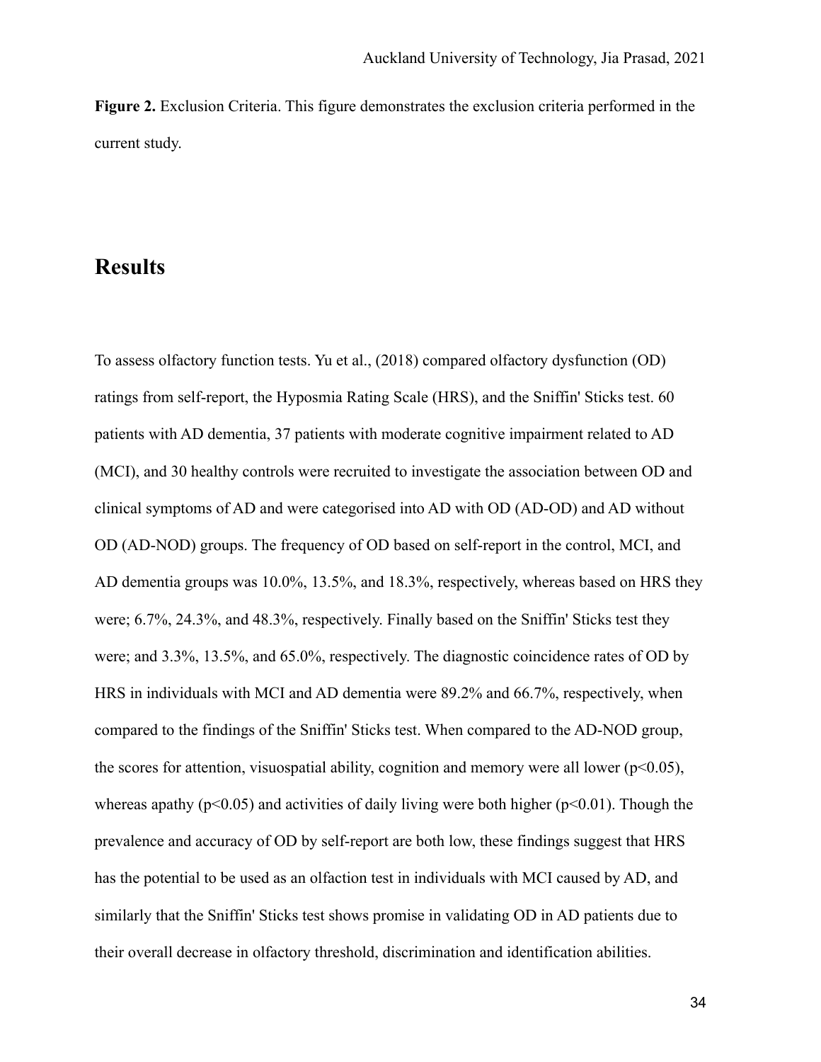**Figure 2.** Exclusion Criteria. This figure demonstrates the exclusion criteria performed in the current study.

## Results

To assess olfactory function tests. Yu et al., (2018) compared olfactory dysfunction (OD) ratings from self-report, the Hyposmia Rating Scale (HRS), and the Sniffin' Sticks test. 60 patients with AD dementia, 37 patients with moderate cognitive impairment related to AD (MCI), and 30 healthy controls were recruited to investigate the association between OD and clinical symptoms of AD and were categorised into AD with OD (AD-OD) and AD without OD (AD-NOD) groups. The frequency of OD based on self-report in the control, MCI, and AD dementia groups was 10.0%, 13.5%, and 18.3%, respectively, whereas based on HRS they were; 6.7%, 24.3%, and 48.3%, respectively. Finally based on the Sniffin' Sticks test they were; and 3.3%, 13.5%, and 65.0%, respectively. The diagnostic coincidence rates of OD by HRS in individuals with MCI and AD dementia were 89.2% and 66.7%, respectively, when compared to the findings of the Sniffin' Sticks test. When compared to the AD-NOD group, the scores for attention, visuospatial ability, cognition and memory were all lower ($p<0.05$), whereas apathy ($p<0.05$) and activities of daily living were both higher ($p<0.01$). Though the prevalence and accuracy of OD by self-report are both low, these findings suggest that HRS has the potential to be used as an olfaction test in individuals with MCI caused by AD, and similarly that the Sniffin' Sticks test shows promise in validating OD in AD patients due to their overall decrease in olfactory threshold, discrimination and identification abilities.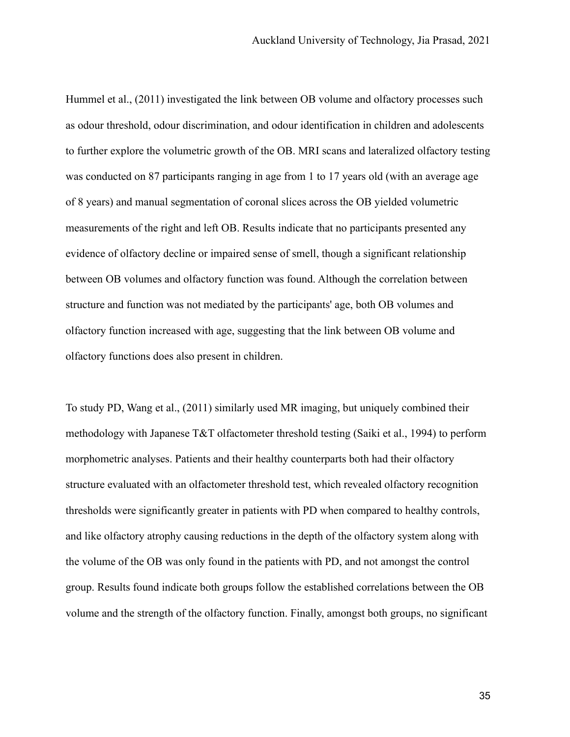Hummel et al., (2011) investigated the link between OB volume and olfactory processes such as odour threshold, odour discrimination, and odour identification in children and adolescents to further explore the volumetric growth of the OB. MRI scans and lateralized olfactory testing was conducted on 87 participants ranging in age from 1 to 17 years old (with an average age of 8 years) and manual segmentation of coronal slices across the OB yielded volumetric measurements of the right and left OB. Results indicate that no participants presented any evidence of olfactory decline or impaired sense of smell, though a significant relationship between OB volumes and olfactory function was found. Although the correlation between structure and function was not mediated by the participants' age, both OB volumes and olfactory function increased with age, suggesting that the link between OB volume and olfactory functions does also present in children.

To study PD, Wang et al., (2011) similarly used MR imaging, but uniquely combined their methodology with Japanese T&T olfactometer threshold testing (Saiki et al., 1994) to perform morphometric analyses. Patients and their healthy counterparts both had their olfactory structure evaluated with an olfactometer threshold test, which revealed olfactory recognition thresholds were significantly greater in patients with PD when compared to healthy controls, and like olfactory atrophy causing reductions in the depth of the olfactory system along with the volume of the OB was only found in the patients with PD, and not amongst the control group. Results found indicate both groups follow the established correlations between the OB volume and the strength of the olfactory function. Finally, amongst both groups, no significant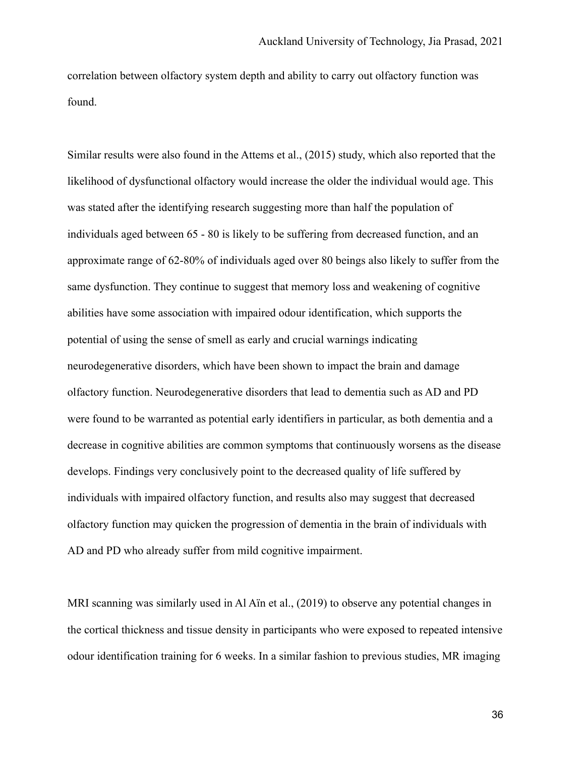correlation between olfactory system depth and ability to carry out olfactory function was found.

Similar results were also found in the Attems et al., (2015) study, which also reported that the likelihood of dysfunctional olfactory would increase the older the individual would age. This was stated after the identifying research suggesting more than half the population of individuals aged between 65 - 80 is likely to be suffering from decreased function, and an approximate range of 62-80% of individuals aged over 80 beings also likely to suffer from the same dysfunction. They continue to suggest that memory loss and weakening of cognitive abilities have some association with impaired odour identification, which supports the potential of using the sense of smell as early and crucial warnings indicating neurodegenerative disorders, which have been shown to impact the brain and damage olfactory function. Neurodegenerative disorders that lead to dementia such as AD and PD were found to be warranted as potential early identifiers in particular, as both dementia and a decrease in cognitive abilities are common symptoms that continuously worsens as the disease develops. Findings very conclusively point to the decreased quality of life suffered by individuals with impaired olfactory function, and results also may suggest that decreased olfactory function may quicken the progression of dementia in the brain of individuals with AD and PD who already suffer from mild cognitive impairment.

MRI scanning was similarly used in Al Aïn et al., (2019) to observe any potential changes in the cortical thickness and tissue density in participants who were exposed to repeated intensive odour identification training for 6 weeks. In a similar fashion to previous studies, MR imaging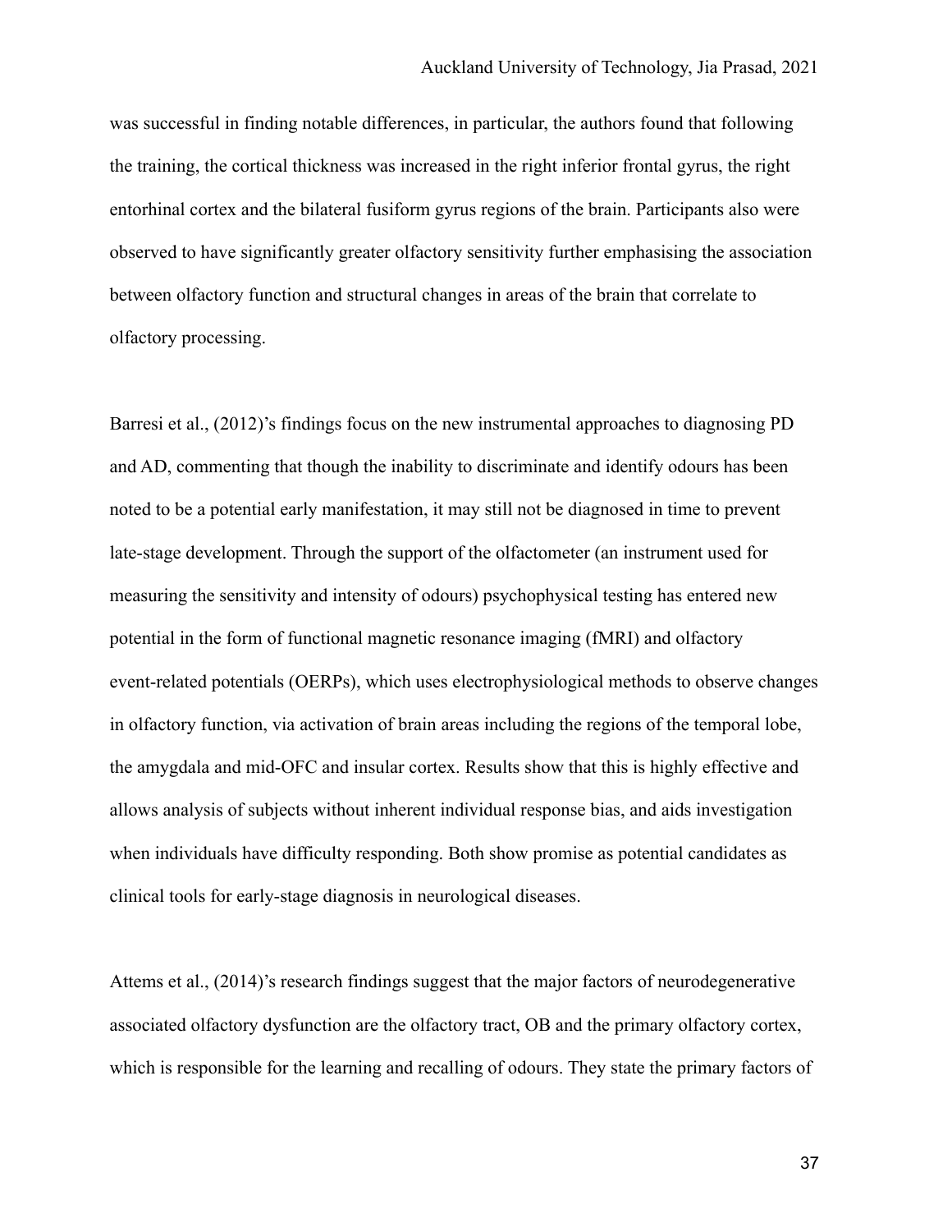was successful in finding notable differences, in particular, the authors found that following the training, the cortical thickness was increased in the right inferior frontal gyrus, the right entorhinal cortex and the bilateral fusiform gyrus regions of the brain. Participants also were observed to have significantly greater olfactory sensitivity further emphasising the association between olfactory function and structural changes in areas of the brain that correlate to olfactory processing.

Barresi et al., (2012)'s findings focus on the new instrumental approaches to diagnosing PD and AD, commenting that though the inability to discriminate and identify odours has been noted to be a potential early manifestation, it may still not be diagnosed in time to prevent late-stage development. Through the support of the olfactometer (an instrument used for measuring the sensitivity and intensity of odours) psychophysical testing has entered new potential in the form of functional magnetic resonance imaging (fMRI) and olfactory event-related potentials (OERPs), which uses electrophysiological methods to observe changes in olfactory function, via activation of brain areas including the regions of the temporal lobe, the amygdala and mid-OFC and insular cortex. Results show that this is highly effective and allows analysis of subjects without inherent individual response bias, and aids investigation when individuals have difficulty responding. Both show promise as potential candidates as clinical tools for early-stage diagnosis in neurological diseases.

Attems et al., (2014)'s research findings suggest that the major factors of neurodegenerative associated olfactory dysfunction are the olfactory tract, OB and the primary olfactory cortex, which is responsible for the learning and recalling of odours. They state the primary factors of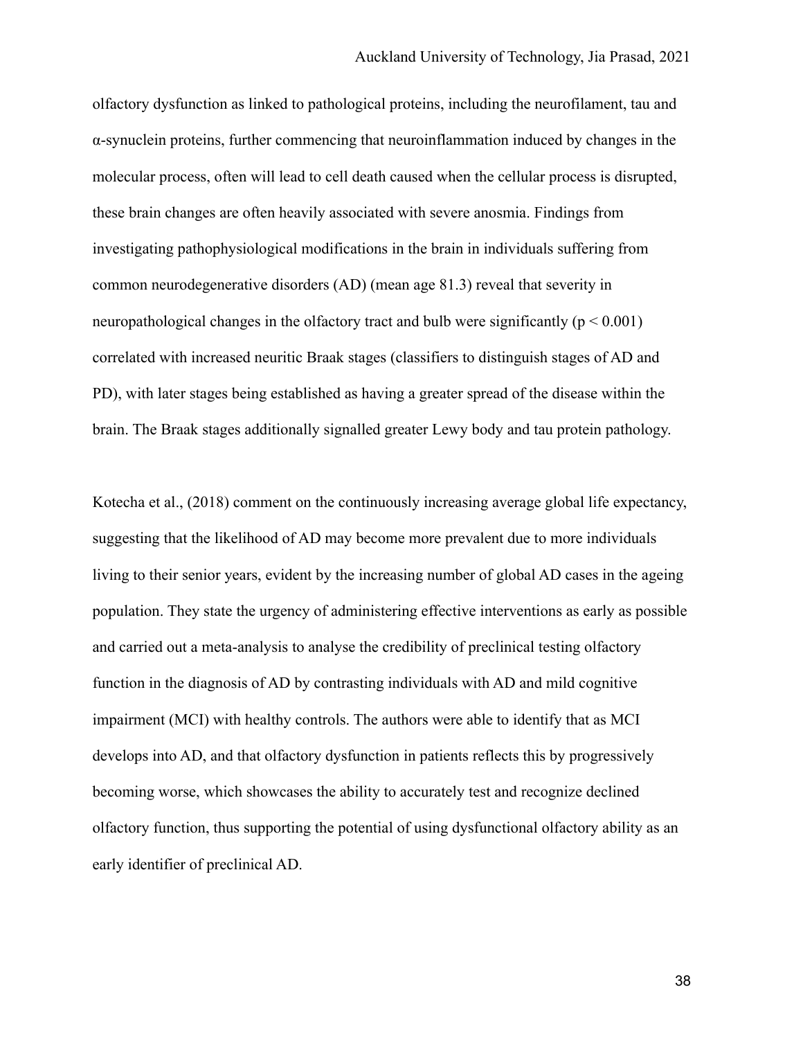olfactory dysfunction as linked to pathological proteins, including the neurofilament, tau and α-synuclein proteins, further commencing that neuroinflammation induced by changes in the molecular process, often will lead to cell death caused when the cellular process is disrupted, these brain changes are often heavily associated with severe anosmia. Findings from investigating pathophysiological modifications in the brain in individuals suffering from common neurodegenerative disorders (AD) (mean age 81.3) reveal that severity in neuropathological changes in the olfactory tract and bulb were significantly ($p < 0.001$) correlated with increased neuritic Braak stages (classifiers to distinguish stages of AD and PD), with later stages being established as having a greater spread of the disease within the brain. The Braak stages additionally signalled greater Lewy body and tau protein pathology.

Kotecha et al., (2018) comment on the continuously increasing average global life expectancy, suggesting that the likelihood of AD may become more prevalent due to more individuals living to their senior years, evident by the increasing number of global AD cases in the ageing population. They state the urgency of administering effective interventions as early as possible and carried out a meta-analysis to analyse the credibility of preclinical testing olfactory function in the diagnosis of AD by contrasting individuals with AD and mild cognitive impairment (MCI) with healthy controls. The authors were able to identify that as MCI develops into AD, and that olfactory dysfunction in patients reflects this by progressively becoming worse, which showcases the ability to accurately test and recognize declined olfactory function, thus supporting the potential of using dysfunctional olfactory ability as an early identifier of preclinical AD.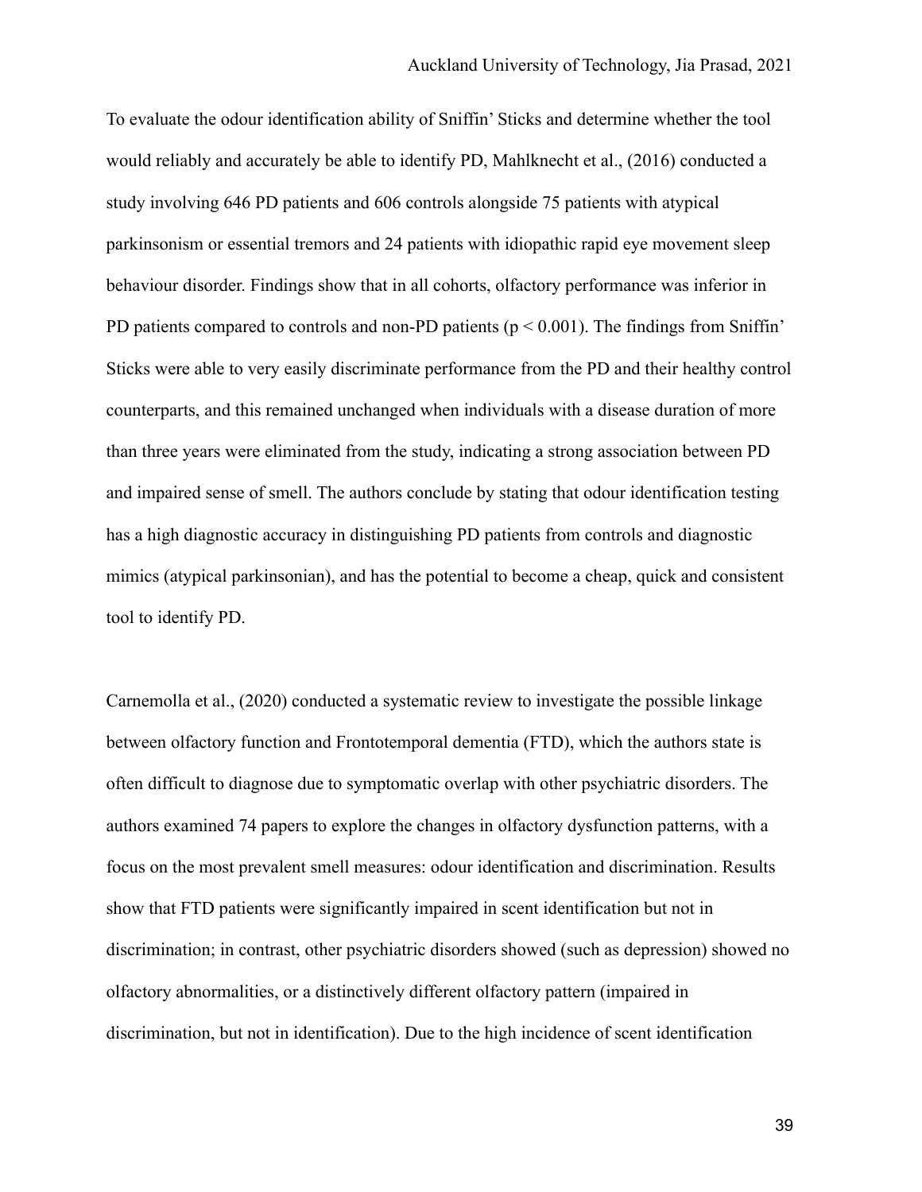To evaluate the odour identification ability of Sniffin' Sticks and determine whether the tool would reliably and accurately be able to identify PD, Mahlknecht et al., (2016) conducted a study involving 646 PD patients and 606 controls alongside 75 patients with atypical parkinsonism or essential tremors and 24 patients with idiopathic rapid eye movement sleep behaviour disorder. Findings show that in all cohorts, olfactory performance was inferior in PD patients compared to controls and non-PD patients ($p < 0.001$). The findings from Sniffin' Sticks were able to very easily discriminate performance from the PD and their healthy control counterparts, and this remained unchanged when individuals with a disease duration of more than three years were eliminated from the study, indicating a strong association between PD and impaired sense of smell. The authors conclude by stating that odour identification testing has a high diagnostic accuracy in distinguishing PD patients from controls and diagnostic mimics (atypical parkinsonian), and has the potential to become a cheap, quick and consistent tool to identify PD.

Carnemolla et al., (2020) conducted a systematic review to investigate the possible linkage between olfactory function and Frontotemporal dementia (FTD), which the authors state is often difficult to diagnose due to symptomatic overlap with other psychiatric disorders. The authors examined 74 papers to explore the changes in olfactory dysfunction patterns, with a focus on the most prevalent smell measures: odour identification and discrimination. Results show that FTD patients were significantly impaired in scent identification but not in discrimination; in contrast, other psychiatric disorders showed (such as depression) showed no olfactory abnormalities, or a distinctively different olfactory pattern (impaired in discrimination, but not in identification). Due to the high incidence of scent identification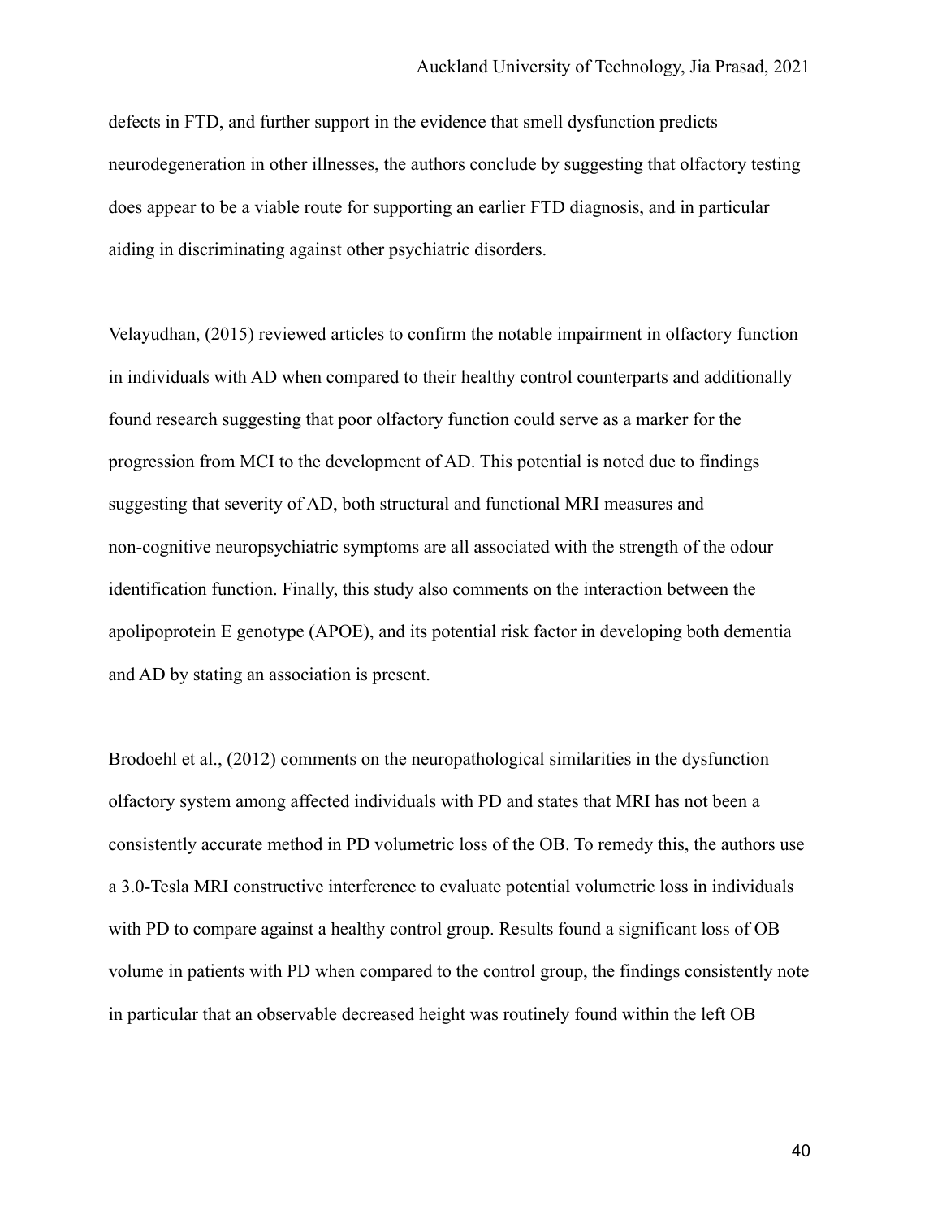defects in FTD, and further support in the evidence that smell dysfunction predicts neurodegeneration in other illnesses, the authors conclude by suggesting that olfactory testing does appear to be a viable route for supporting an earlier FTD diagnosis, and in particular aiding in discriminating against other psychiatric disorders.

Velayudhan, (2015) reviewed articles to confirm the notable impairment in olfactory function in individuals with AD when compared to their healthy control counterparts and additionally found research suggesting that poor olfactory function could serve as a marker for the progression from MCI to the development of AD. This potential is noted due to findings suggesting that severity of AD, both structural and functional MRI measures and non-cognitive neuropsychiatric symptoms are all associated with the strength of the odour identification function. Finally, this study also comments on the interaction between the apolipoprotein E genotype (APOE), and its potential risk factor in developing both dementia and AD by stating an association is present.

Brodoehl et al., (2012) comments on the neuropathological similarities in the dysfunction olfactory system among affected individuals with PD and states that MRI has not been a consistently accurate method in PD volumetric loss of the OB. To remedy this, the authors use a 3.0-Tesla MRI constructive interference to evaluate potential volumetric loss in individuals with PD to compare against a healthy control group. Results found a significant loss of OB volume in patients with PD when compared to the control group, the findings consistently note in particular that an observable decreased height was routinely found within the left OB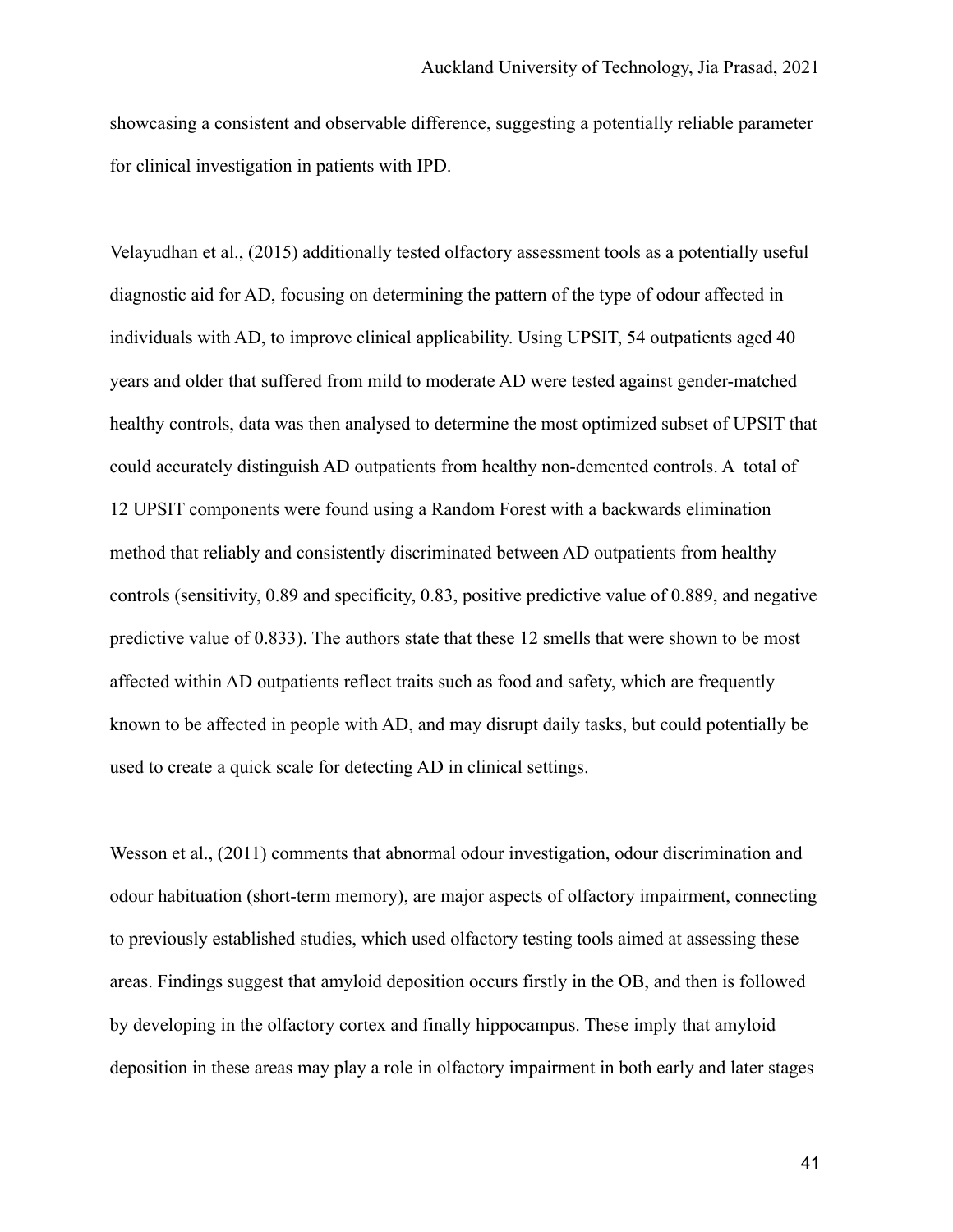showcasing a consistent and observable difference, suggesting a potentially reliable parameter for clinical investigation in patients with IPD.

Velayudhan et al., (2015) additionally tested olfactory assessment tools as a potentially useful diagnostic aid for AD, focusing on determining the pattern of the type of odour affected in individuals with AD, to improve clinical applicability. Using UPSIT, 54 outpatients aged 40 years and older that suffered from mild to moderate AD were tested against gender-matched healthy controls, data was then analysed to determine the most optimized subset of UPSIT that could accurately distinguish AD outpatients from healthy non-demented controls. A total of 12 UPSIT components were found using a Random Forest with a backwards elimination method that reliably and consistently discriminated between AD outpatients from healthy controls (sensitivity, 0.89 and specificity, 0.83, positive predictive value of 0.889, and negative predictive value of 0.833). The authors state that these 12 smells that were shown to be most affected within AD outpatients reflect traits such as food and safety, which are frequently known to be affected in people with AD, and may disrupt daily tasks, but could potentially be used to create a quick scale for detecting AD in clinical settings.

Wesson et al., (2011) comments that abnormal odour investigation, odour discrimination and odour habituation (short-term memory), are major aspects of olfactory impairment, connecting to previously established studies, which used olfactory testing tools aimed at assessing these areas. Findings suggest that amyloid deposition occurs firstly in the OB, and then is followed by developing in the olfactory cortex and finally hippocampus. These imply that amyloid deposition in these areas may play a role in olfactory impairment in both early and later stages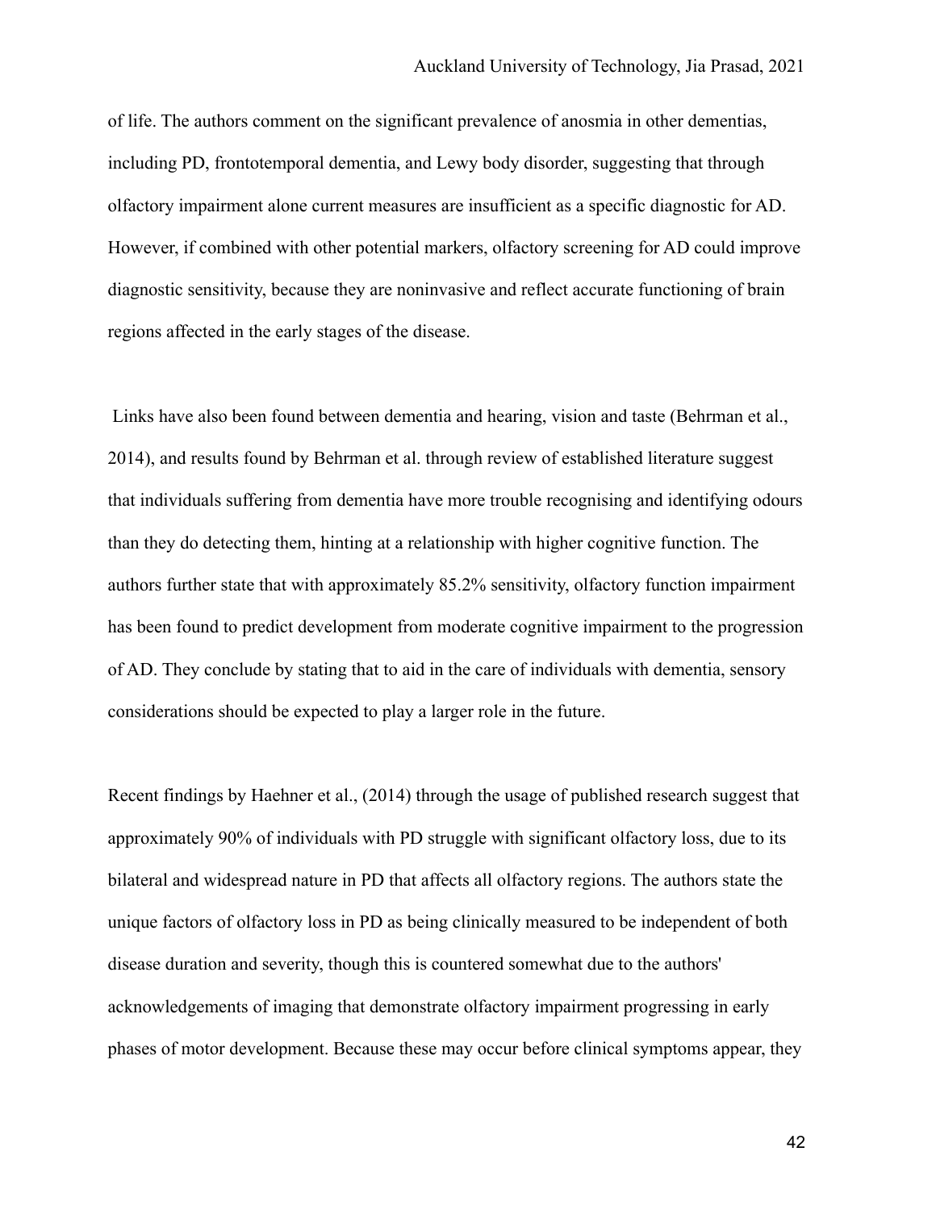of life. The authors comment on the significant prevalence of anosmia in other dementias, including PD, frontotemporal dementia, and Lewy body disorder, suggesting that through olfactory impairment alone current measures are insufficient as a specific diagnostic for AD. However, if combined with other potential markers, olfactory screening for AD could improve diagnostic sensitivity, because they are noninvasive and reflect accurate functioning of brain regions affected in the early stages of the disease.

Links have also been found between dementia and hearing, vision and taste (Behrman et al., 2014), and results found by Behrman et al. through review of established literature suggest that individuals suffering from dementia have more trouble recognising and identifying odours than they do detecting them, hinting at a relationship with higher cognitive function. The authors further state that with approximately 85.2% sensitivity, olfactory function impairment has been found to predict development from moderate cognitive impairment to the progression of AD. They conclude by stating that to aid in the care of individuals with dementia, sensory considerations should be expected to play a larger role in the future.

Recent findings by Haehner et al., (2014) through the usage of published research suggest that approximately 90% of individuals with PD struggle with significant olfactory loss, due to its bilateral and widespread nature in PD that affects all olfactory regions. The authors state the unique factors of olfactory loss in PD as being clinically measured to be independent of both disease duration and severity, though this is countered somewhat due to the authors' acknowledgements of imaging that demonstrate olfactory impairment progressing in early phases of motor development. Because these may occur before clinical symptoms appear, they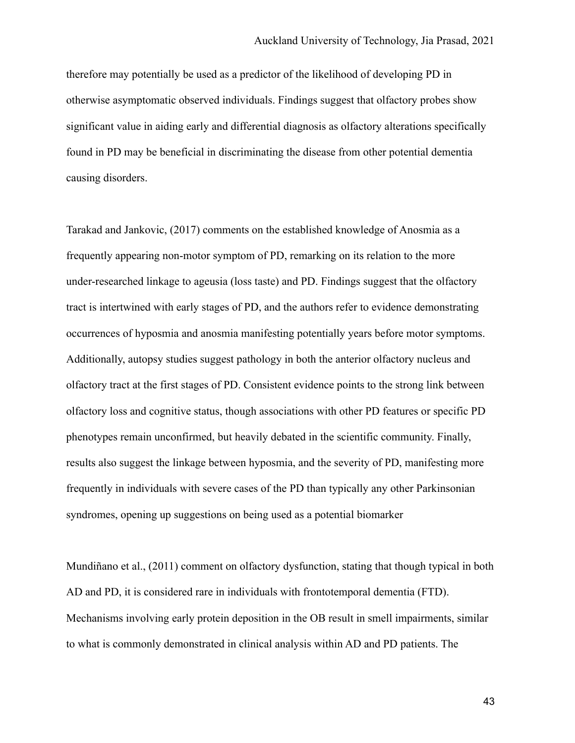therefore may potentially be used as a predictor of the likelihood of developing PD in otherwise asymptomatic observed individuals. Findings suggest that olfactory probes show significant value in aiding early and differential diagnosis as olfactory alterations specifically found in PD may be beneficial in discriminating the disease from other potential dementia causing disorders.

Tarakad and Jankovic, (2017) comments on the established knowledge of Anosmia as a frequently appearing non-motor symptom of PD, remarking on its relation to the more under-researched linkage to ageusia (loss taste) and PD. Findings suggest that the olfactory tract is intertwined with early stages of PD, and the authors refer to evidence demonstrating occurrences of hyposmia and anosmia manifesting potentially years before motor symptoms. Additionally, autopsy studies suggest pathology in both the anterior olfactory nucleus and olfactory tract at the first stages of PD. Consistent evidence points to the strong link between olfactory loss and cognitive status, though associations with other PD features or specific PD phenotypes remain unconfirmed, but heavily debated in the scientific community. Finally, results also suggest the linkage between hyposmia, and the severity of PD, manifesting more frequently in individuals with severe cases of the PD than typically any other Parkinsonian syndromes, opening up suggestions on being used as a potential biomarker

Mundiñano et al., (2011) comment on olfactory dysfunction, stating that though typical in both AD and PD, it is considered rare in individuals with frontotemporal dementia (FTD). Mechanisms involving early protein deposition in the OB result in smell impairments, similar to what is commonly demonstrated in clinical analysis within AD and PD patients. The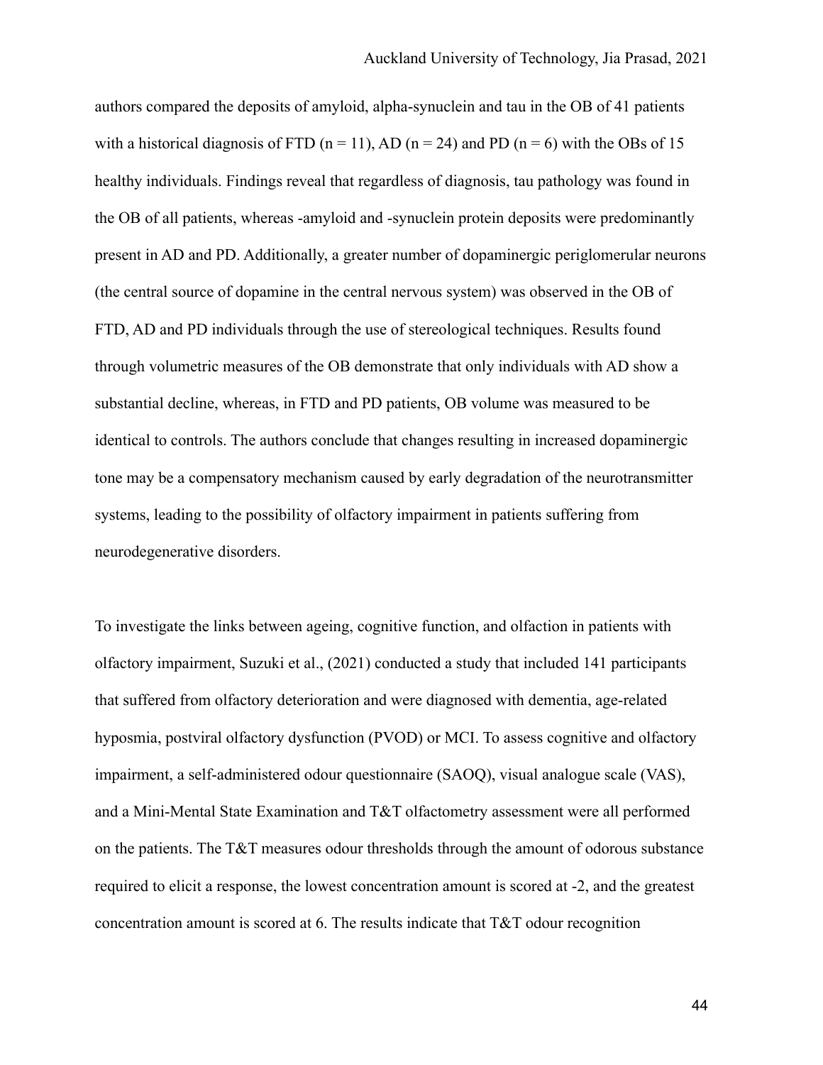authors compared the deposits of amyloid, alpha-synuclein and tau in the OB of 41 patients with a historical diagnosis of FTD (n = 11), AD (n = 24) and PD (n = 6) with the OBs of 15 healthy individuals. Findings reveal that regardless of diagnosis, tau pathology was found in the OB of all patients, whereas -amyloid and -synuclein protein deposits were predominantly present in AD and PD. Additionally, a greater number of dopaminergic periglomerular neurons (the central source of dopamine in the central nervous system) was observed in the OB of FTD, AD and PD individuals through the use of stereological techniques. Results found through volumetric measures of the OB demonstrate that only individuals with AD show a substantial decline, whereas, in FTD and PD patients, OB volume was measured to be identical to controls. The authors conclude that changes resulting in increased dopaminergic tone may be a compensatory mechanism caused by early degradation of the neurotransmitter systems, leading to the possibility of olfactory impairment in patients suffering from neurodegenerative disorders.

To investigate the links between ageing, cognitive function, and olfaction in patients with olfactory impairment, Suzuki et al., (2021) conducted a study that included 141 participants that suffered from olfactory deterioration and were diagnosed with dementia, age-related hyposmia, postviral olfactory dysfunction (PVOD) or MCI. To assess cognitive and olfactory impairment, a self-administered odour questionnaire (SAOQ), visual analogue scale (VAS), and a Mini-Mental State Examination and T&T olfactometry assessment were all performed on the patients. The T&T measures odour thresholds through the amount of odorous substance required to elicit a response, the lowest concentration amount is scored at -2, and the greatest concentration amount is scored at 6. The results indicate that T&T odour recognition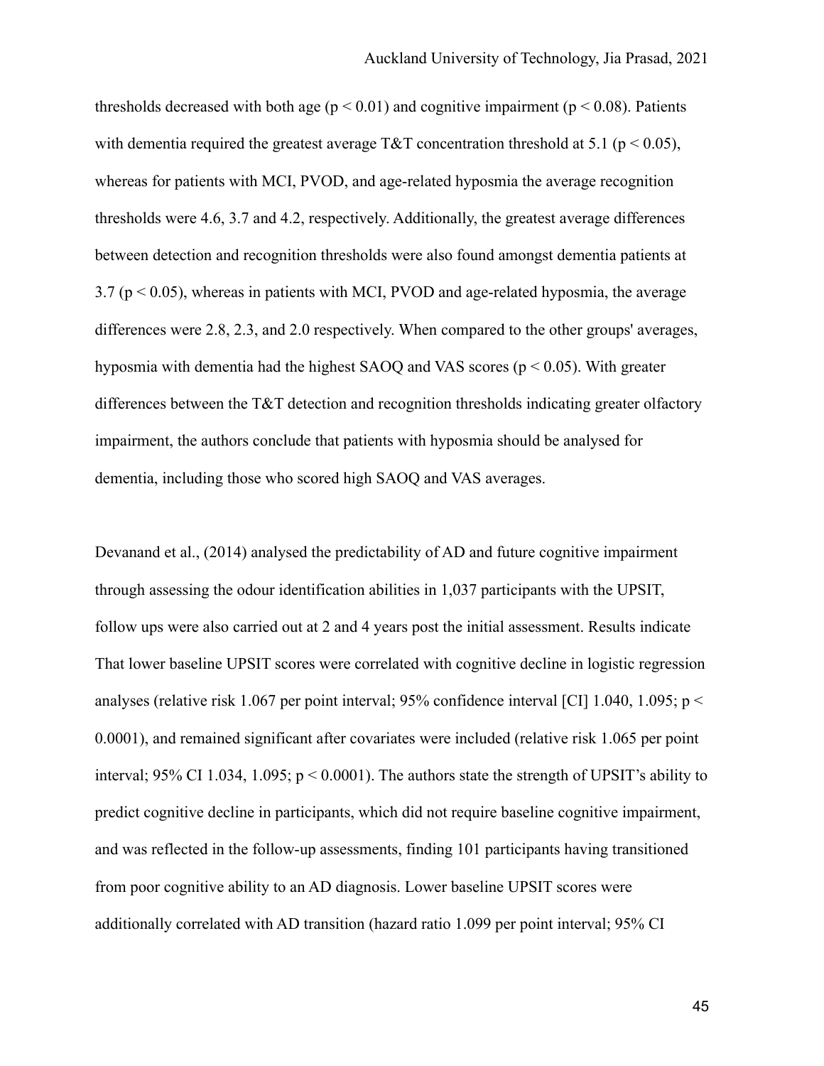thresholds decreased with both age ($p < 0.01$) and cognitive impairment ($p < 0.08$). Patients with dementia required the greatest average T&T concentration threshold at 5.1 ($p < 0.05$), whereas for patients with MCI, PVOD, and age-related hyposmia the average recognition thresholds were 4.6, 3.7 and 4.2, respectively. Additionally, the greatest average differences between detection and recognition thresholds were also found amongst dementia patients at 3.7 ($p < 0.05$), whereas in patients with MCI, PVOD and age-related hyposmia, the average differences were 2.8, 2.3, and 2.0 respectively. When compared to the other groups' averages, hyposmia with dementia had the highest SAOQ and VAS scores ($p < 0.05$). With greater differences between the T&T detection and recognition thresholds indicating greater olfactory impairment, the authors conclude that patients with hyposmia should be analysed for dementia, including those who scored high SAOQ and VAS averages.

Devanand et al., (2014) analysed the predictability of AD and future cognitive impairment through assessing the odour identification abilities in 1,037 participants with the UPSIT, follow ups were also carried out at 2 and 4 years post the initial assessment. Results indicate That lower baseline UPSIT scores were correlated with cognitive decline in logistic regression analyses (relative risk 1.067 per point interval; 95% confidence interval [CI] 1.040, 1.095; $p < 0.0001$), and remained significant after covariates were included (relative risk 1.065 per point interval; 95% CI 1.034, 1.095; $p < 0.0001$). The authors state the strength of UPSIT's ability to predict cognitive decline in participants, which did not require baseline cognitive impairment, and was reflected in the follow-up assessments, finding 101 participants having transitioned from poor cognitive ability to an AD diagnosis. Lower baseline UPSIT scores were additionally correlated with AD transition (hazard ratio 1.099 per point interval; 95% CI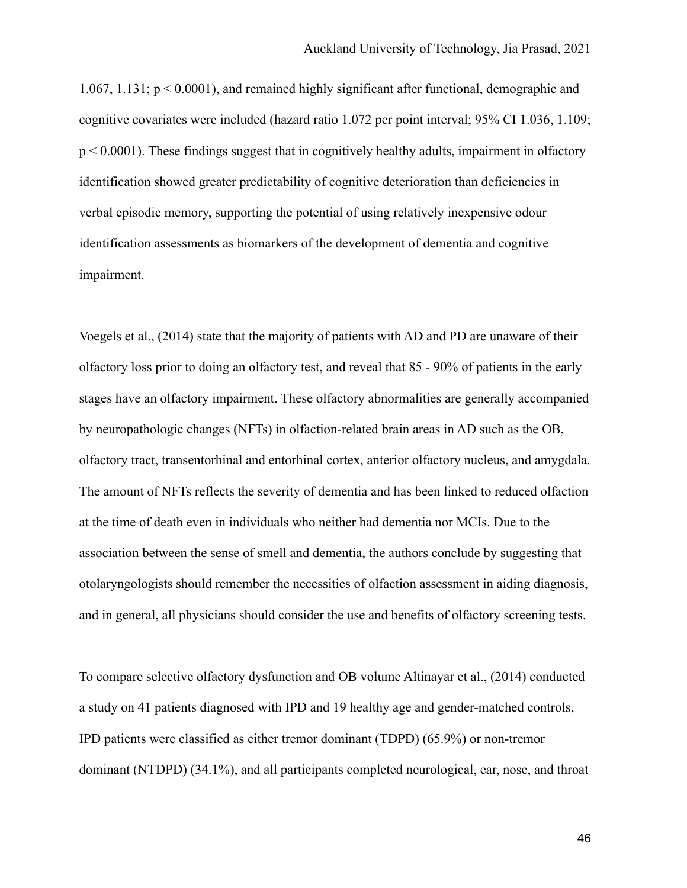1.067, 1.131; $p < 0.0001$), and remained highly significant after functional, demographic and cognitive covariates were included (hazard ratio 1.072 per point interval; 95% CI 1.036, 1.109; $p < 0.0001$). These findings suggest that in cognitively healthy adults, impairment in olfactory identification showed greater predictability of cognitive deterioration than deficiencies in verbal episodic memory, supporting the potential of using relatively inexpensive odour identification assessments as biomarkers of the development of dementia and cognitive impairment.

Voegels et al., (2014) state that the majority of patients with AD and PD are unaware of their olfactory loss prior to doing an olfactory test, and reveal that 85 - 90% of patients in the early stages have an olfactory impairment. These olfactory abnormalities are generally accompanied by neuropathologic changes (NFTs) in olfaction-related brain areas in AD such as the OB, olfactory tract, transentorhinal and entorhinal cortex, anterior olfactory nucleus, and amygdala. The amount of NFTs reflects the severity of dementia and has been linked to reduced olfaction at the time of death even in individuals who neither had dementia nor MCIs. Due to the association between the sense of smell and dementia, the authors conclude by suggesting that otolaryngologists should remember the necessities of olfaction assessment in aiding diagnosis, and in general, all physicians should consider the use and benefits of olfactory screening tests.

To compare selective olfactory dysfunction and OB volume Altinayar et al., (2014) conducted a study on 41 patients diagnosed with IPD and 19 healthy age and gender-matched controls, IPD patients were classified as either tremor dominant (TDPD) (65.9%) or non-tremor dominant (NTDPD) (34.1%), and all participants completed neurological, ear, nose, and throat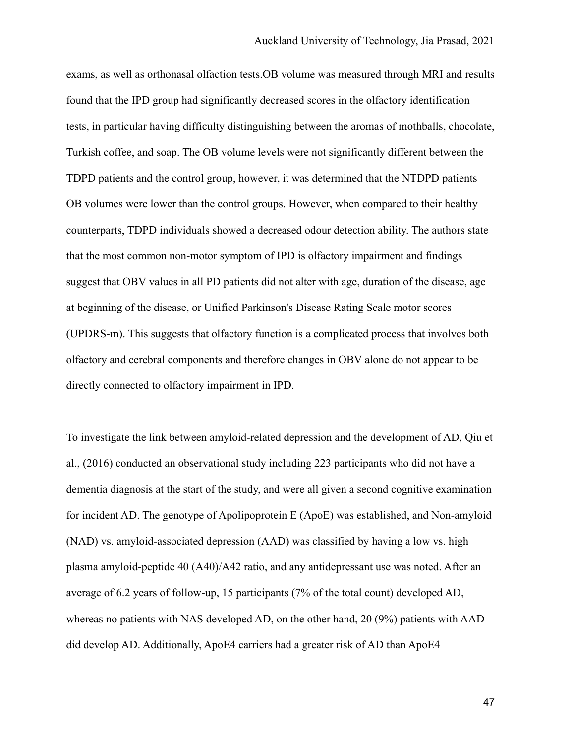exams, as well as orthonasal olfaction tests.OB volume was measured through MRI and results found that the IPD group had significantly decreased scores in the olfactory identification tests, in particular having difficulty distinguishing between the aromas of mothballs, chocolate, Turkish coffee, and soap. The OB volume levels were not significantly different between the TDPD patients and the control group, however, it was determined that the NTDPD patients OB volumes were lower than the control groups. However, when compared to their healthy counterparts, TDPD individuals showed a decreased odour detection ability. The authors state that the most common non-motor symptom of IPD is olfactory impairment and findings suggest that OBV values in all PD patients did not alter with age, duration of the disease, age at beginning of the disease, or Unified Parkinson's Disease Rating Scale motor scores (UPDRS-m). This suggests that olfactory function is a complicated process that involves both olfactory and cerebral components and therefore changes in OBV alone do not appear to be directly connected to olfactory impairment in IPD.

To investigate the link between amyloid-related depression and the development of AD, Qiu et al., (2016) conducted an observational study including 223 participants who did not have a dementia diagnosis at the start of the study, and were all given a second cognitive examination for incident AD. The genotype of Apolipoprotein E (ApoE) was established, and Non-amyloid (NAD) vs. amyloid-associated depression (AAD) was classified by having a low vs. high plasma amyloid-peptide 40 (A40)/A42 ratio, and any antidepressant use was noted. After an average of 6.2 years of follow-up, 15 participants (7% of the total count) developed AD, whereas no patients with NAS developed AD, on the other hand, 20 (9%) patients with AAD did develop AD. Additionally, ApoE4 carriers had a greater risk of AD than ApoE4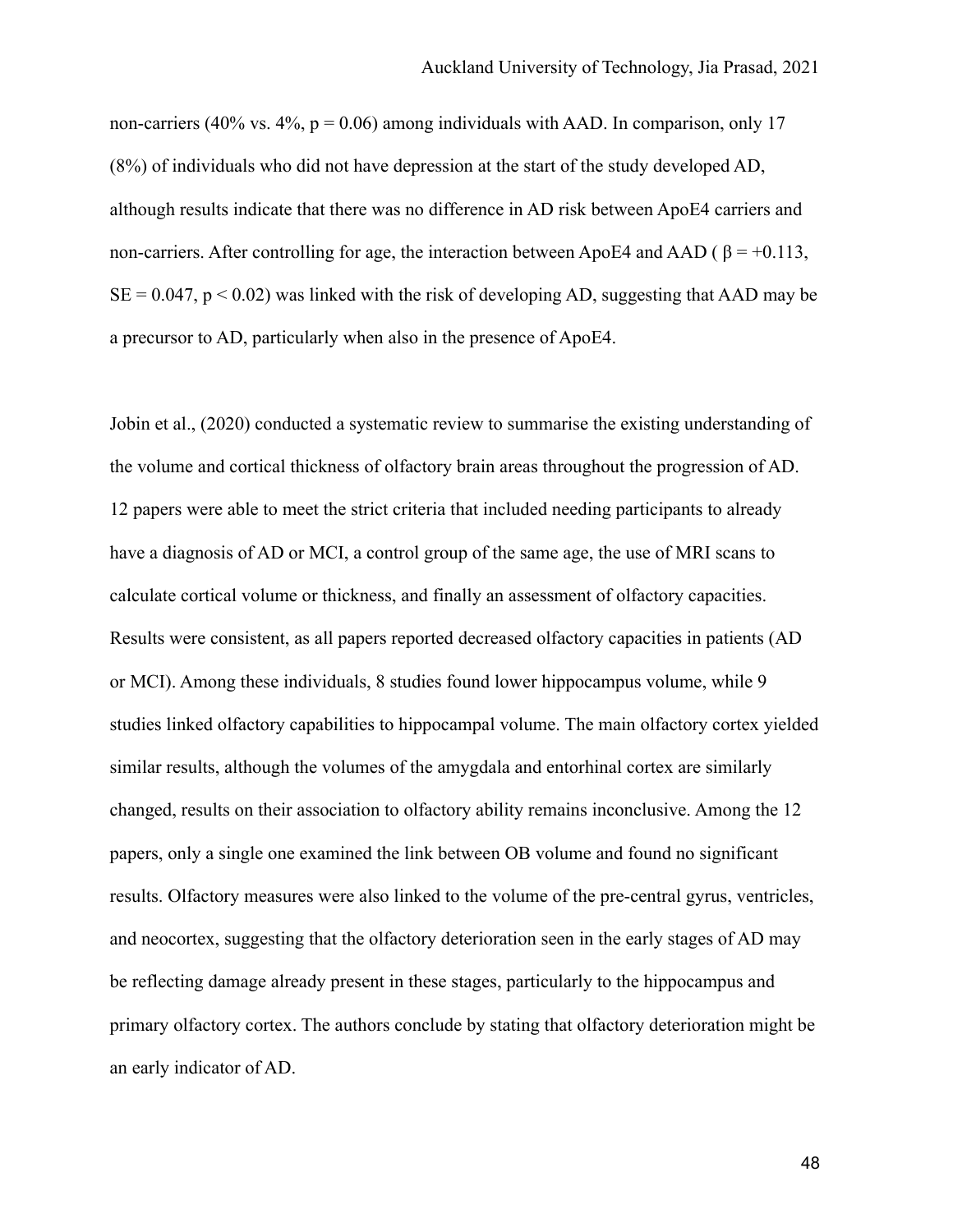non-carriers (40% vs. 4%, $p = 0.06$) among individuals with AAD. In comparison, only 17 (8%) of individuals who did not have depression at the start of the study developed AD, although results indicate that there was no difference in AD risk between ApoE4 carriers and non-carriers. After controlling for age, the interaction between ApoE4 and AAD ( $\beta = +0.113$, $SE = 0.047$, $p < 0.02$) was linked with the risk of developing AD, suggesting that AAD may be a precursor to AD, particularly when also in the presence of ApoE4.

Jobin et al., (2020) conducted a systematic review to summarise the existing understanding of the volume and cortical thickness of olfactory brain areas throughout the progression of AD. 12 papers were able to meet the strict criteria that included needing participants to already have a diagnosis of AD or MCI, a control group of the same age, the use of MRI scans to calculate cortical volume or thickness, and finally an assessment of olfactory capacities. Results were consistent, as all papers reported decreased olfactory capacities in patients (AD or MCI). Among these individuals, 8 studies found lower hippocampus volume, while 9 studies linked olfactory capabilities to hippocampal volume. The main olfactory cortex yielded similar results, although the volumes of the amygdala and entorhinal cortex are similarly changed, results on their association to olfactory ability remains inconclusive. Among the 12 papers, only a single one examined the link between OB volume and found no significant results. Olfactory measures were also linked to the volume of the pre-central gyrus, ventricles, and neocortex, suggesting that the olfactory deterioration seen in the early stages of AD may be reflecting damage already present in these stages, particularly to the hippocampus and primary olfactory cortex. The authors conclude by stating that olfactory deterioration might be an early indicator of AD.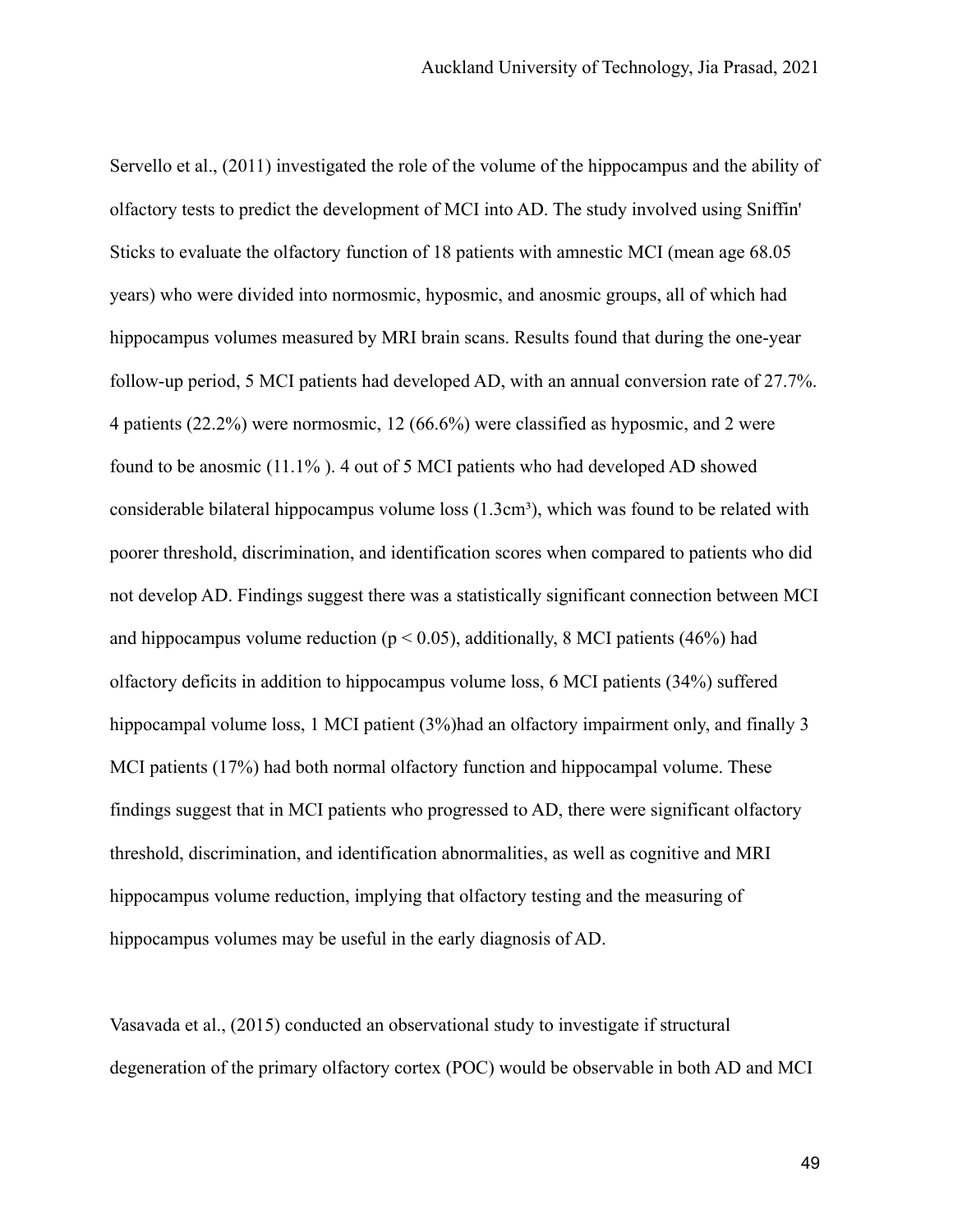Servello et al., (2011) investigated the role of the volume of the hippocampus and the ability of olfactory tests to predict the development of MCI into AD. The study involved using Sniffin' Sticks to evaluate the olfactory function of 18 patients with amnestic MCI (mean age 68.05 years) who were divided into normosmic, hyposmic, and anosmic groups, all of which had hippocampus volumes measured by MRI brain scans. Results found that during the one-year follow-up period, 5 MCI patients had developed AD, with an annual conversion rate of 27.7%. 4 patients (22.2%) were normosmic, 12 (66.6%) were classified as hyposmic, and 2 were found to be anosmic (11.1% ). 4 out of 5 MCI patients who had developed AD showed considerable bilateral hippocampus volume loss ($1.3cm^3$), which was found to be related with poorer threshold, discrimination, and identification scores when compared to patients who did not develop AD. Findings suggest there was a statistically significant connection between MCI and hippocampus volume reduction ($p < 0.05$), additionally, 8 MCI patients (46%) had olfactory deficits in addition to hippocampus volume loss, 6 MCI patients (34%) suffered hippocampal volume loss, 1 MCI patient (3%)had an olfactory impairment only, and finally 3 MCI patients (17%) had both normal olfactory function and hippocampal volume. These findings suggest that in MCI patients who progressed to AD, there were significant olfactory threshold, discrimination, and identification abnormalities, as well as cognitive and MRI hippocampus volume reduction, implying that olfactory testing and the measuring of hippocampus volumes may be useful in the early diagnosis of AD.

Vasavada et al., (2015) conducted an observational study to investigate if structural degeneration of the primary olfactory cortex (POC) would be observable in both AD and MCI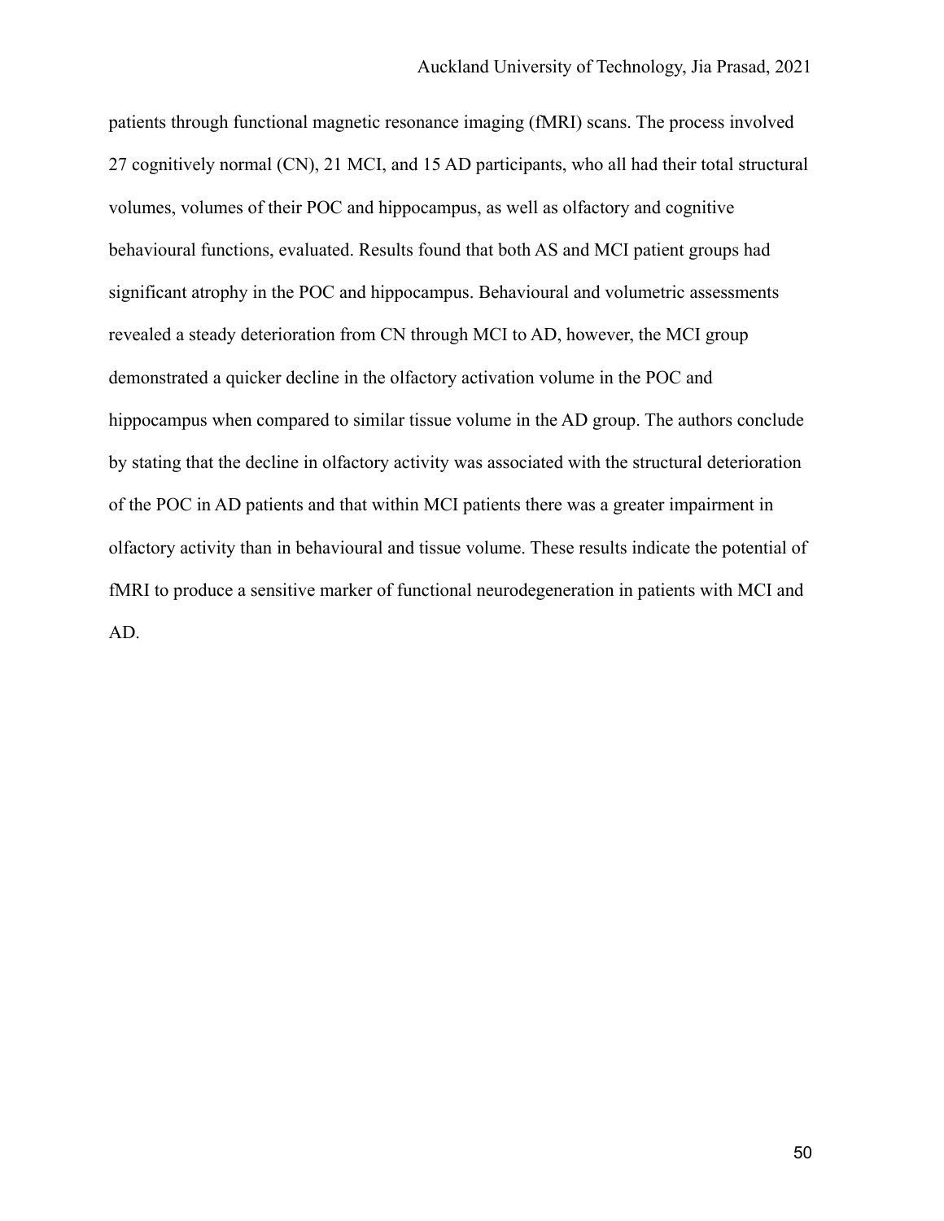patients through functional magnetic resonance imaging (fMRI) scans. The process involved 27 cognitively normal (CN), 21 MCI, and 15 AD participants, who all had their total structural volumes, volumes of their POC and hippocampus, as well as olfactory and cognitive behavioural functions, evaluated. Results found that both AS and MCI patient groups had significant atrophy in the POC and hippocampus. Behavioural and volumetric assessments revealed a steady deterioration from CN through MCI to AD, however, the MCI group demonstrated a quicker decline in the olfactory activation volume in the POC and hippocampus when compared to similar tissue volume in the AD group. The authors conclude by stating that the decline in olfactory activity was associated with the structural deterioration of the POC in AD patients and that within MCI patients there was a greater impairment in olfactory activity than in behavioural and tissue volume. These results indicate the potential of fMRI to produce a sensitive marker of functional neurodegeneration in patients with MCI and AD.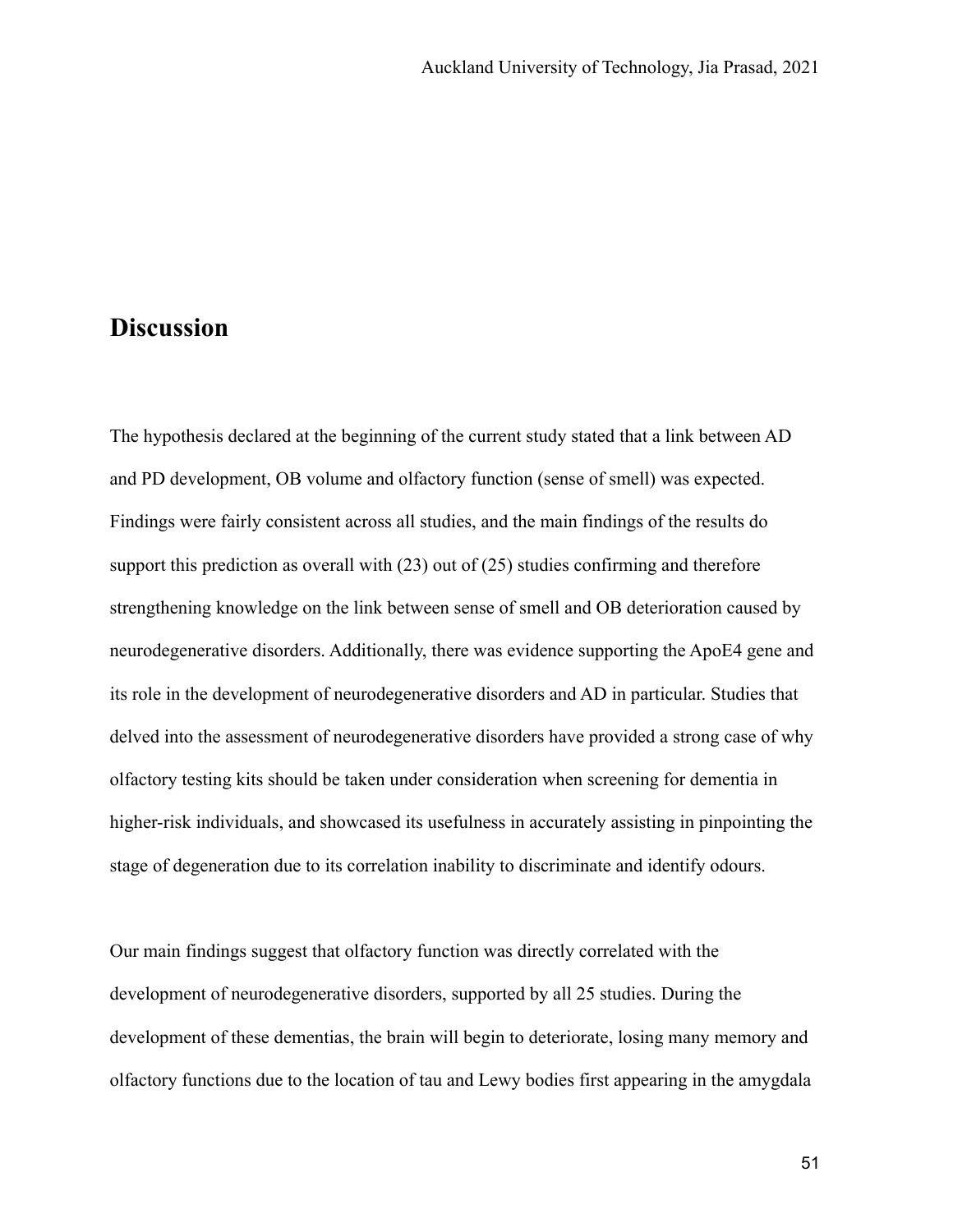## Discussion

The hypothesis declared at the beginning of the current study stated that a link between AD and PD development, OB volume and olfactory function (sense of smell) was expected. Findings were fairly consistent across all studies, and the main findings of the results do support this prediction as overall with (23) out of (25) studies confirming and therefore strengthening knowledge on the link between sense of smell and OB deterioration caused by neurodegenerative disorders. Additionally, there was evidence supporting the ApoE4 gene and its role in the development of neurodegenerative disorders and AD in particular. Studies that delved into the assessment of neurodegenerative disorders have provided a strong case of why olfactory testing kits should be taken under consideration when screening for dementia in higher-risk individuals, and showcased its usefulness in accurately assisting in pinpointing the stage of degeneration due to its correlation inability to discriminate and identify odours.

Our main findings suggest that olfactory function was directly correlated with the development of neurodegenerative disorders, supported by all 25 studies. During the development of these dementias, the brain will begin to deteriorate, losing many memory and olfactory functions due to the location of tau and Lewy bodies first appearing in the amygdala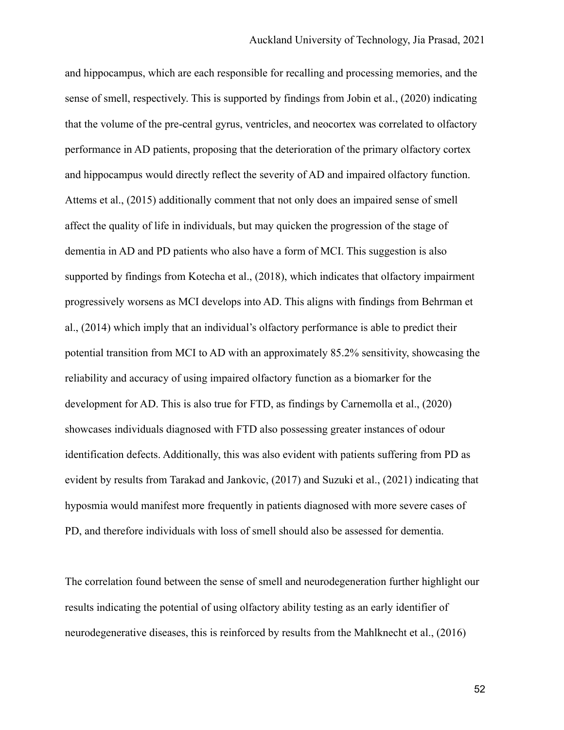and hippocampus, which are each responsible for recalling and processing memories, and the sense of smell, respectively. This is supported by findings from Jobin et al., (2020) indicating that the volume of the pre-central gyrus, ventricles, and neocortex was correlated to olfactory performance in AD patients, proposing that the deterioration of the primary olfactory cortex and hippocampus would directly reflect the severity of AD and impaired olfactory function. Attems et al., (2015) additionally comment that not only does an impaired sense of smell affect the quality of life in individuals, but may quicken the progression of the stage of dementia in AD and PD patients who also have a form of MCI. This suggestion is also supported by findings from Kotecha et al., (2018), which indicates that olfactory impairment progressively worsens as MCI develops into AD. This aligns with findings from Behrman et al., (2014) which imply that an individual's olfactory performance is able to predict their potential transition from MCI to AD with an approximately 85.2% sensitivity, showcasing the reliability and accuracy of using impaired olfactory function as a biomarker for the development for AD. This is also true for FTD, as findings by Carnemolla et al., (2020) showcases individuals diagnosed with FTD also possessing greater instances of odour identification defects. Additionally, this was also evident with patients suffering from PD as evident by results from Tarakad and Jankovic, (2017) and Suzuki et al., (2021) indicating that hyposmia would manifest more frequently in patients diagnosed with more severe cases of PD, and therefore individuals with loss of smell should also be assessed for dementia.

The correlation found between the sense of smell and neurodegeneration further highlight our results indicating the potential of using olfactory ability testing as an early identifier of neurodegenerative diseases, this is reinforced by results from the Mahlknecht et al., (2016)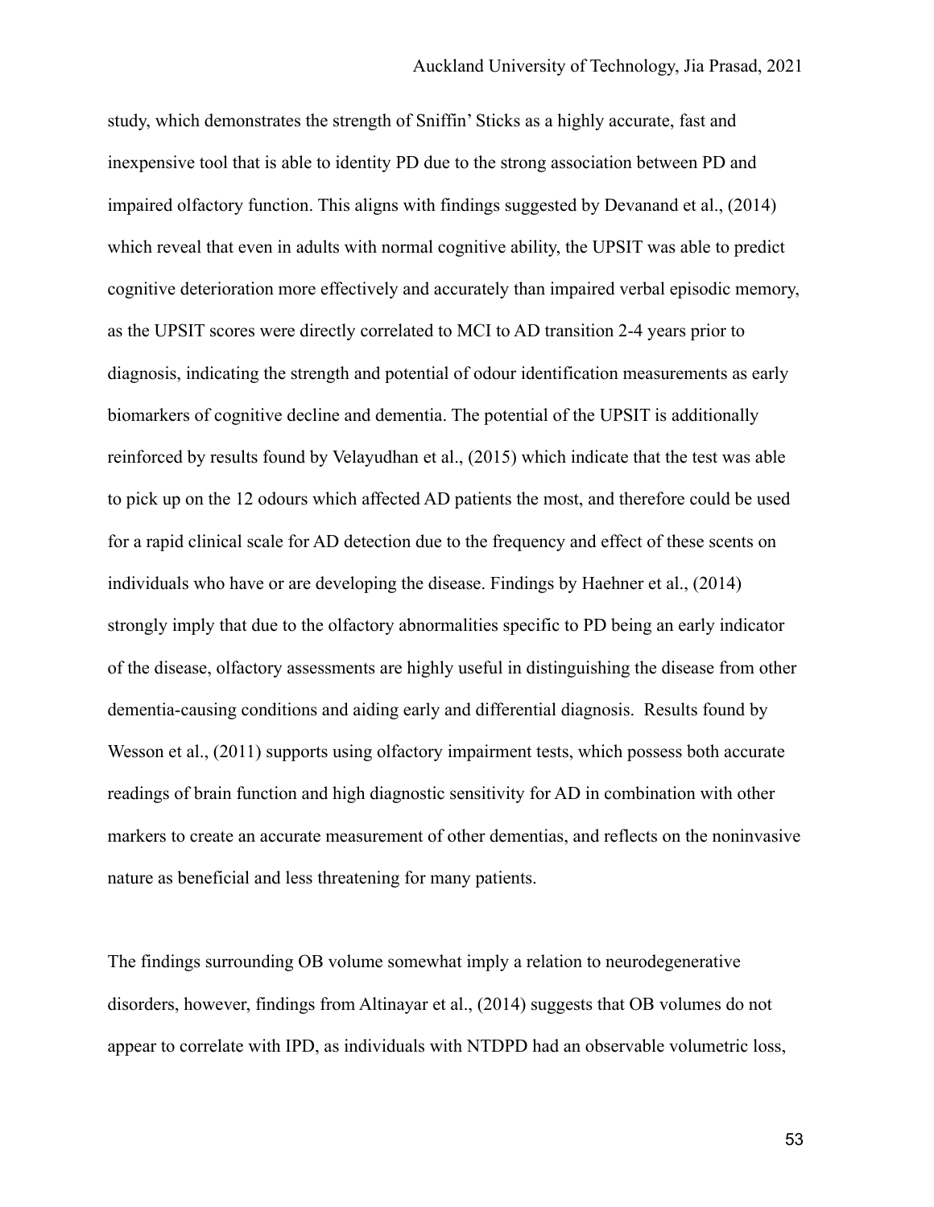study, which demonstrates the strength of Sniffin' Sticks as a highly accurate, fast and inexpensive tool that is able to identity PD due to the strong association between PD and impaired olfactory function. This aligns with findings suggested by Devanand et al., (2014) which reveal that even in adults with normal cognitive ability, the UPSIT was able to predict cognitive deterioration more effectively and accurately than impaired verbal episodic memory, as the UPSIT scores were directly correlated to MCI to AD transition 2-4 years prior to diagnosis, indicating the strength and potential of odour identification measurements as early biomarkers of cognitive decline and dementia. The potential of the UPSIT is additionally reinforced by results found by Velayudhan et al., (2015) which indicate that the test was able to pick up on the 12 odours which affected AD patients the most, and therefore could be used for a rapid clinical scale for AD detection due to the frequency and effect of these scents on individuals who have or are developing the disease. Findings by Haehner et al., (2014) strongly imply that due to the olfactory abnormalities specific to PD being an early indicator of the disease, olfactory assessments are highly useful in distinguishing the disease from other dementia-causing conditions and aiding early and differential diagnosis. Results found by Wesson et al., (2011) supports using olfactory impairment tests, which possess both accurate readings of brain function and high diagnostic sensitivity for AD in combination with other markers to create an accurate measurement of other dementias, and reflects on the noninvasive nature as beneficial and less threatening for many patients.

The findings surrounding OB volume somewhat imply a relation to neurodegenerative disorders, however, findings from Altinayar et al., (2014) suggests that OB volumes do not appear to correlate with IPD, as individuals with NTDPD had an observable volumetric loss,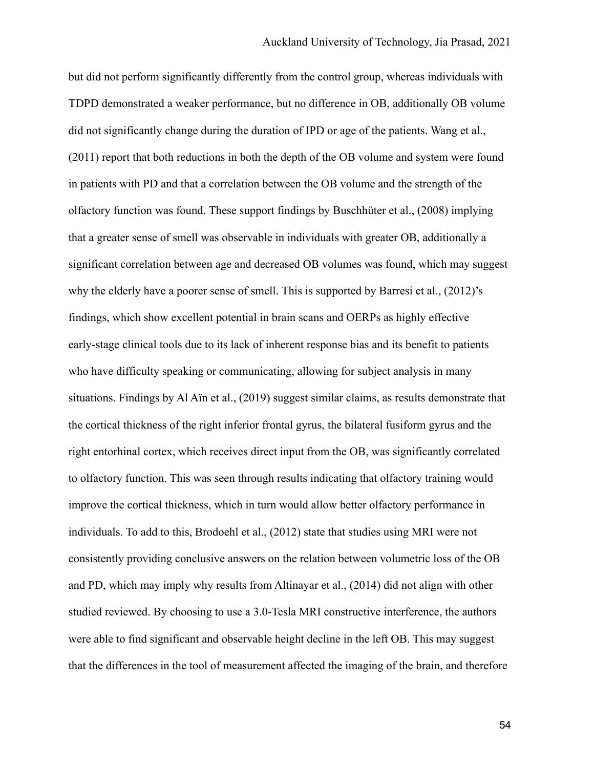but did not perform significantly differently from the control group, whereas individuals with TDPD demonstrated a weaker performance, but no difference in OB, additionally OB volume did not significantly change during the duration of IPD or age of the patients. Wang et al., (2011) report that both reductions in both the depth of the OB volume and system were found in patients with PD and that a correlation between the OB volume and the strength of the olfactory function was found. These support findings by Buschhüter et al., (2008) implying that a greater sense of smell was observable in individuals with greater OB, additionally a significant correlation between age and decreased OB volumes was found, which may suggest why the elderly have a poorer sense of smell. This is supported by Barresi et al., (2012)'s findings, which show excellent potential in brain scans and OERPs as highly effective early-stage clinical tools due to its lack of inherent response bias and its benefit to patients who have difficulty speaking or communicating, allowing for subject analysis in many situations. Findings by Al Aïn et al., (2019) suggest similar claims, as results demonstrate that the cortical thickness of the right inferior frontal gyrus, the bilateral fusiform gyrus and the right entorhinal cortex, which receives direct input from the OB, was significantly correlated to olfactory function. This was seen through results indicating that olfactory training would improve the cortical thickness, which in turn would allow better olfactory performance in individuals. To add to this, Brodoehl et al., (2012) state that studies using MRI were not consistently providing conclusive answers on the relation between volumetric loss of the OB and PD, which may imply why results from Altinayar et al., (2014) did not align with other studied reviewed. By choosing to use a 3.0-Tesla MRI constructive interference, the authors were able to find significant and observable height decline in the left OB. This may suggest that the differences in the tool of measurement affected the imaging of the brain, and therefore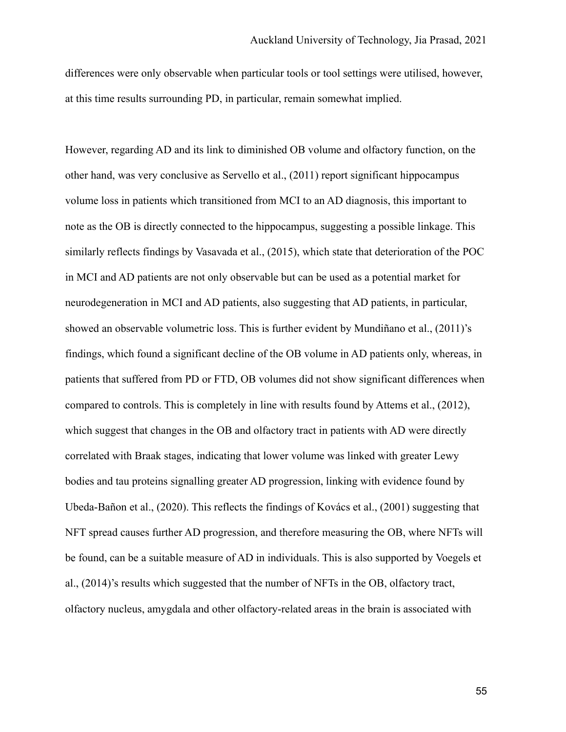differences were only observable when particular tools or tool settings were utilised, however, at this time results surrounding PD, in particular, remain somewhat implied.

However, regarding AD and its link to diminished OB volume and olfactory function, on the other hand, was very conclusive as Servello et al., (2011) report significant hippocampus volume loss in patients which transitioned from MCI to an AD diagnosis, this important to note as the OB is directly connected to the hippocampus, suggesting a possible linkage. This similarly reflects findings by Vasavada et al., (2015), which state that deterioration of the POC in MCI and AD patients are not only observable but can be used as a potential market for neurodegeneration in MCI and AD patients, also suggesting that AD patients, in particular, showed an observable volumetric loss. This is further evident by Mundiñano et al., (2011)'s findings, which found a significant decline of the OB volume in AD patients only, whereas, in patients that suffered from PD or FTD, OB volumes did not show significant differences when compared to controls. This is completely in line with results found by Attems et al., (2012), which suggest that changes in the OB and olfactory tract in patients with AD were directly correlated with Braak stages, indicating that lower volume was linked with greater Lewy bodies and tau proteins signalling greater AD progression, linking with evidence found by Ubeda-Bañon et al., (2020). This reflects the findings of Kovács et al., (2001) suggesting that NFT spread causes further AD progression, and therefore measuring the OB, where NFTs will be found, can be a suitable measure of AD in individuals. This is also supported by Voegels et al., (2014)'s results which suggested that the number of NFTs in the OB, olfactory tract, olfactory nucleus, amygdala and other olfactory-related areas in the brain is associated with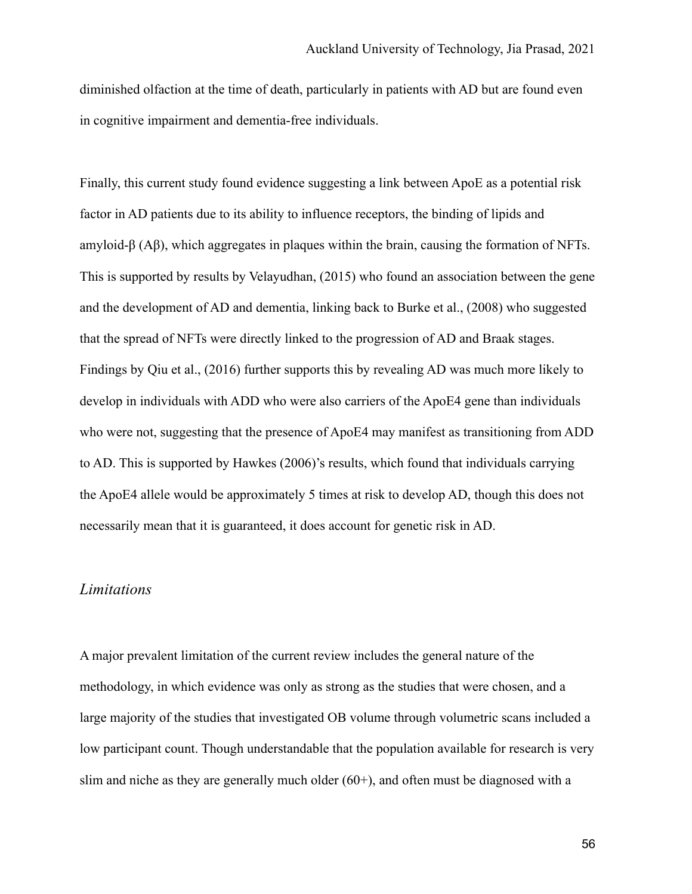diminished olfaction at the time of death, particularly in patients with AD but are found even in cognitive impairment and dementia-free individuals.

Finally, this current study found evidence suggesting a link between ApoE as a potential risk factor in AD patients due to its ability to influence receptors, the binding of lipids and amyloid-β (Aβ), which aggregates in plaques within the brain, causing the formation of NFTs. This is supported by results by Velayudhan, (2015) who found an association between the gene and the development of AD and dementia, linking back to Burke et al., (2008) who suggested that the spread of NFTs were directly linked to the progression of AD and Braak stages. Findings by Qiu et al., (2016) further supports this by revealing AD was much more likely to develop in individuals with ADD who were also carriers of the ApoE4 gene than individuals who were not, suggesting that the presence of ApoE4 may manifest as transitioning from ADD to AD. This is supported by Hawkes (2006)'s results, which found that individuals carrying the ApoE4 allele would be approximately 5 times at risk to develop AD, though this does not necessarily mean that it is guaranteed, it does account for genetic risk in AD.

### *Limitations*

A major prevalent limitation of the current review includes the general nature of the methodology, in which evidence was only as strong as the studies that were chosen, and a large majority of the studies that investigated OB volume through volumetric scans included a low participant count. Though understandable that the population available for research is very slim and niche as they are generally much older (60+), and often must be diagnosed with a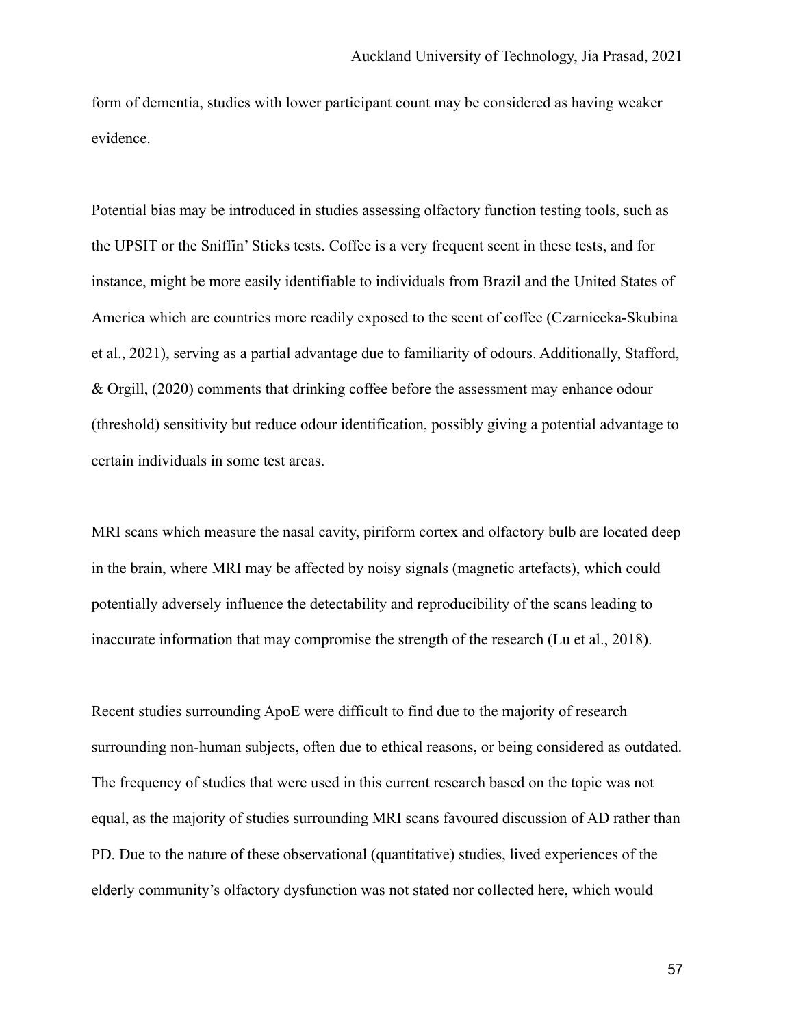form of dementia, studies with lower participant count may be considered as having weaker evidence.

Potential bias may be introduced in studies assessing olfactory function testing tools, such as the UPSIT or the Sniffin' Sticks tests. Coffee is a very frequent scent in these tests, and for instance, might be more easily identifiable to individuals from Brazil and the United States of America which are countries more readily exposed to the scent of coffee (Czarniecka-Skubina et al., 2021), serving as a partial advantage due to familiarity of odours. Additionally, Stafford, & Orgill, (2020) comments that drinking coffee before the assessment may enhance odour (threshold) sensitivity but reduce odour identification, possibly giving a potential advantage to certain individuals in some test areas.

MRI scans which measure the nasal cavity, piriform cortex and olfactory bulb are located deep in the brain, where MRI may be affected by noisy signals (magnetic artefacts), which could potentially adversely influence the detectability and reproducibility of the scans leading to inaccurate information that may compromise the strength of the research (Lu et al., 2018).

Recent studies surrounding ApoE were difficult to find due to the majority of research surrounding non-human subjects, often due to ethical reasons, or being considered as outdated. The frequency of studies that were used in this current research based on the topic was not equal, as the majority of studies surrounding MRI scans favoured discussion of AD rather than PD. Due to the nature of these observational (quantitative) studies, lived experiences of the elderly community's olfactory dysfunction was not stated nor collected here, which would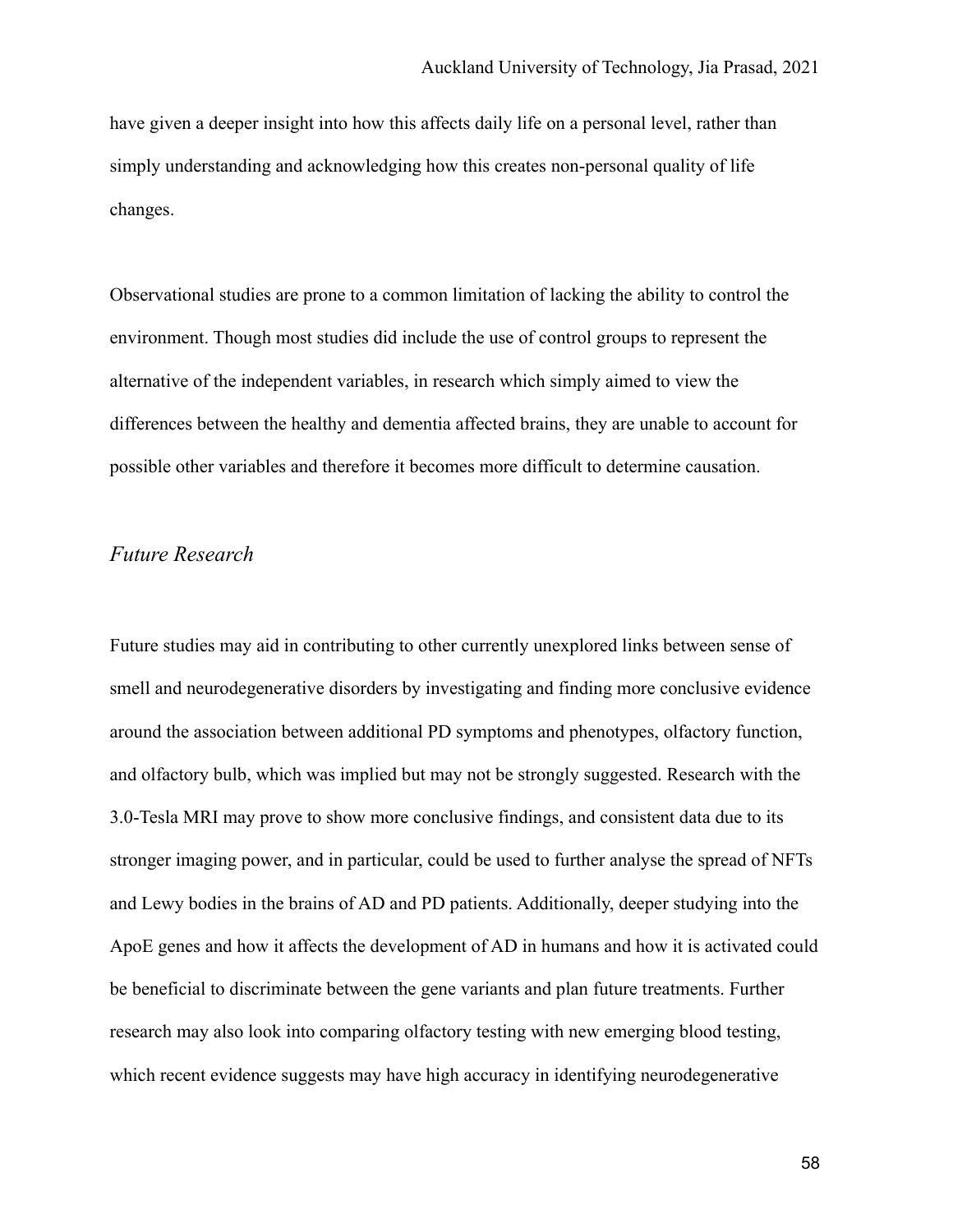have given a deeper insight into how this affects daily life on a personal level, rather than simply understanding and acknowledging how this creates non-personal quality of life changes.

Observational studies are prone to a common limitation of lacking the ability to control the environment. Though most studies did include the use of control groups to represent the alternative of the independent variables, in research which simply aimed to view the differences between the healthy and dementia affected brains, they are unable to account for possible other variables and therefore it becomes more difficult to determine causation.

### *Future Research*

Future studies may aid in contributing to other currently unexplored links between sense of smell and neurodegenerative disorders by investigating and finding more conclusive evidence around the association between additional PD symptoms and phenotypes, olfactory function, and olfactory bulb, which was implied but may not be strongly suggested. Research with the 3.0-Tesla MRI may prove to show more conclusive findings, and consistent data due to its stronger imaging power, and in particular, could be used to further analyse the spread of NFTs and Lewy bodies in the brains of AD and PD patients. Additionally, deeper studying into the ApoE genes and how it affects the development of AD in humans and how it is activated could be beneficial to discriminate between the gene variants and plan future treatments. Further research may also look into comparing olfactory testing with new emerging blood testing, which recent evidence suggests may have high accuracy in identifying neurodegenerative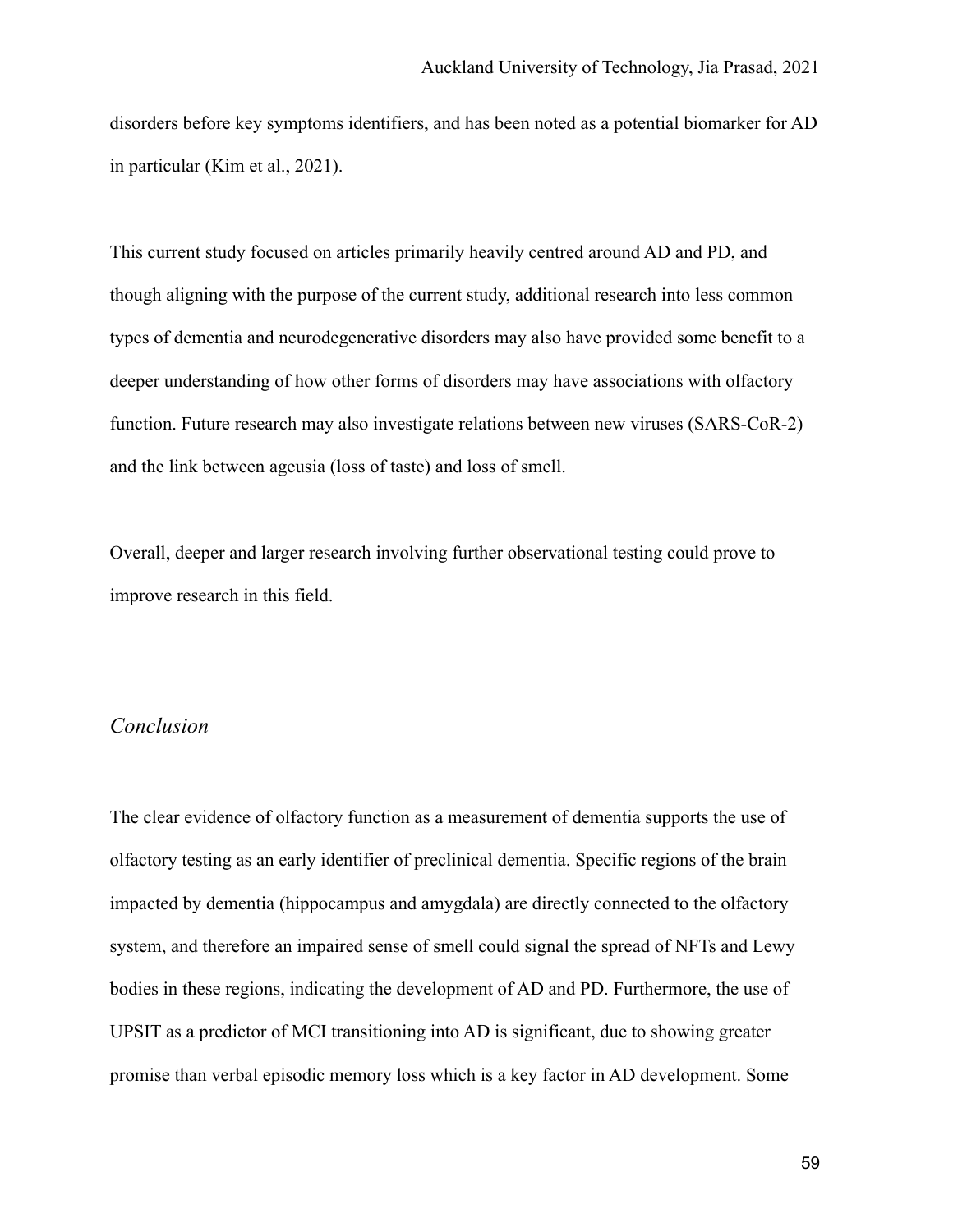disorders before key symptoms identifiers, and has been noted as a potential biomarker for AD in particular (Kim et al., 2021).

This current study focused on articles primarily heavily centred around AD and PD, and though aligning with the purpose of the current study, additional research into less common types of dementia and neurodegenerative disorders may also have provided some benefit to a deeper understanding of how other forms of disorders may have associations with olfactory function. Future research may also investigate relations between new viruses (SARS-CoR-2) and the link between ageusia (loss of taste) and loss of smell.

Overall, deeper and larger research involving further observational testing could prove to improve research in this field.

## *Conclusion*

The clear evidence of olfactory function as a measurement of dementia supports the use of olfactory testing as an early identifier of preclinical dementia. Specific regions of the brain impacted by dementia (hippocampus and amygdala) are directly connected to the olfactory system, and therefore an impaired sense of smell could signal the spread of NFTs and Lewy bodies in these regions, indicating the development of AD and PD. Furthermore, the use of UPSIT as a predictor of MCI transitioning into AD is significant, due to showing greater promise than verbal episodic memory loss which is a key factor in AD development. Some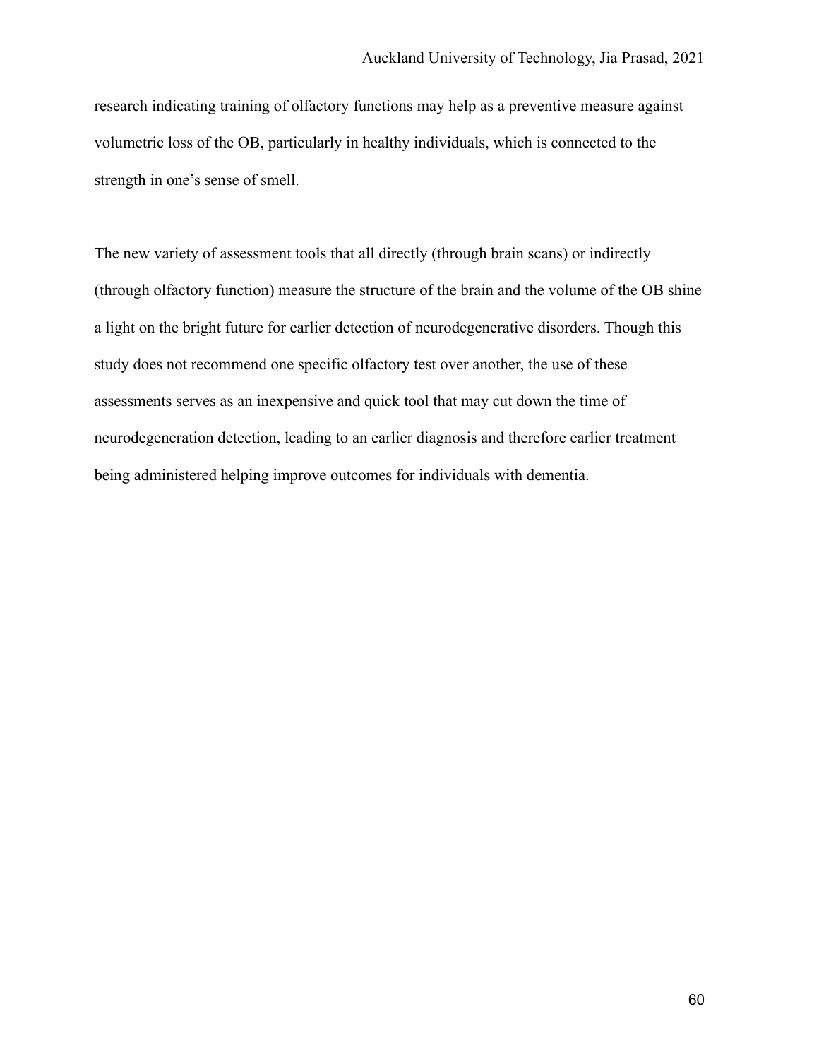research indicating training of olfactory functions may help as a preventive measure against volumetric loss of the OB, particularly in healthy individuals, which is connected to the strength in one's sense of smell.

The new variety of assessment tools that all directly (through brain scans) or indirectly (through olfactory function) measure the structure of the brain and the volume of the OB shine a light on the bright future for earlier detection of neurodegenerative disorders. Though this study does not recommend one specific olfactory test over another, the use of these assessments serves as an inexpensive and quick tool that may cut down the time of neurodegeneration detection, leading to an earlier diagnosis and therefore earlier treatment being administered helping improve outcomes for individuals with dementia.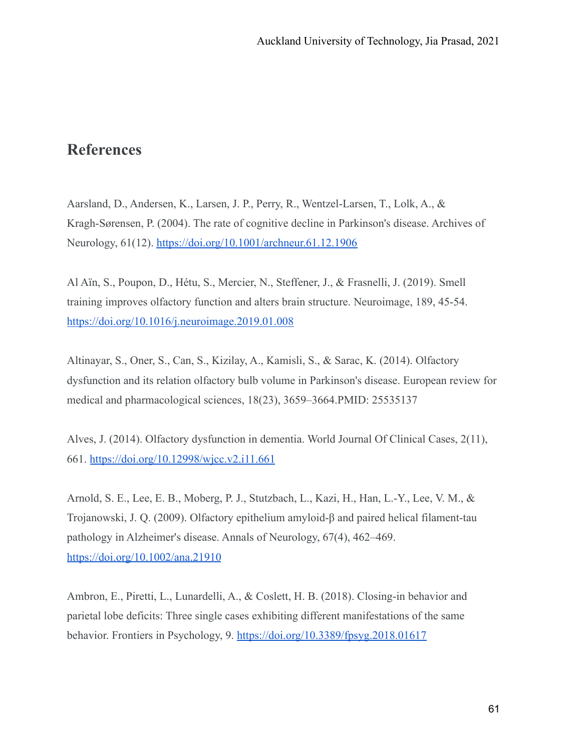## References

Aarsland, D., Andersen, K., Larsen, J. P., Perry, R., Wentzel-Larsen, T., Lolk, A., & Kragh-Sørensen, P. (2004). The rate of cognitive decline in Parkinson's disease. Archives of Neurology, 61(12). https://doi.org/10.1001/archneur.61.12.1906

Al Aïn, S., Poupon, D., Hétu, S., Mercier, N., Steffener, J., & Frasnelli, J. (2019). Smell training improves olfactory function and alters brain structure. Neuroimage, 189, 45-54. https://doi.org/10.1016/j.neuroimage.2019.01.008

Altinayar, S., Oner, S., Can, S., Kizilay, A., Kamisli, S., & Sarac, K. (2014). Olfactory dysfunction and its relation olfactory bulb volume in Parkinson's disease. European review for medical and pharmacological sciences, 18(23), 3659–3664.PMID: 25535137

Alves, J. (2014). Olfactory dysfunction in dementia. World Journal Of Clinical Cases, 2(11), 661. https://doi.org/10.12998/wjcc.v2.i11.661

Arnold, S. E., Lee, E. B., Moberg, P. J., Stutzbach, L., Kazi, H., Han, L.-Y., Lee, V. M., & Trojanowski, J. Q. (2009). Olfactory epithelium amyloid-β and paired helical filament-tau pathology in Alzheimer's disease. Annals of Neurology, 67(4), 462–469. https://doi.org/10.1002/ana.21910

Ambron, E., Piretti, L., Lunardelli, A., & Coslett, H. B. (2018). Closing-in behavior and parietal lobe deficits: Three single cases exhibiting different manifestations of the same behavior. Frontiers in Psychology, 9. https://doi.org/10.3389/fpsyg.2018.01617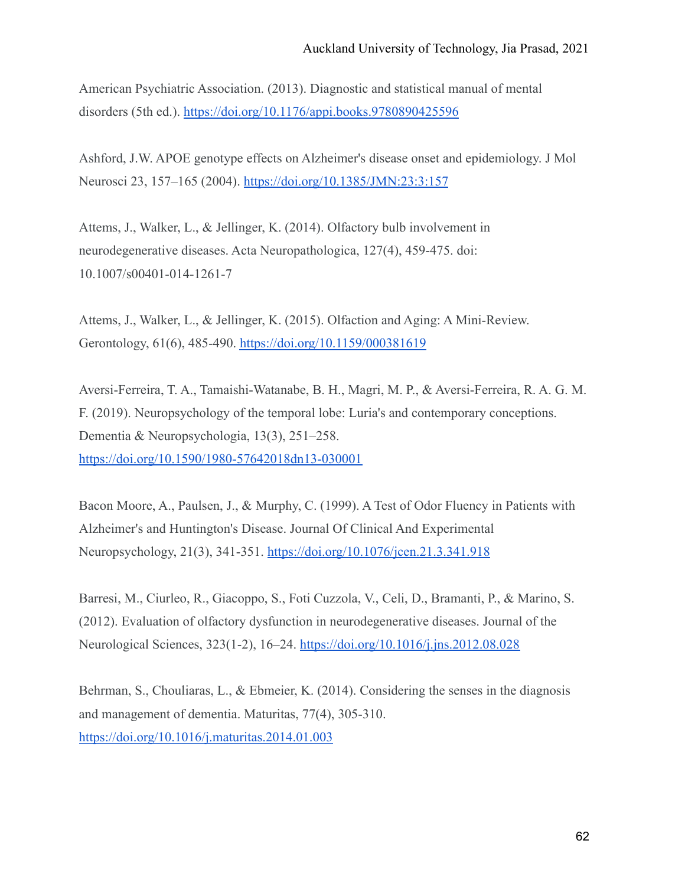American Psychiatric Association. (2013). Diagnostic and statistical manual of mental disorders (5th ed.). https://doi.org/10.1176/appi.books.9780890425596

Ashford, J.W. APOE genotype effects on Alzheimer's disease onset and epidemiology. J Mol Neurosci 23, 157–165 (2004). https://doi.org/10.1385/JMN:23:3:157

Attems, J., Walker, L., & Jellinger, K. (2014). Olfactory bulb involvement in neurodegenerative diseases. Acta Neuropathologica, 127(4), 459-475. doi: 10.1007/s00401-014-1261-7

Attems, J., Walker, L., & Jellinger, K. (2015). Olfaction and Aging: A Mini-Review. Gerontology, 61(6), 485-490. https://doi.org/10.1159/000381619

Aversi-Ferreira, T. A., Tamaishi-Watanabe, B. H., Magri, M. P., & Aversi-Ferreira, R. A. G. M. F. (2019). Neuropsychology of the temporal lobe: Luria's and contemporary conceptions. Dementia & Neuropsychologia, 13(3), 251–258. https://doi.org/10.1590/1980-57642018dn13-030001

Bacon Moore, A., Paulsen, J., & Murphy, C. (1999). A Test of Odor Fluency in Patients with Alzheimer's and Huntington's Disease. Journal Of Clinical And Experimental Neuropsychology, 21(3), 341-351. https://doi.org/10.1076/jcen.21.3.341.918

Barresi, M., Ciurleo, R., Giacoppo, S., Foti Cuzzola, V., Celi, D., Bramanti, P., & Marino, S. (2012). Evaluation of olfactory dysfunction in neurodegenerative diseases. Journal of the Neurological Sciences, 323(1-2), 16–24. https://doi.org/10.1016/j.jns.2012.08.028

Behrman, S., Chouliaras, L., & Ebmeier, K. (2014). Considering the senses in the diagnosis and management of dementia. Maturitas, 77(4), 305-310. https://doi.org/10.1016/j.maturitas.2014.01.003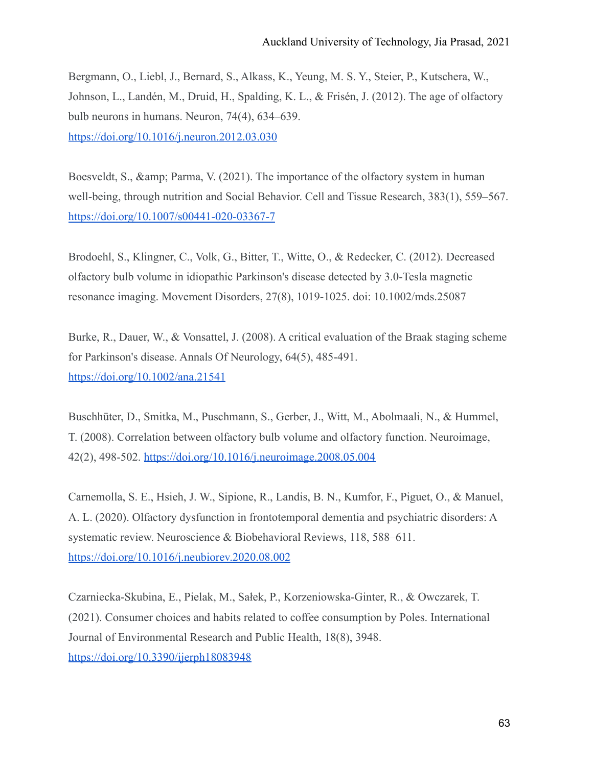Bergmann, O., Liebl, J., Bernard, S., Alkass, K., Yeung, M. S. Y., Steier, P., Kutschera, W., Johnson, L., Landén, M., Druid, H., Spalding, K. L., & Frisén, J. (2012). The age of olfactory bulb neurons in humans. Neuron, 74(4), 634–639. https://doi.org/10.1016/j.neuron.2012.03.030

Boesveldt, S., &amp; Parma, V. (2021). The importance of the olfactory system in human well-being, through nutrition and Social Behavior. Cell and Tissue Research, 383(1), 559–567. https://doi.org/10.1007/s00441-020-03367-7

Brodoehl, S., Klingner, C., Volk, G., Bitter, T., Witte, O., & Redecker, C. (2012). Decreased olfactory bulb volume in idiopathic Parkinson's disease detected by 3.0-Tesla magnetic resonance imaging. Movement Disorders, 27(8), 1019-1025. doi: 10.1002/mds.25087

Burke, R., Dauer, W., & Vonsattel, J. (2008). A critical evaluation of the Braak staging scheme for Parkinson's disease. Annals Of Neurology, 64(5), 485-491. https://doi.org/10.1002/ana.21541

Buschhüter, D., Smitka, M., Puschmann, S., Gerber, J., Witt, M., Abolmaali, N., & Hummel, T. (2008). Correlation between olfactory bulb volume and olfactory function. Neuroimage, 42(2), 498-502. https://doi.org/10.1016/j.neuroimage.2008.05.004

Carnemolla, S. E., Hsieh, J. W., Sipione, R., Landis, B. N., Kumfor, F., Piguet, O., & Manuel, A. L. (2020). Olfactory dysfunction in frontotemporal dementia and psychiatric disorders: A systematic review. Neuroscience & Biobehavioral Reviews, 118, 588–611. https://doi.org/10.1016/j.neubiorev.2020.08.002

Czarniecka-Skubina, E., Pielak, M., Sałek, P., Korzeniowska-Ginter, R., & Owczarek, T. (2021). Consumer choices and habits related to coffee consumption by Poles. International Journal of Environmental Research and Public Health, 18(8), 3948. https://doi.org/10.3390/ijerph18083948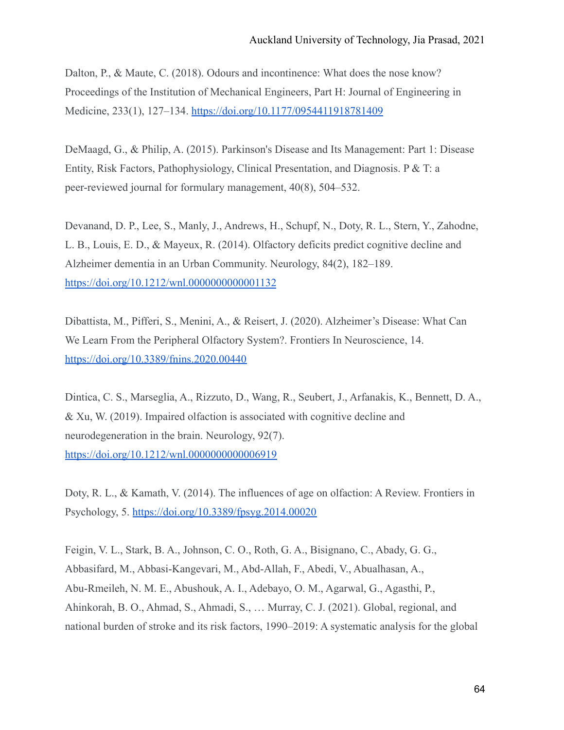Dalton, P., & Maute, C. (2018). Odours and incontinence: What does the nose know? Proceedings of the Institution of Mechanical Engineers, Part H: Journal of Engineering in Medicine, 233(1), 127–134. https://doi.org/10.1177/0954411918781409

DeMaagd, G., & Philip, A. (2015). Parkinson's Disease and Its Management: Part 1: Disease Entity, Risk Factors, Pathophysiology, Clinical Presentation, and Diagnosis. P & T: a peer-reviewed journal for formulary management, 40(8), 504–532.

Devanand, D. P., Lee, S., Manly, J., Andrews, H., Schupf, N., Doty, R. L., Stern, Y., Zahodne, L. B., Louis, E. D., & Mayeux, R. (2014). Olfactory deficits predict cognitive decline and Alzheimer dementia in an Urban Community. Neurology, 84(2), 182–189. https://doi.org/10.1212/wnl.0000000000001132

Dibattista, M., Pifferi, S., Menini, A., & Reisert, J. (2020). Alzheimer's Disease: What Can We Learn From the Peripheral Olfactory System?. Frontiers In Neuroscience, 14. https://doi.org/10.3389/fnins.2020.00440

Dintica, C. S., Marseglia, A., Rizzuto, D., Wang, R., Seubert, J., Arfanakis, K., Bennett, D. A., & Xu, W. (2019). Impaired olfaction is associated with cognitive decline and neurodegeneration in the brain. Neurology, 92(7). https://doi.org/10.1212/wnl.0000000000006919

Doty, R. L., & Kamath, V. (2014). The influences of age on olfaction: A Review. Frontiers in Psychology, 5. https://doi.org/10.3389/fpsyg.2014.00020

Feigin, V. L., Stark, B. A., Johnson, C. O., Roth, G. A., Bisignano, C., Abady, G. G., Abbasifard, M., Abbasi-Kangevari, M., Abd-Allah, F., Abedi, V., Abualhasan, A., Abu-Rmeileh, N. M. E., Abushouk, A. I., Adebayo, O. M., Agarwal, G., Agasthi, P., Ahinkorah, B. O., Ahmad, S., Ahmadi, S., … Murray, C. J. (2021). Global, regional, and national burden of stroke and its risk factors, 1990–2019: A systematic analysis for the global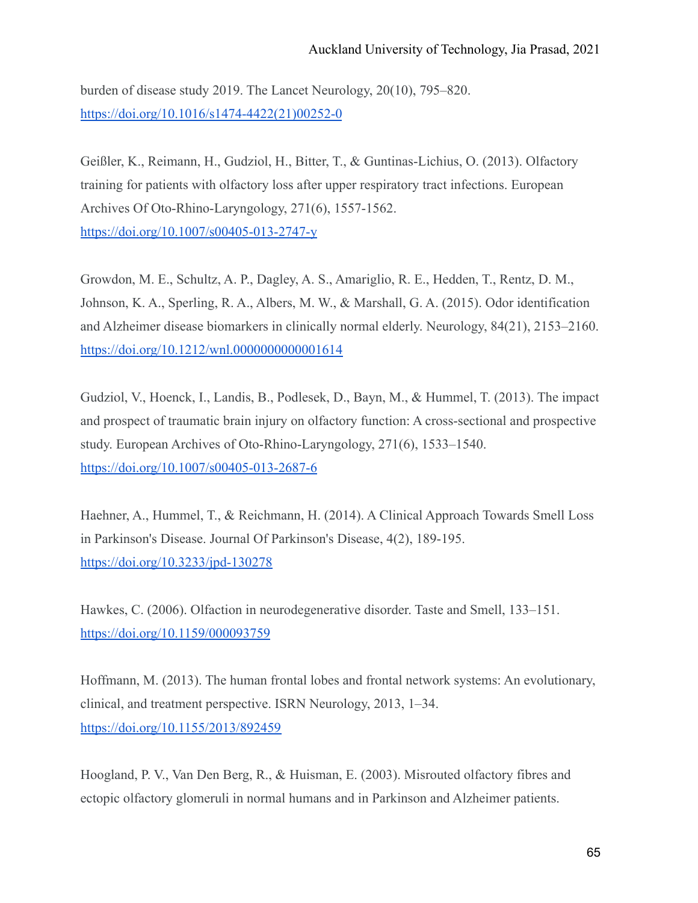burden of disease study 2019. The Lancet Neurology, 20(10), 795–820. https://doi.org/10.1016/s1474-4422(21)00252-0

Geißler, K., Reimann, H., Gudziol, H., Bitter, T., & Guntinas-Lichius, O. (2013). Olfactory training for patients with olfactory loss after upper respiratory tract infections. European Archives Of Oto-Rhino-Laryngology, 271(6), 1557-1562. https://doi.org/10.1007/s00405-013-2747-y

Growdon, M. E., Schultz, A. P., Dagley, A. S., Amariglio, R. E., Hedden, T., Rentz, D. M., Johnson, K. A., Sperling, R. A., Albers, M. W., & Marshall, G. A. (2015). Odor identification and Alzheimer disease biomarkers in clinically normal elderly. Neurology, 84(21), 2153–2160. https://doi.org/10.1212/wnl.0000000000001614

Gudziol, V., Hoenck, I., Landis, B., Podlesek, D., Bayn, M., & Hummel, T. (2013). The impact and prospect of traumatic brain injury on olfactory function: A cross-sectional and prospective study. European Archives of Oto-Rhino-Laryngology, 271(6), 1533–1540. https://doi.org/10.1007/s00405-013-2687-6

Haehner, A., Hummel, T., & Reichmann, H. (2014). A Clinical Approach Towards Smell Loss in Parkinson's Disease. Journal Of Parkinson's Disease, 4(2), 189-195. https://doi.org/10.3233/jpd-130278

Hawkes, C. (2006). Olfaction in neurodegenerative disorder. Taste and Smell, 133–151. https://doi.org/10.1159/000093759

Hoffmann, M. (2013). The human frontal lobes and frontal network systems: An evolutionary, clinical, and treatment perspective. ISRN Neurology, 2013, 1–34. https://doi.org/10.1155/2013/892459

Hoogland, P. V., Van Den Berg, R., & Huisman, E. (2003). Misrouted olfactory fibres and ectopic olfactory glomeruli in normal humans and in Parkinson and Alzheimer patients.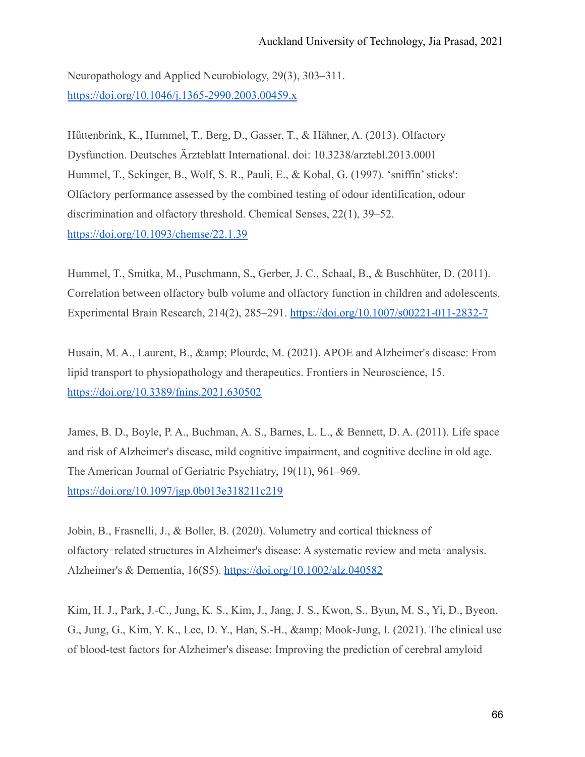Neuropathology and Applied Neurobiology, 29(3), 303–311. https://doi.org/10.1046/j.1365-2990.2003.00459.x

Hüttenbrink, K., Hummel, T., Berg, D., Gasser, T., & Hähner, A. (2013). Olfactory Dysfunction. Deutsches Ärzteblatt International. doi: 10.3238/arztebl.2013.0001

Hummel, T., Sekinger, B., Wolf, S. R., Pauli, E., & Kobal, G. (1997). 'sniffin' sticks': Olfactory performance assessed by the combined testing of odour identification, odour discrimination and olfactory threshold. Chemical Senses, 22(1), 39–52. https://doi.org/10.1093/chemse/22.1.39

Hummel, T., Smitka, M., Puschmann, S., Gerber, J. C., Schaal, B., & Buschhüter, D. (2011). Correlation between olfactory bulb volume and olfactory function in children and adolescents. Experimental Brain Research, 214(2), 285–291. https://doi.org/10.1007/s00221-011-2832-7

Husain, M. A., Laurent, B., &amp; Plourde, M. (2021). APOE and Alzheimer's disease: From lipid transport to physiopathology and therapeutics. Frontiers in Neuroscience, 15. https://doi.org/10.3389/fnins.2021.630502

James, B. D., Boyle, P. A., Buchman, A. S., Barnes, L. L., & Bennett, D. A. (2011). Life space and risk of Alzheimer's disease, mild cognitive impairment, and cognitive decline in old age. The American Journal of Geriatric Psychiatry, 19(11), 961–969. https://doi.org/10.1097/jgp.0b013e318211c219

Jobin, B., Frasnelli, J., & Boller, B. (2020). Volumetry and cortical thickness of olfactory‐related structures in Alzheimer's disease: A systematic review and meta‐analysis. Alzheimer's & Dementia, 16(S5). https://doi.org/10.1002/alz.040582

Kim, H. J., Park, J.-C., Jung, K. S., Kim, J., Jang, J. S., Kwon, S., Byun, M. S., Yi, D., Byeon, G., Jung, G., Kim, Y. K., Lee, D. Y., Han, S.-H., &amp; Mook-Jung, I. (2021). The clinical use of blood-test factors for Alzheimer's disease: Improving the prediction of cerebral amyloid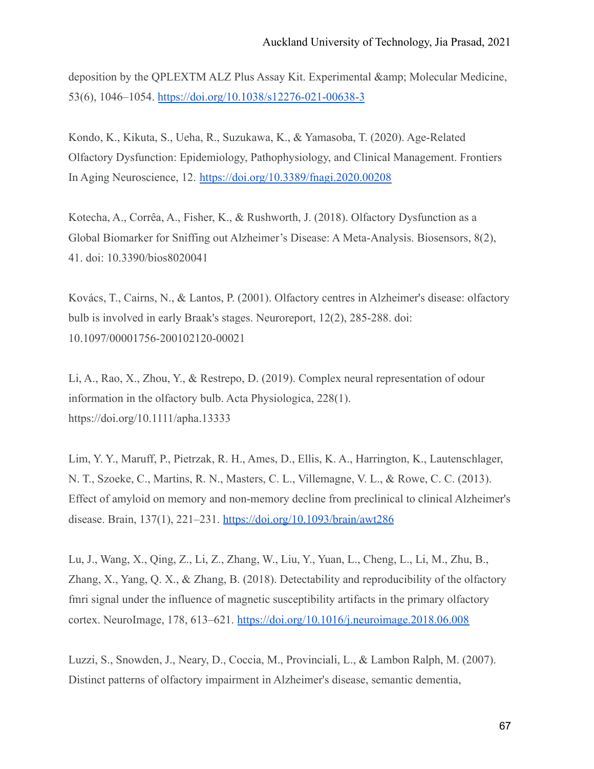deposition by the QPLEXTM ALZ Plus Assay Kit. Experimental &amp; Molecular Medicine, 53(6), 1046–1054. https://doi.org/10.1038/s12276-021-00638-3

Kondo, K., Kikuta, S., Ueha, R., Suzukawa, K., & Yamasoba, T. (2020). Age-Related Olfactory Dysfunction: Epidemiology, Pathophysiology, and Clinical Management. Frontiers In Aging Neuroscience, 12. https://doi.org/10.3389/fnagi.2020.00208

Kotecha, A., Corrêa, A., Fisher, K., & Rushworth, J. (2018). Olfactory Dysfunction as a Global Biomarker for Sniffing out Alzheimer's Disease: A Meta-Analysis. Biosensors, 8(2), 41. doi: 10.3390/bios8020041

Kovács, T., Cairns, N., & Lantos, P. (2001). Olfactory centres in Alzheimer's disease: olfactory bulb is involved in early Braak's stages. Neuroreport, 12(2), 285-288. doi: 10.1097/00001756-200102120-00021

Li, A., Rao, X., Zhou, Y., & Restrepo, D. (2019). Complex neural representation of odour information in the olfactory bulb. Acta Physiologica, 228(1). https://doi.org/10.1111/apha.13333

Lim, Y. Y., Maruff, P., Pietrzak, R. H., Ames, D., Ellis, K. A., Harrington, K., Lautenschlager, N. T., Szoeke, C., Martins, R. N., Masters, C. L., Villemagne, V. L., & Rowe, C. C. (2013). Effect of amyloid on memory and non-memory decline from preclinical to clinical Alzheimer's disease. Brain, 137(1), 221–231. https://doi.org/10.1093/brain/awt286

Lu, J., Wang, X., Qing, Z., Li, Z., Zhang, W., Liu, Y., Yuan, L., Cheng, L., Li, M., Zhu, B., Zhang, X., Yang, Q. X., & Zhang, B. (2018). Detectability and reproducibility of the olfactory fmri signal under the influence of magnetic susceptibility artifacts in the primary olfactory cortex. NeuroImage, 178, 613–621. https://doi.org/10.1016/j.neuroimage.2018.06.008

Luzzi, S., Snowden, J., Neary, D., Coccia, M., Provinciali, L., & Lambon Ralph, M. (2007). Distinct patterns of olfactory impairment in Alzheimer's disease, semantic dementia,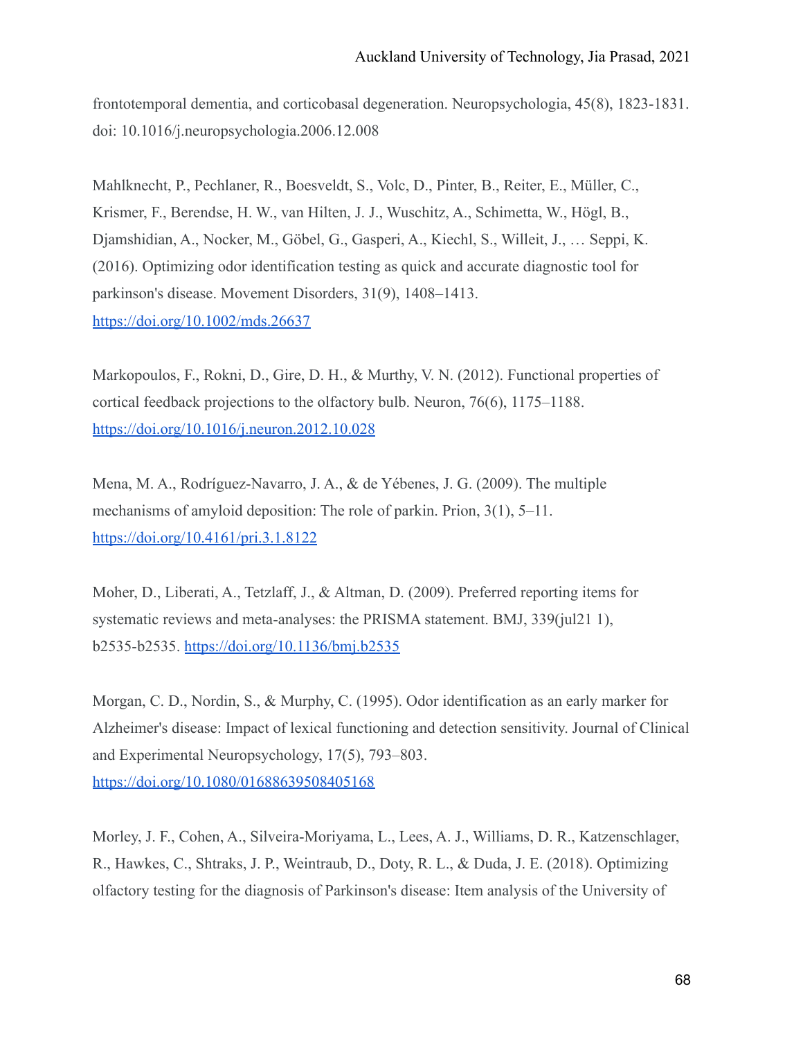frontotemporal dementia, and corticobasal degeneration. Neuropsychologia, 45(8), 1823-1831. doi: 10.1016/j.neuropsychologia.2006.12.008

Mahlknecht, P., Pechlaner, R., Boesveldt, S., Volc, D., Pinter, B., Reiter, E., Müller, C., Krismer, F., Berendse, H. W., van Hilten, J. J., Wuschitz, A., Schimetta, W., Högl, B., Djamshidian, A., Nocker, M., Göbel, G., Gasperi, A., Kiechl, S., Willeit, J., … Seppi, K. (2016). Optimizing odor identification testing as quick and accurate diagnostic tool for parkinson's disease. Movement Disorders, 31(9), 1408–1413. https://doi.org/10.1002/mds.26637

Markopoulos, F., Rokni, D., Gire, D. H., & Murthy, V. N. (2012). Functional properties of cortical feedback projections to the olfactory bulb. Neuron, 76(6), 1175–1188. https://doi.org/10.1016/j.neuron.2012.10.028

Mena, M. A., Rodríguez-Navarro, J. A., & de Yébenes, J. G. (2009). The multiple mechanisms of amyloid deposition: The role of parkin. Prion, 3(1), 5–11. https://doi.org/10.4161/pri.3.1.8122

Moher, D., Liberati, A., Tetzlaff, J., & Altman, D. (2009). Preferred reporting items for systematic reviews and meta-analyses: the PRISMA statement. BMJ, 339(jul21 1), b2535-b2535. https://doi.org/10.1136/bmj.b2535

Morgan, C. D., Nordin, S., & Murphy, C. (1995). Odor identification as an early marker for Alzheimer's disease: Impact of lexical functioning and detection sensitivity. Journal of Clinical and Experimental Neuropsychology, 17(5), 793–803. https://doi.org/10.1080/01688639508405168

Morley, J. F., Cohen, A., Silveira-Moriyama, L., Lees, A. J., Williams, D. R., Katzenschlager, R., Hawkes, C., Shtraks, J. P., Weintraub, D., Doty, R. L., & Duda, J. E. (2018). Optimizing olfactory testing for the diagnosis of Parkinson's disease: Item analysis of the University of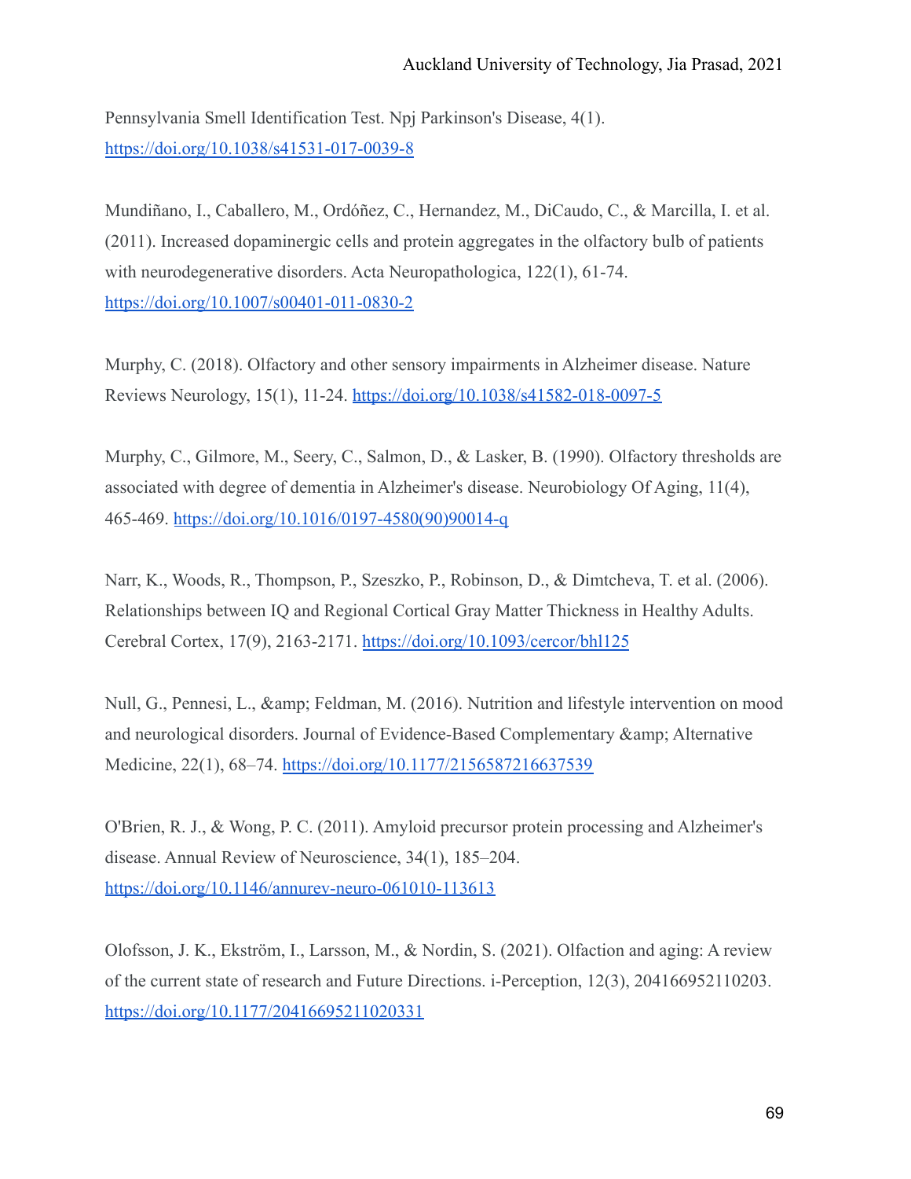Pennsylvania Smell Identification Test. Npj Parkinson's Disease, 4(1). https://doi.org/10.1038/s41531-017-0039-8

Mundiñano, I., Caballero, M., Ordóñez, C., Hernandez, M., DiCaudo, C., & Marcilla, I. et al. (2011). Increased dopaminergic cells and protein aggregates in the olfactory bulb of patients with neurodegenerative disorders. Acta Neuropathologica, 122(1), 61-74. https://doi.org/10.1007/s00401-011-0830-2

Murphy, C. (2018). Olfactory and other sensory impairments in Alzheimer disease. Nature Reviews Neurology, 15(1), 11-24. https://doi.org/10.1038/s41582-018-0097-5

Murphy, C., Gilmore, M., Seery, C., Salmon, D., & Lasker, B. (1990). Olfactory thresholds are associated with degree of dementia in Alzheimer's disease. Neurobiology Of Aging, 11(4), 465-469. https://doi.org/10.1016/0197-4580(90)90014-q

Narr, K., Woods, R., Thompson, P., Szeszko, P., Robinson, D., & Dimtcheva, T. et al. (2006). Relationships between IQ and Regional Cortical Gray Matter Thickness in Healthy Adults. Cerebral Cortex, 17(9), 2163-2171. https://doi.org/10.1093/cercor/bhl125

Null, G., Pennesi, L., &amp; Feldman, M. (2016). Nutrition and lifestyle intervention on mood and neurological disorders. Journal of Evidence-Based Complementary &amp; Alternative Medicine, 22(1), 68–74. https://doi.org/10.1177/2156587216637539

O'Brien, R. J., & Wong, P. C. (2011). Amyloid precursor protein processing and Alzheimer's disease. Annual Review of Neuroscience, 34(1), 185–204. https://doi.org/10.1146/annurev-neuro-061010-113613

Olofsson, J. K., Ekström, I., Larsson, M., & Nordin, S. (2021). Olfaction and aging: A review of the current state of research and Future Directions. i-Perception, 12(3), 204166952110203. https://doi.org/10.1177/20416695211020331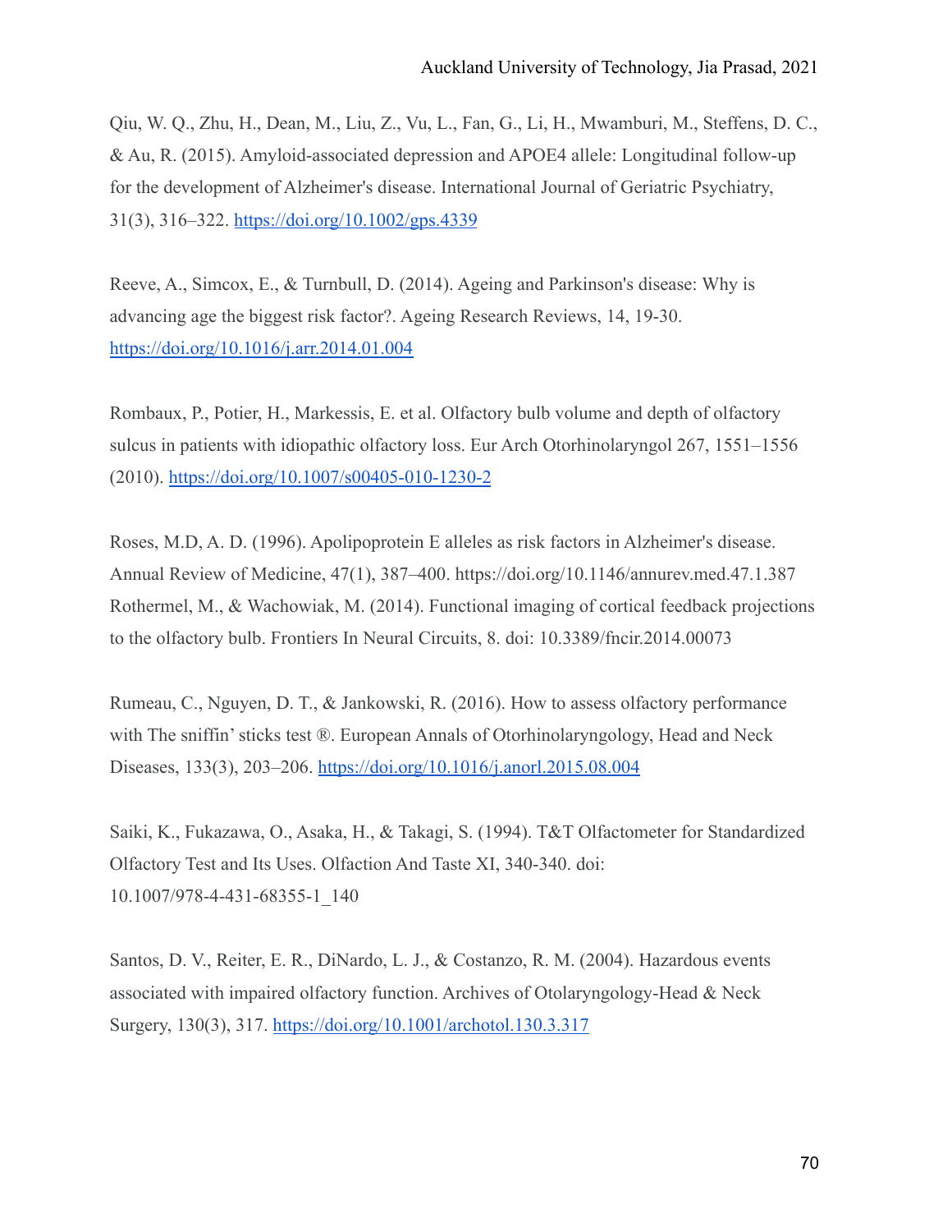Qiu, W. Q., Zhu, H., Dean, M., Liu, Z., Vu, L., Fan, G., Li, H., Mwamburi, M., Steffens, D. C., & Au, R. (2015). Amyloid-associated depression and APOE4 allele: Longitudinal follow-up for the development of Alzheimer's disease. International Journal of Geriatric Psychiatry, 31(3), 316–322. https://doi.org/10.1002/gps.4339

Reeve, A., Simcox, E., & Turnbull, D. (2014). Ageing and Parkinson's disease: Why is advancing age the biggest risk factor?. Ageing Research Reviews, 14, 19-30. https://doi.org/10.1016/j.arr.2014.01.004

Rombaux, P., Potier, H., Markessis, E. et al. Olfactory bulb volume and depth of olfactory sulcus in patients with idiopathic olfactory loss. Eur Arch Otorhinolaryngol 267, 1551–1556 (2010). https://doi.org/10.1007/s00405-010-1230-2

Roses, M.D, A. D. (1996). Apolipoprotein E alleles as risk factors in Alzheimer's disease. Annual Review of Medicine, 47(1), 387–400. https://doi.org/10.1146/annurev.med.47.1.387

Rothermel, M., & Wachowiak, M. (2014). Functional imaging of cortical feedback projections to the olfactory bulb. Frontiers In Neural Circuits, 8. doi: 10.3389/fncir.2014.00073

Rumeau, C., Nguyen, D. T., & Jankowski, R. (2016). How to assess olfactory performance with The sniffin' sticks test ®. European Annals of Otorhinolaryngology, Head and Neck Diseases, 133(3), 203–206. https://doi.org/10.1016/j.anorl.2015.08.004

Saiki, K., Fukazawa, O., Asaka, H., & Takagi, S. (1994). T&T Olfactometer for Standardized Olfactory Test and Its Uses. Olfaction And Taste XI, 340-340. doi: 10.1007/978-4-431-68355-1_140

Santos, D. V., Reiter, E. R., DiNardo, L. J., & Costanzo, R. M. (2004). Hazardous events associated with impaired olfactory function. Archives of Otolaryngology-Head & Neck Surgery, 130(3), 317. https://doi.org/10.1001/archotol.130.3.317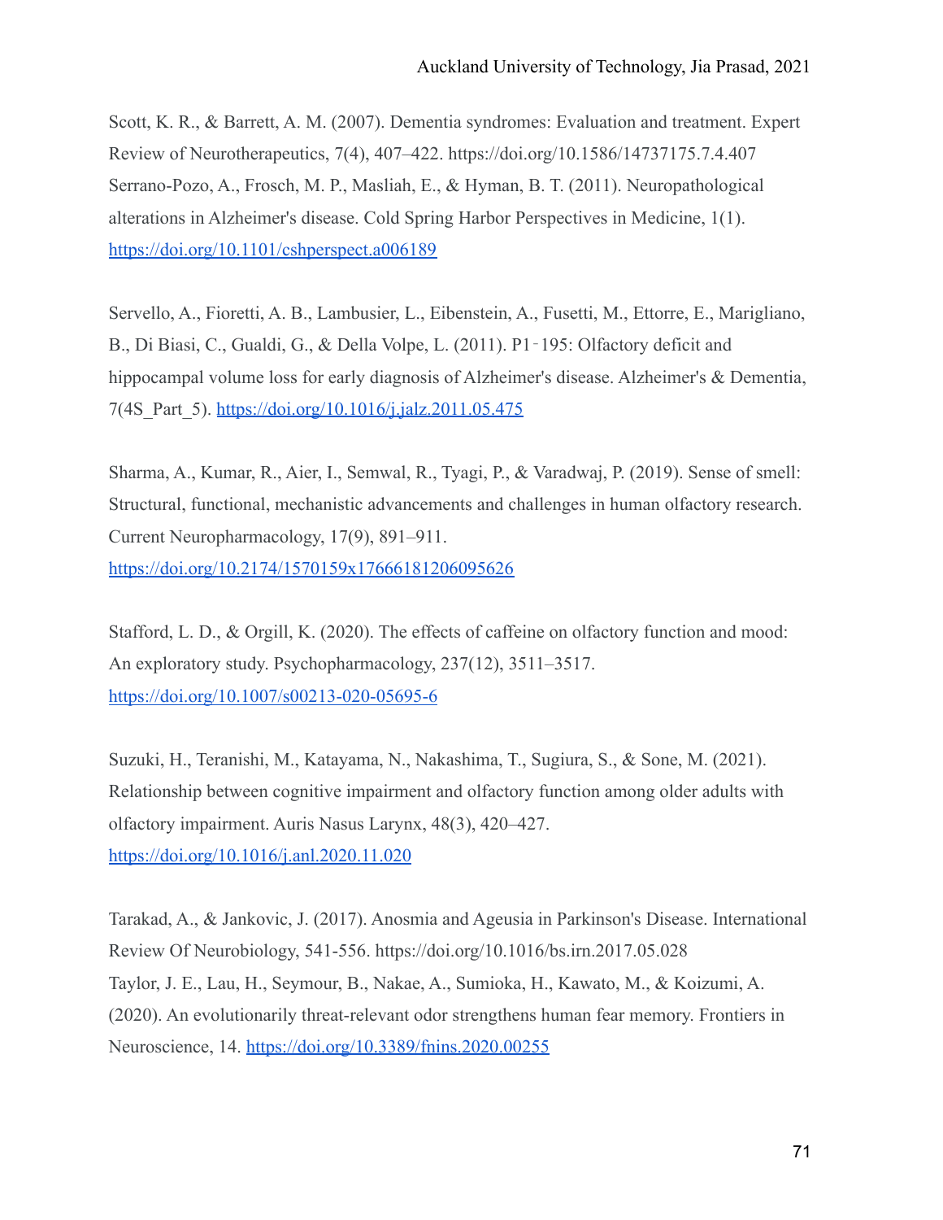Scott, K. R., & Barrett, A. M. (2007). Dementia syndromes: Evaluation and treatment. Expert Review of Neurotherapeutics, 7(4), 407–422. https://doi.org/10.1586/14737175.7.4.407

Serrano-Pozo, A., Frosch, M. P., Masliah, E., & Hyman, B. T. (2011). Neuropathological alterations in Alzheimer's disease. Cold Spring Harbor Perspectives in Medicine, 1(1). https://doi.org/10.1101/cshperspect.a006189

Servello, A., Fioretti, A. B., Lambusier, L., Eibenstein, A., Fusetti, M., Ettorre, E., Marigliano, B., Di Biasi, C., Gualdi, G., & Della Volpe, L. (2011). P1‐195: Olfactory deficit and hippocampal volume loss for early diagnosis of Alzheimer's disease. Alzheimer's & Dementia, 7(4S_Part_5). https://doi.org/10.1016/j.jalz.2011.05.475

Sharma, A., Kumar, R., Aier, I., Semwal, R., Tyagi, P., & Varadwaj, P. (2019). Sense of smell: Structural, functional, mechanistic advancements and challenges in human olfactory research. Current Neuropharmacology, 17(9), 891–911. https://doi.org/10.2174/1570159x17666181206095626

Stafford, L. D., & Orgill, K. (2020). The effects of caffeine on olfactory function and mood: An exploratory study. Psychopharmacology, 237(12), 3511–3517. https://doi.org/10.1007/s00213-020-05695-6

Suzuki, H., Teranishi, M., Katayama, N., Nakashima, T., Sugiura, S., & Sone, M. (2021). Relationship between cognitive impairment and olfactory function among older adults with olfactory impairment. Auris Nasus Larynx, 48(3), 420–427. https://doi.org/10.1016/j.anl.2020.11.020

Tarakad, A., & Jankovic, J. (2017). Anosmia and Ageusia in Parkinson's Disease. International Review Of Neurobiology, 541-556. https://doi.org/10.1016/bs.irn.2017.05.028

Taylor, J. E., Lau, H., Seymour, B., Nakae, A., Sumioka, H., Kawato, M., & Koizumi, A. (2020). An evolutionarily threat-relevant odor strengthens human fear memory. Frontiers in Neuroscience, 14. https://doi.org/10.3389/fnins.2020.00255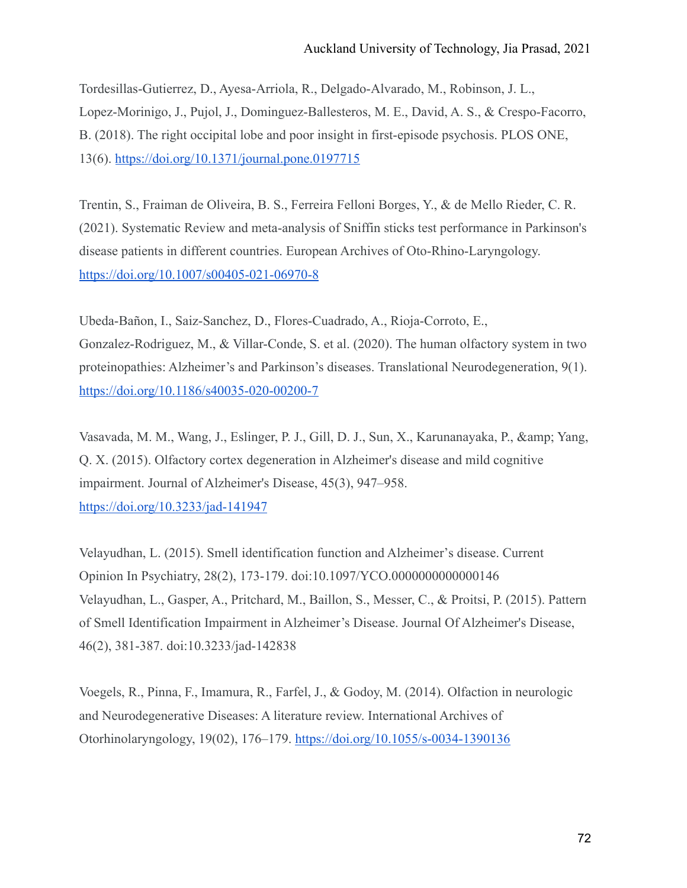Tordesillas-Gutierrez, D., Ayesa-Arriola, R., Delgado-Alvarado, M., Robinson, J. L., Lopez-Morinigo, J., Pujol, J., Dominguez-Ballesteros, M. E., David, A. S., & Crespo-Facorro, B. (2018). The right occipital lobe and poor insight in first-episode psychosis. PLOS ONE, 13(6). https://doi.org/10.1371/journal.pone.0197715

Trentin, S., Fraiman de Oliveira, B. S., Ferreira Felloni Borges, Y., & de Mello Rieder, C. R. (2021). Systematic Review and meta-analysis of Sniffin sticks test performance in Parkinson's disease patients in different countries. European Archives of Oto-Rhino-Laryngology. https://doi.org/10.1007/s00405-021-06970-8

Ubeda-Bañon, I., Saiz-Sanchez, D., Flores-Cuadrado, A., Rioja-Corroto, E., Gonzalez-Rodriguez, M., & Villar-Conde, S. et al. (2020). The human olfactory system in two proteinopathies: Alzheimer's and Parkinson's diseases. Translational Neurodegeneration, 9(1). https://doi.org/10.1186/s40035-020-00200-7

Vasavada, M. M., Wang, J., Eslinger, P. J., Gill, D. J., Sun, X., Karunanayaka, P., &amp; Yang, Q. X. (2015). Olfactory cortex degeneration in Alzheimer's disease and mild cognitive impairment. Journal of Alzheimer's Disease, 45(3), 947–958. https://doi.org/10.3233/jad-141947

Velayudhan, L. (2015). Smell identification function and Alzheimer's disease. Current Opinion In Psychiatry, 28(2), 173-179. doi:10.1097/YCO.0000000000000146
Velayudhan, L., Gasper, A., Pritchard, M., Baillon, S., Messer, C., & Proitsi, P. (2015). Pattern of Smell Identification Impairment in Alzheimer's Disease. Journal Of Alzheimer's Disease, 46(2), 381-387. doi:10.3233/jad-142838

Voegels, R., Pinna, F., Imamura, R., Farfel, J., & Godoy, M. (2014). Olfaction in neurologic and Neurodegenerative Diseases: A literature review. International Archives of Otorhinolaryngology, 19(02), 176–179. https://doi.org/10.1055/s-0034-1390136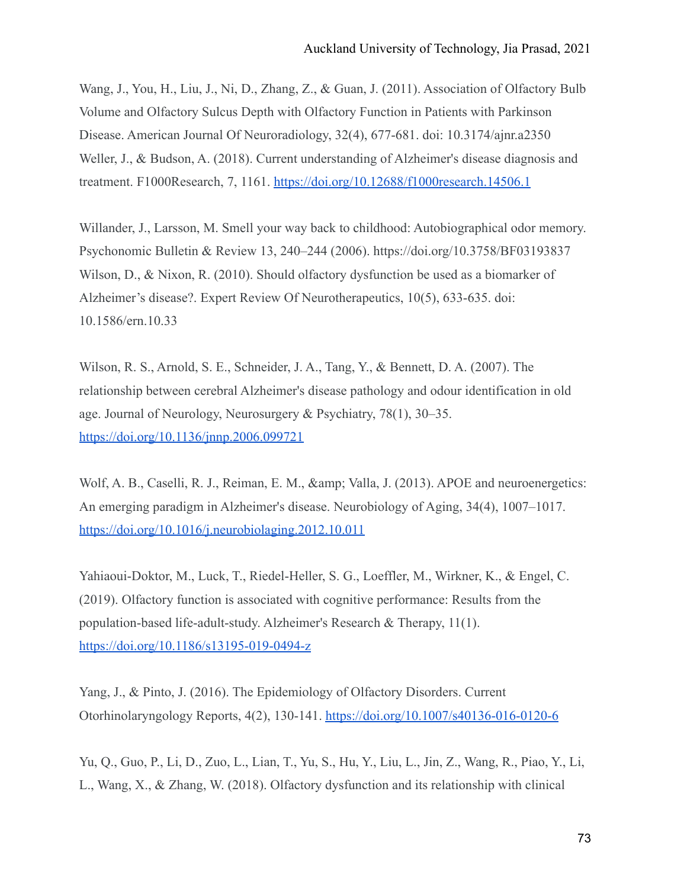Wang, J., You, H., Liu, J., Ni, D., Zhang, Z., & Guan, J. (2011). Association of Olfactory Bulb Volume and Olfactory Sulcus Depth with Olfactory Function in Patients with Parkinson Disease. American Journal Of Neuroradiology, 32(4), 677-681. doi: 10.3174/ajnr.a2350

Weller, J., & Budson, A. (2018). Current understanding of Alzheimer's disease diagnosis and treatment. F1000Research, 7, 1161. https://doi.org/10.12688/f1000research.14506.1

Willander, J., Larsson, M. Smell your way back to childhood: Autobiographical odor memory. Psychonomic Bulletin & Review 13, 240–244 (2006). https://doi.org/10.3758/BF03193837

Wilson, D., & Nixon, R. (2010). Should olfactory dysfunction be used as a biomarker of Alzheimer's disease?. Expert Review Of Neurotherapeutics, 10(5), 633-635. doi: 10.1586/ern.10.33

Wilson, R. S., Arnold, S. E., Schneider, J. A., Tang, Y., & Bennett, D. A. (2007). The relationship between cerebral Alzheimer's disease pathology and odour identification in old age. Journal of Neurology, Neurosurgery & Psychiatry, 78(1), 30–35. https://doi.org/10.1136/jnnp.2006.099721

Wolf, A. B., Caselli, R. J., Reiman, E. M., &amp; Valla, J. (2013). APOE and neuroenergetics: An emerging paradigm in Alzheimer's disease. Neurobiology of Aging, 34(4), 1007–1017. https://doi.org/10.1016/j.neurobiolaging.2012.10.011

Yahiaoui-Doktor, M., Luck, T., Riedel-Heller, S. G., Loeffler, M., Wirkner, K., & Engel, C. (2019). Olfactory function is associated with cognitive performance: Results from the population-based life-adult-study. Alzheimer's Research & Therapy, 11(1). https://doi.org/10.1186/s13195-019-0494-z

Yang, J., & Pinto, J. (2016). The Epidemiology of Olfactory Disorders. Current Otorhinolaryngology Reports, 4(2), 130-141. https://doi.org/10.1007/s40136-016-0120-6

Yu, Q., Guo, P., Li, D., Zuo, L., Lian, T., Yu, S., Hu, Y., Liu, L., Jin, Z., Wang, R., Piao, Y., Li, L., Wang, X., & Zhang, W. (2018). Olfactory dysfunction and its relationship with clinical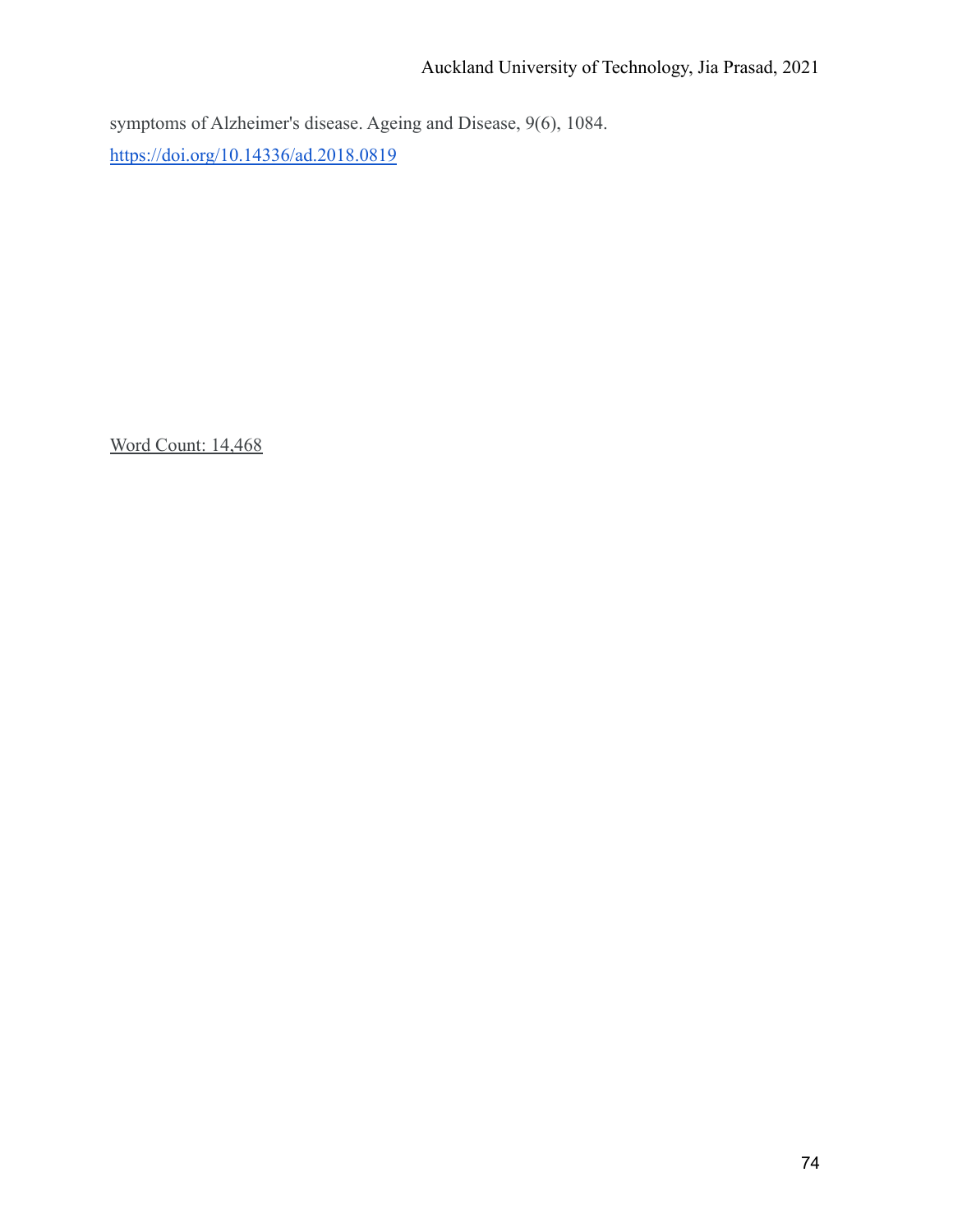symptoms of Alzheimer's disease. Ageing and Disease, 9(6), 1084. https://doi.org/10.14336/ad.2018.0819

Word Count: 14,468